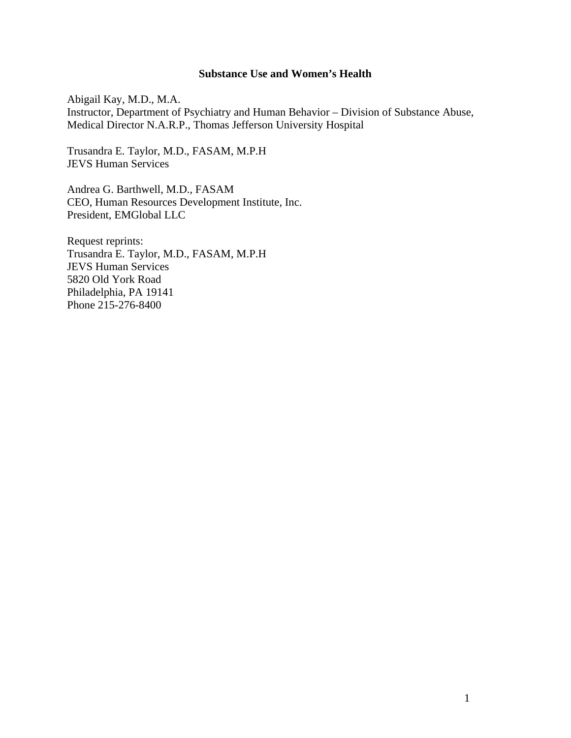# Substance Use and Women's Health

Abigail Kay, M.D., M.A.
Instructor, Department of Psychiatry and Human Behavior – Division of Substance Abuse, Medical Director N.A.R.P., Thomas Jefferson University Hospital

Trusandra E. Taylor, M.D., FASAM, M.P.H
JEVS Human Services

Andrea G. Barthwell, M.D., FASAM
CEO, Human Resources Development Institute, Inc.
President, EMGlobal LLC

Request reprints:
Trusandra E. Taylor, M.D., FASAM, M.P.H
JEVS Human Services
5820 Old York Road
Philadelphia, PA 19141
Phone 215-276-8400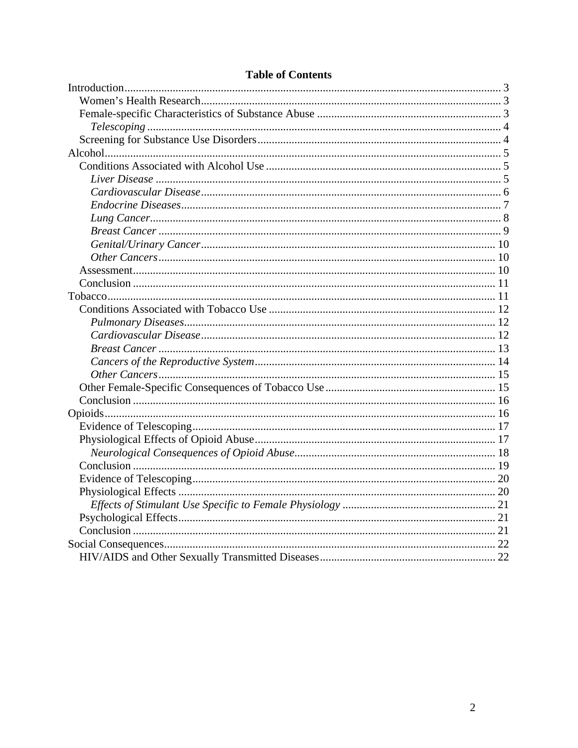**Table of Contents**

Introduction .......... 3
- Women's Health Research .......... 3
- Female-specific Characteristics of Substance Abuse .......... 3
  - *Telescoping* .......... 4
- Screening for Substance Use Disorders .......... 4

Alcohol .......... 5
- Conditions Associated with Alcohol Use .......... 5
  - *Liver Disease* .......... 5
  - *Cardiovascular Disease* .......... 6
  - *Endocrine Diseases* .......... 7
  - *Lung Cancer* .......... 8
  - *Breast Cancer* .......... 9
  - *Genital/Urinary Cancer* .......... 10
  - *Other Cancers* .......... 10
- Assessment .......... 10
- Conclusion .......... 11

Tobacco .......... 11
- Conditions Associated with Tobacco Use .......... 12
  - *Pulmonary Diseases* .......... 12
  - *Cardiovascular Disease* .......... 12
  - *Breast Cancer* .......... 13
  - *Cancers of the Reproductive System* .......... 14
  - *Other Cancers* .......... 15
- Other Female-Specific Consequences of Tobacco Use .......... 15
- Conclusion .......... 16

Opioids .......... 16
- Evidence of Telescoping .......... 17
- Physiological Effects of Opioid Abuse .......... 17
  - *Neurological Consequences of Opioid Abuse* .......... 18
- Conclusion .......... 19
- Evidence of Telescoping .......... 20
- Physiological Effects .......... 20
  - *Effects of Stimulant Use Specific to Female Physiology* .......... 21
- Psychological Effects .......... 21
- Conclusion .......... 21

Social Consequences .......... 22
- HIV/AIDS and Other Sexually Transmitted Diseases .......... 22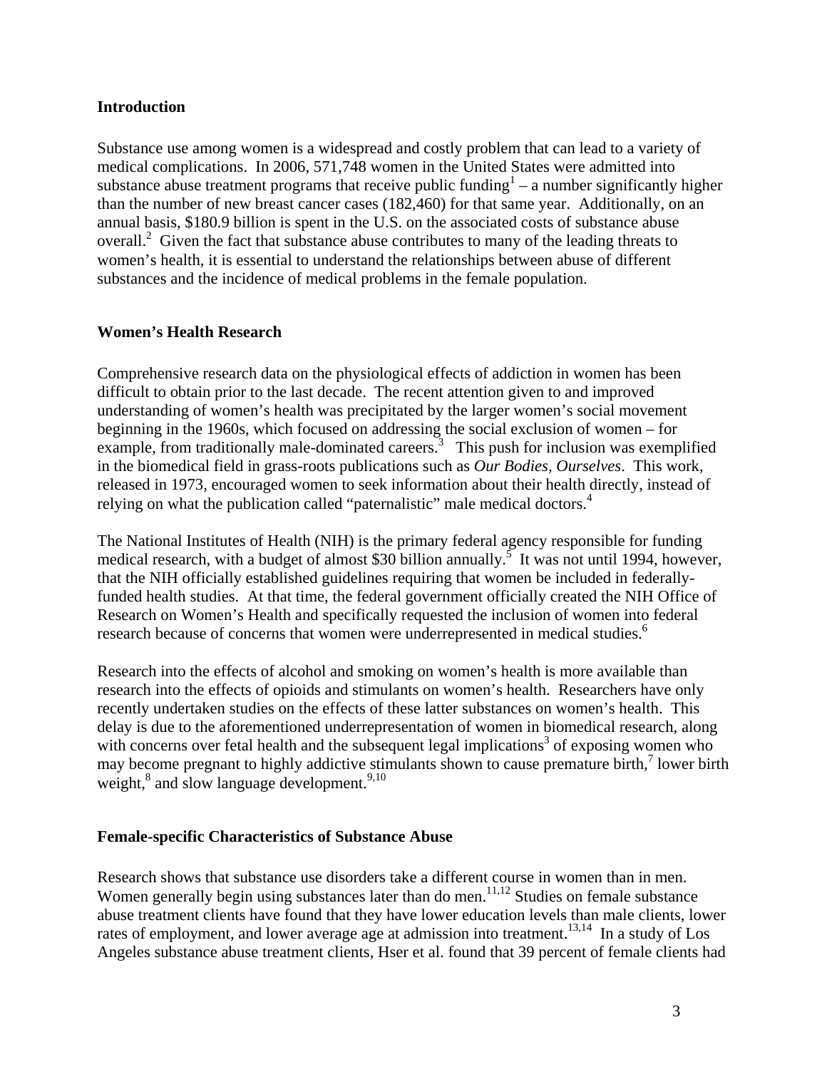## Introduction

Substance use among women is a widespread and costly problem that can lead to a variety of medical complications. In 2006, 571,748 women in the United States were admitted into substance abuse treatment programs that receive public funding[1] – a number significantly higher than the number of new breast cancer cases (182,460) for that same year. Additionally, on an annual basis, $180.9 billion is spent in the U.S. on the associated costs of substance abuse overall.[2] Given the fact that substance abuse contributes to many of the leading threats to women's health, it is essential to understand the relationships between abuse of different substances and the incidence of medical problems in the female population.

## Women's Health Research

Comprehensive research data on the physiological effects of addiction in women has been difficult to obtain prior to the last decade. The recent attention given to and improved understanding of women's health was precipitated by the larger women's social movement beginning in the 1960s, which focused on addressing the social exclusion of women – for example, from traditionally male-dominated careers.[3] This push for inclusion was exemplified in the biomedical field in grass-roots publications such as *Our Bodies, Ourselves*. This work, released in 1973, encouraged women to seek information about their health directly, instead of relying on what the publication called "paternalistic" male medical doctors.[4]

The National Institutes of Health (NIH) is the primary federal agency responsible for funding medical research, with a budget of almost $30 billion annually.[5] It was not until 1994, however, that the NIH officially established guidelines requiring that women be included in federally-funded health studies. At that time, the federal government officially created the NIH Office of Research on Women's Health and specifically requested the inclusion of women into federal research because of concerns that women were underrepresented in medical studies.[6]

Research into the effects of alcohol and smoking on women's health is more available than research into the effects of opioids and stimulants on women's health. Researchers have only recently undertaken studies on the effects of these latter substances on women's health. This delay is due to the aforementioned underrepresentation of women in biomedical research, along with concerns over fetal health and the subsequent legal implications[3] of exposing women who may become pregnant to highly addictive stimulants shown to cause premature birth,[7] lower birth weight,[8] and slow language development.[9,10]

## Female-specific Characteristics of Substance Abuse

Research shows that substance use disorders take a different course in women than in men. Women generally begin using substances later than do men.[11,12] Studies on female substance abuse treatment clients have found that they have lower education levels than male clients, lower rates of employment, and lower average age at admission into treatment.[13,14] In a study of Los Angeles substance abuse treatment clients, Hser et al. found that 39 percent of female clients had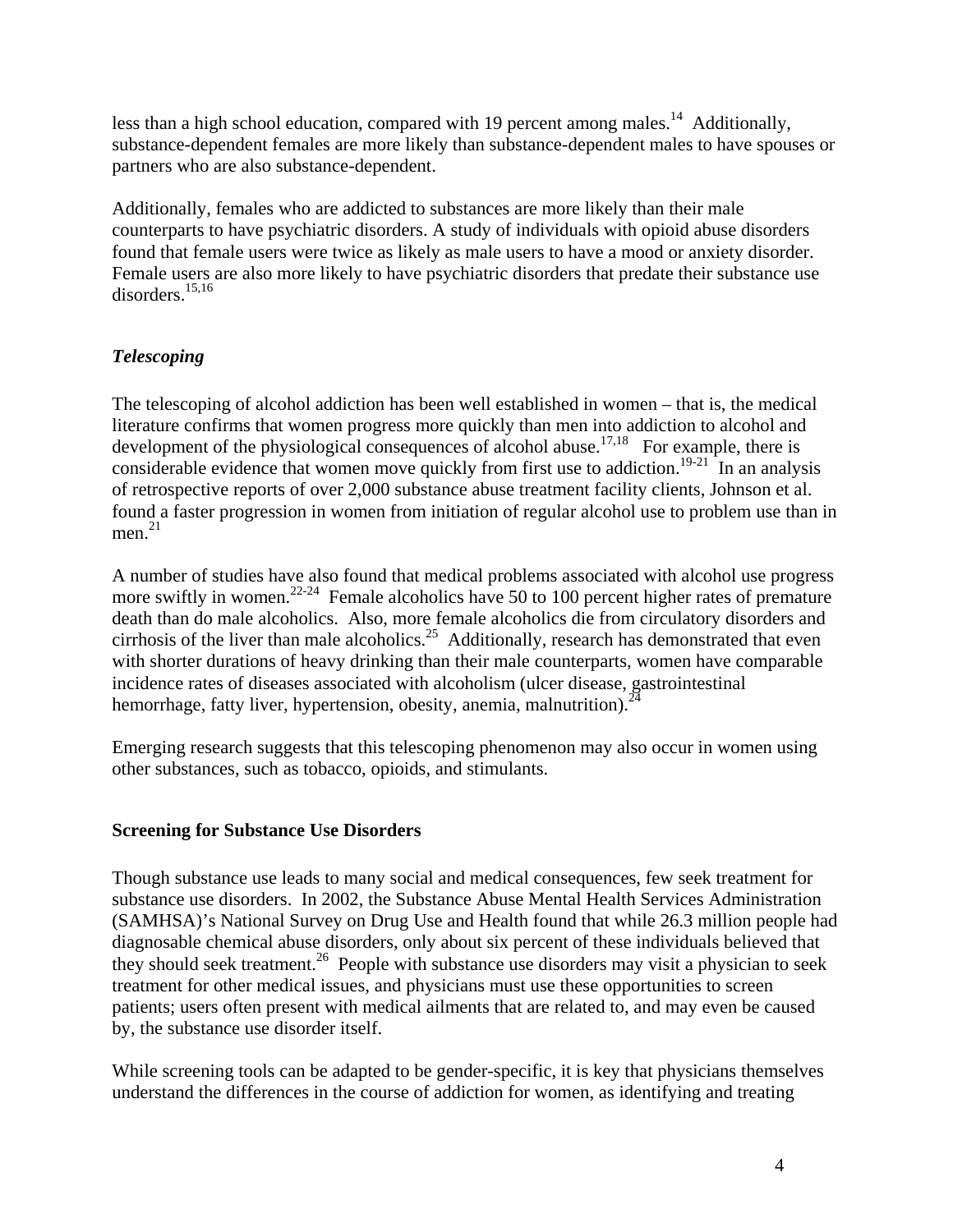less than a high school education, compared with 19 percent among males.[14] Additionally, substance-dependent females are more likely than substance-dependent males to have spouses or partners who are also substance-dependent.

Additionally, females who are addicted to substances are more likely than their male counterparts to have psychiatric disorders. A study of individuals with opioid abuse disorders found that female users were twice as likely as male users to have a mood or anxiety disorder. Female users are also more likely to have psychiatric disorders that predate their substance use disorders.[15,16]

### *Telescoping*

The telescoping of alcohol addiction has been well established in women – that is, the medical literature confirms that women progress more quickly than men into addiction to alcohol and development of the physiological consequences of alcohol abuse.[17,18] For example, there is considerable evidence that women move quickly from first use to addiction.[19-21] In an analysis of retrospective reports of over 2,000 substance abuse treatment facility clients, Johnson et al. found a faster progression in women from initiation of regular alcohol use to problem use than in men.[21]

A number of studies have also found that medical problems associated with alcohol use progress more swiftly in women.[22-24] Female alcoholics have 50 to 100 percent higher rates of premature death than do male alcoholics. Also, more female alcoholics die from circulatory disorders and cirrhosis of the liver than male alcoholics.[25] Additionally, research has demonstrated that even with shorter durations of heavy drinking than their male counterparts, women have comparable incidence rates of diseases associated with alcoholism (ulcer disease, gastrointestinal hemorrhage, fatty liver, hypertension, obesity, anemia, malnutrition).[24]

Emerging research suggests that this telescoping phenomenon may also occur in women using other substances, such as tobacco, opioids, and stimulants.

## Screening for Substance Use Disorders

Though substance use leads to many social and medical consequences, few seek treatment for substance use disorders. In 2002, the Substance Abuse Mental Health Services Administration (SAMHSA)'s National Survey on Drug Use and Health found that while 26.3 million people had diagnosable chemical abuse disorders, only about six percent of these individuals believed that they should seek treatment.[26] People with substance use disorders may visit a physician to seek treatment for other medical issues, and physicians must use these opportunities to screen patients; users often present with medical ailments that are related to, and may even be caused by, the substance use disorder itself.

While screening tools can be adapted to be gender-specific, it is key that physicians themselves understand the differences in the course of addiction for women, as identifying and treating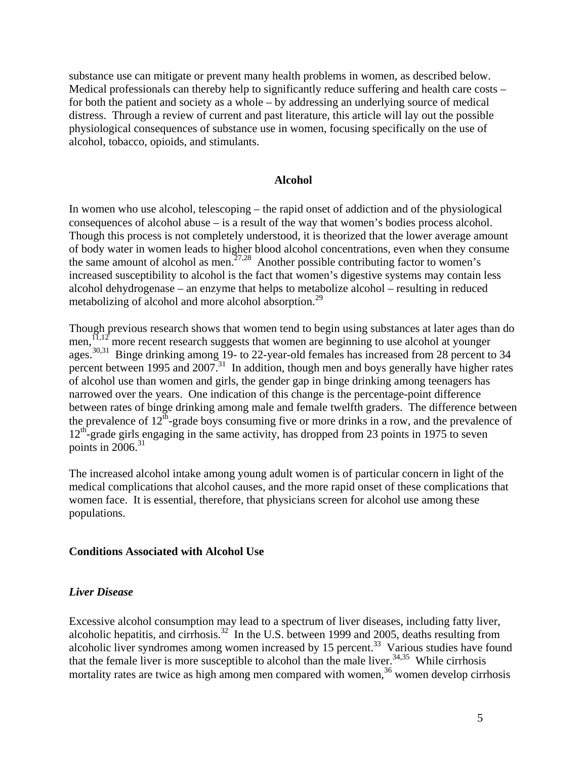substance use can mitigate or prevent many health problems in women, as described below. Medical professionals can thereby help to significantly reduce suffering and health care costs – for both the patient and society as a whole – by addressing an underlying source of medical distress. Through a review of current and past literature, this article will lay out the possible physiological consequences of substance use in women, focusing specifically on the use of alcohol, tobacco, opioids, and stimulants.

## Alcohol

In women who use alcohol, telescoping – the rapid onset of addiction and of the physiological consequences of alcohol abuse – is a result of the way that women's bodies process alcohol. Though this process is not completely understood, it is theorized that the lower average amount of body water in women leads to higher blood alcohol concentrations, even when they consume the same amount of alcohol as men.[27,28] Another possible contributing factor to women's increased susceptibility to alcohol is the fact that women's digestive systems may contain less alcohol dehydrogenase – an enzyme that helps to metabolize alcohol – resulting in reduced metabolizing of alcohol and more alcohol absorption.[29]

Though previous research shows that women tend to begin using substances at later ages than do men,[11,12] more recent research suggests that women are beginning to use alcohol at younger ages.[30,31] Binge drinking among 19- to 22-year-old females has increased from 28 percent to 34 percent between 1995 and 2007.[31] In addition, though men and boys generally have higher rates of alcohol use than women and girls, the gender gap in binge drinking among teenagers has narrowed over the years. One indication of this change is the percentage-point difference between rates of binge drinking among male and female twelfth graders. The difference between the prevalence of 12th-grade boys consuming five or more drinks in a row, and the prevalence of 12th-grade girls engaging in the same activity, has dropped from 23 points in 1975 to seven points in 2006.[31]

The increased alcohol intake among young adult women is of particular concern in light of the medical complications that alcohol causes, and the more rapid onset of these complications that women face. It is essential, therefore, that physicians screen for alcohol use among these populations.

### Conditions Associated with Alcohol Use

#### *Liver Disease*

Excessive alcohol consumption may lead to a spectrum of liver diseases, including fatty liver, alcoholic hepatitis, and cirrhosis.[32] In the U.S. between 1999 and 2005, deaths resulting from alcoholic liver syndromes among women increased by 15 percent.[33] Various studies have found that the female liver is more susceptible to alcohol than the male liver.[34,35] While cirrhosis mortality rates are twice as high among men compared with women,[36] women develop cirrhosis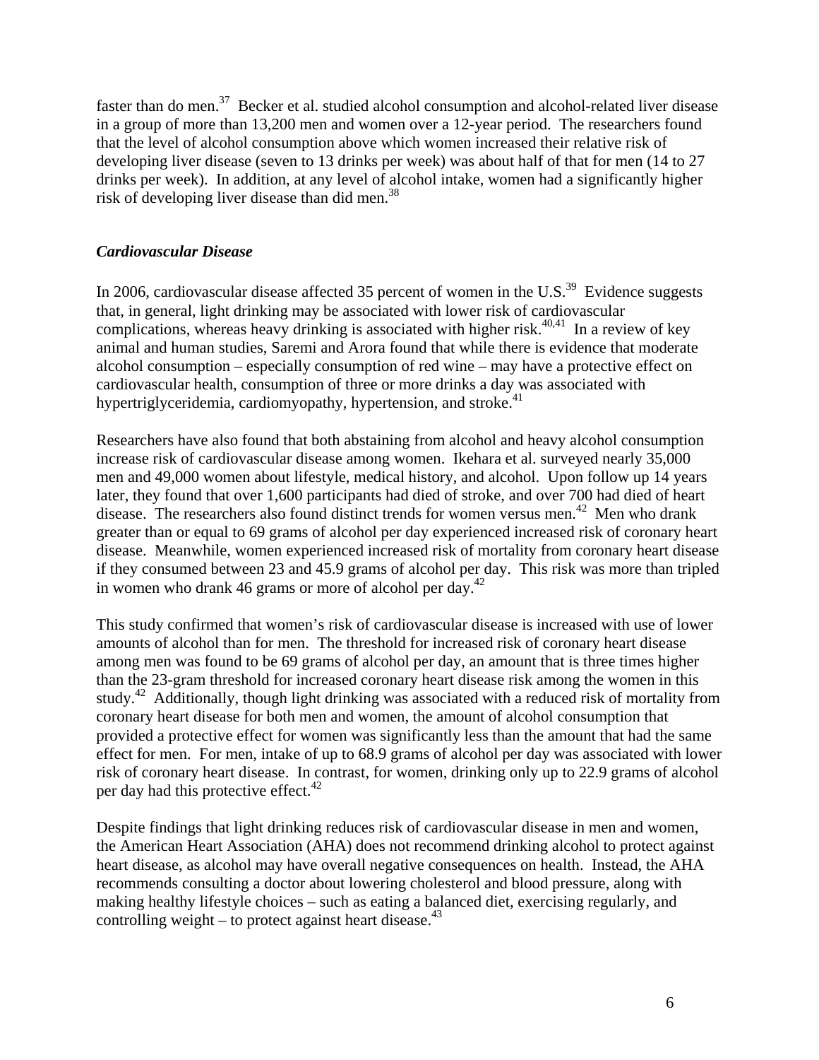faster than do men.[37] Becker et al. studied alcohol consumption and alcohol-related liver disease in a group of more than 13,200 men and women over a 12-year period. The researchers found that the level of alcohol consumption above which women increased their relative risk of developing liver disease (seven to 13 drinks per week) was about half of that for men (14 to 27 drinks per week). In addition, at any level of alcohol intake, women had a significantly higher risk of developing liver disease than did men.[38]

### *Cardiovascular Disease*

In 2006, cardiovascular disease affected 35 percent of women in the U.S.[39] Evidence suggests that, in general, light drinking may be associated with lower risk of cardiovascular complications, whereas heavy drinking is associated with higher risk.[40,41] In a review of key animal and human studies, Saremi and Arora found that while there is evidence that moderate alcohol consumption – especially consumption of red wine – may have a protective effect on cardiovascular health, consumption of three or more drinks a day was associated with hypertriglyceridemia, cardiomyopathy, hypertension, and stroke.[41]

Researchers have also found that both abstaining from alcohol and heavy alcohol consumption increase risk of cardiovascular disease among women. Ikehara et al. surveyed nearly 35,000 men and 49,000 women about lifestyle, medical history, and alcohol. Upon follow up 14 years later, they found that over 1,600 participants had died of stroke, and over 700 had died of heart disease. The researchers also found distinct trends for women versus men.[42] Men who drank greater than or equal to 69 grams of alcohol per day experienced increased risk of coronary heart disease. Meanwhile, women experienced increased risk of mortality from coronary heart disease if they consumed between 23 and 45.9 grams of alcohol per day. This risk was more than tripled in women who drank 46 grams or more of alcohol per day.[42]

This study confirmed that women's risk of cardiovascular disease is increased with use of lower amounts of alcohol than for men. The threshold for increased risk of coronary heart disease among men was found to be 69 grams of alcohol per day, an amount that is three times higher than the 23-gram threshold for increased coronary heart disease risk among the women in this study.[42] Additionally, though light drinking was associated with a reduced risk of mortality from coronary heart disease for both men and women, the amount of alcohol consumption that provided a protective effect for women was significantly less than the amount that had the same effect for men. For men, intake of up to 68.9 grams of alcohol per day was associated with lower risk of coronary heart disease. In contrast, for women, drinking only up to 22.9 grams of alcohol per day had this protective effect.[42]

Despite findings that light drinking reduces risk of cardiovascular disease in men and women, the American Heart Association (AHA) does not recommend drinking alcohol to protect against heart disease, as alcohol may have overall negative consequences on health. Instead, the AHA recommends consulting a doctor about lowering cholesterol and blood pressure, along with making healthy lifestyle choices – such as eating a balanced diet, exercising regularly, and controlling weight – to protect against heart disease.[43]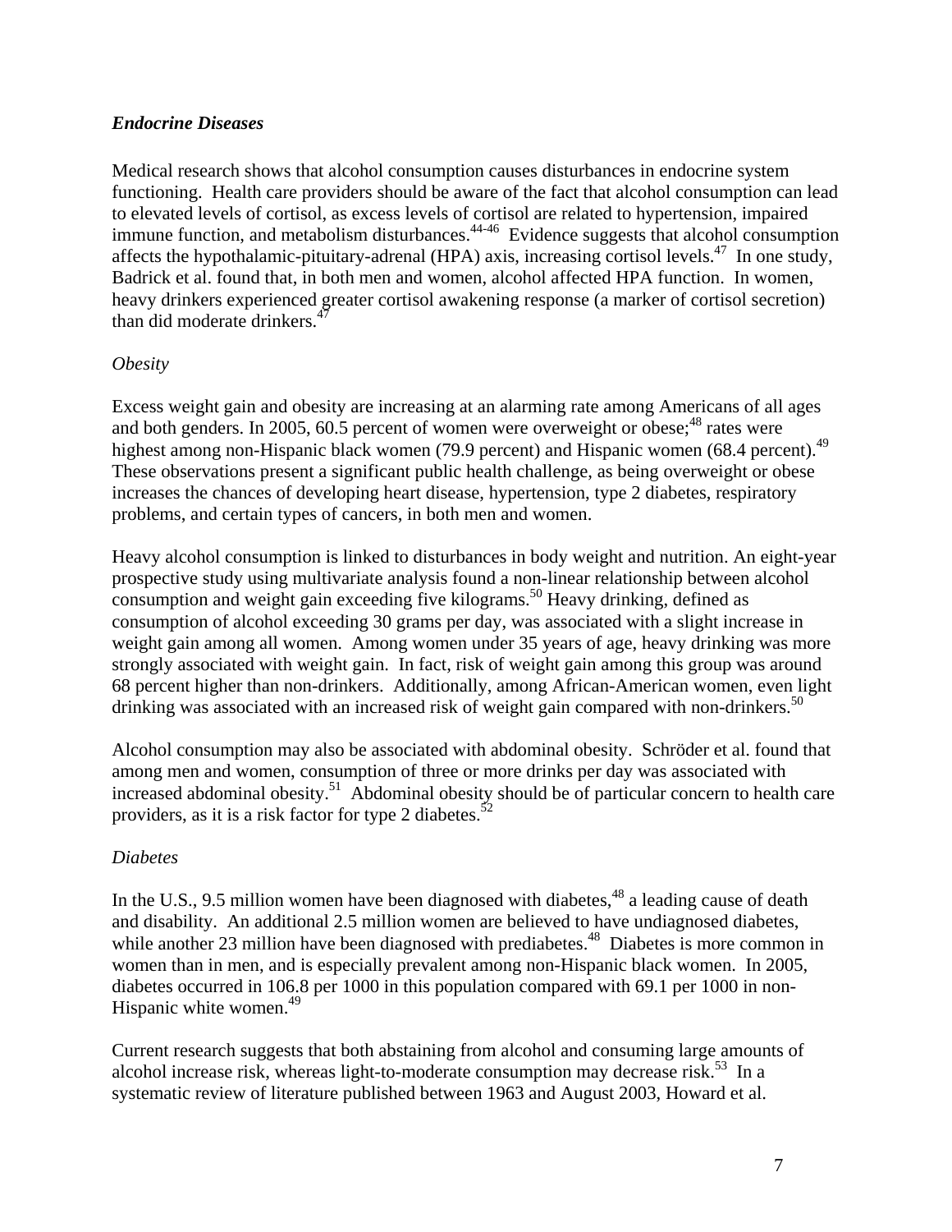### *Endocrine Diseases*

Medical research shows that alcohol consumption causes disturbances in endocrine system functioning. Health care providers should be aware of the fact that alcohol consumption can lead to elevated levels of cortisol, as excess levels of cortisol are related to hypertension, impaired immune function, and metabolism disturbances.[44-46] Evidence suggests that alcohol consumption affects the hypothalamic-pituitary-adrenal (HPA) axis, increasing cortisol levels.[47] In one study, Badrick et al. found that, in both men and women, alcohol affected HPA function. In women, heavy drinkers experienced greater cortisol awakening response (a marker of cortisol secretion) than did moderate drinkers.[47]

#### *Obesity*

Excess weight gain and obesity are increasing at an alarming rate among Americans of all ages and both genders. In 2005, 60.5 percent of women were overweight or obese;[48] rates were highest among non-Hispanic black women (79.9 percent) and Hispanic women (68.4 percent).[49] These observations present a significant public health challenge, as being overweight or obese increases the chances of developing heart disease, hypertension, type 2 diabetes, respiratory problems, and certain types of cancers, in both men and women.

Heavy alcohol consumption is linked to disturbances in body weight and nutrition. An eight-year prospective study using multivariate analysis found a non-linear relationship between alcohol consumption and weight gain exceeding five kilograms.[50] Heavy drinking, defined as consumption of alcohol exceeding 30 grams per day, was associated with a slight increase in weight gain among all women. Among women under 35 years of age, heavy drinking was more strongly associated with weight gain. In fact, risk of weight gain among this group was around 68 percent higher than non-drinkers. Additionally, among African-American women, even light drinking was associated with an increased risk of weight gain compared with non-drinkers.[50]

Alcohol consumption may also be associated with abdominal obesity. Schröder et al. found that among men and women, consumption of three or more drinks per day was associated with increased abdominal obesity.[51] Abdominal obesity should be of particular concern to health care providers, as it is a risk factor for type 2 diabetes.[52]

#### *Diabetes*

In the U.S., 9.5 million women have been diagnosed with diabetes,[48] a leading cause of death and disability. An additional 2.5 million women are believed to have undiagnosed diabetes, while another 23 million have been diagnosed with prediabetes.[48] Diabetes is more common in women than in men, and is especially prevalent among non-Hispanic black women. In 2005, diabetes occurred in 106.8 per 1000 in this population compared with 69.1 per 1000 in non-Hispanic white women.[49]

Current research suggests that both abstaining from alcohol and consuming large amounts of alcohol increase risk, whereas light-to-moderate consumption may decrease risk.[53] In a systematic review of literature published between 1963 and August 2003, Howard et al.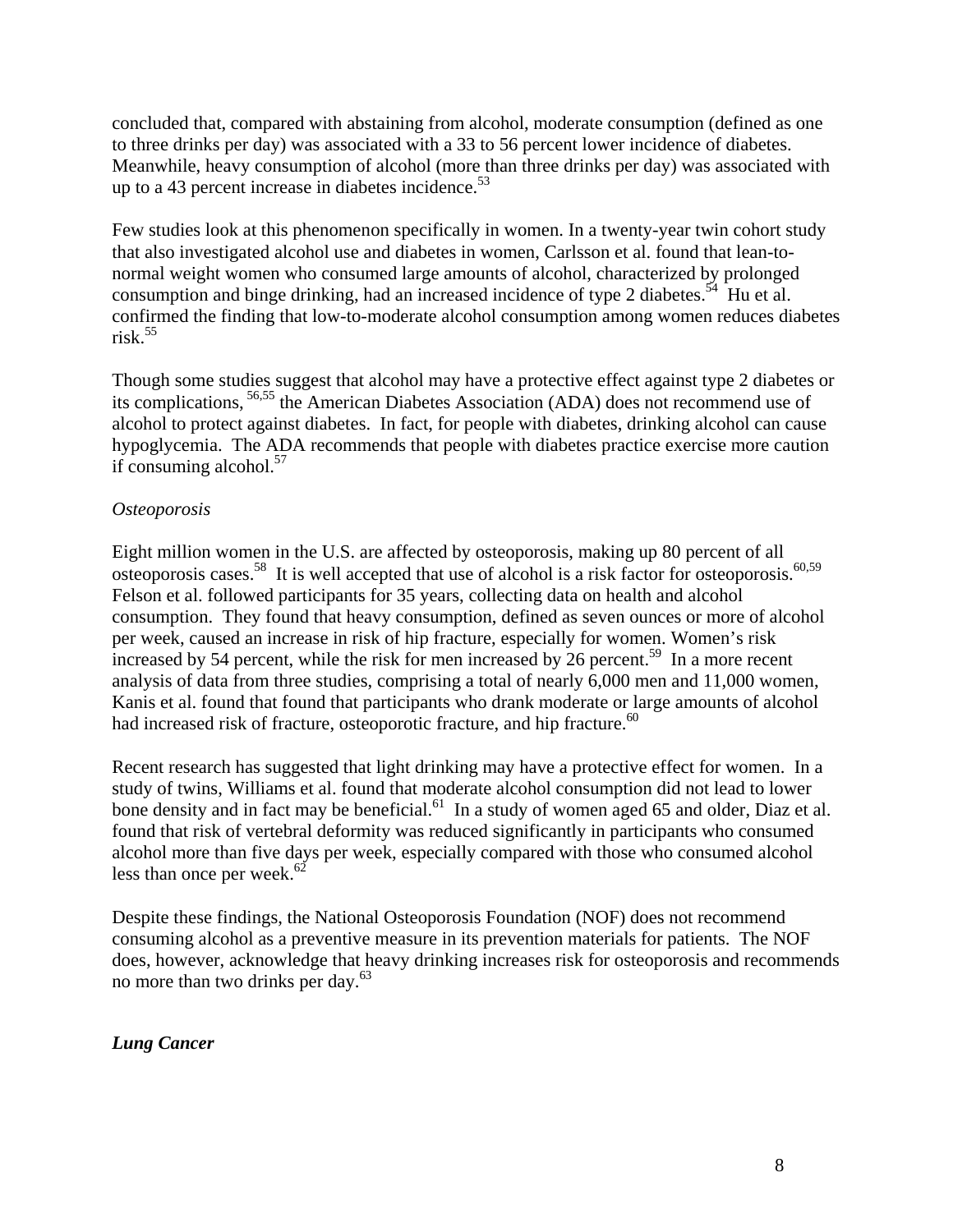concluded that, compared with abstaining from alcohol, moderate consumption (defined as one to three drinks per day) was associated with a 33 to 56 percent lower incidence of diabetes. Meanwhile, heavy consumption of alcohol (more than three drinks per day) was associated with up to a 43 percent increase in diabetes incidence.[53]

Few studies look at this phenomenon specifically in women. In a twenty-year twin cohort study that also investigated alcohol use and diabetes in women, Carlsson et al. found that lean-to-normal weight women who consumed large amounts of alcohol, characterized by prolonged consumption and binge drinking, had an increased incidence of type 2 diabetes.[54] Hu et al. confirmed the finding that low-to-moderate alcohol consumption among women reduces diabetes risk.[55]

Though some studies suggest that alcohol may have a protective effect against type 2 diabetes or its complications, [56,55] the American Diabetes Association (ADA) does not recommend use of alcohol to protect against diabetes. In fact, for people with diabetes, drinking alcohol can cause hypoglycemia. The ADA recommends that people with diabetes practice exercise more caution if consuming alcohol.[57]

*Osteoporosis*

Eight million women in the U.S. are affected by osteoporosis, making up 80 percent of all osteoporosis cases.[58] It is well accepted that use of alcohol is a risk factor for osteoporosis.[60,59] Felson et al. followed participants for 35 years, collecting data on health and alcohol consumption. They found that heavy consumption, defined as seven ounces or more of alcohol per week, caused an increase in risk of hip fracture, especially for women. Women's risk increased by 54 percent, while the risk for men increased by 26 percent.[59] In a more recent analysis of data from three studies, comprising a total of nearly 6,000 men and 11,000 women, Kanis et al. found that found that participants who drank moderate or large amounts of alcohol had increased risk of fracture, osteoporotic fracture, and hip fracture.[60]

Recent research has suggested that light drinking may have a protective effect for women. In a study of twins, Williams et al. found that moderate alcohol consumption did not lead to lower bone density and in fact may be beneficial.[61] In a study of women aged 65 and older, Diaz et al. found that risk of vertebral deformity was reduced significantly in participants who consumed alcohol more than five days per week, especially compared with those who consumed alcohol less than once per week.[62]

Despite these findings, the National Osteoporosis Foundation (NOF) does not recommend consuming alcohol as a preventive measure in its prevention materials for patients. The NOF does, however, acknowledge that heavy drinking increases risk for osteoporosis and recommends no more than two drinks per day.[63]

***Lung Cancer***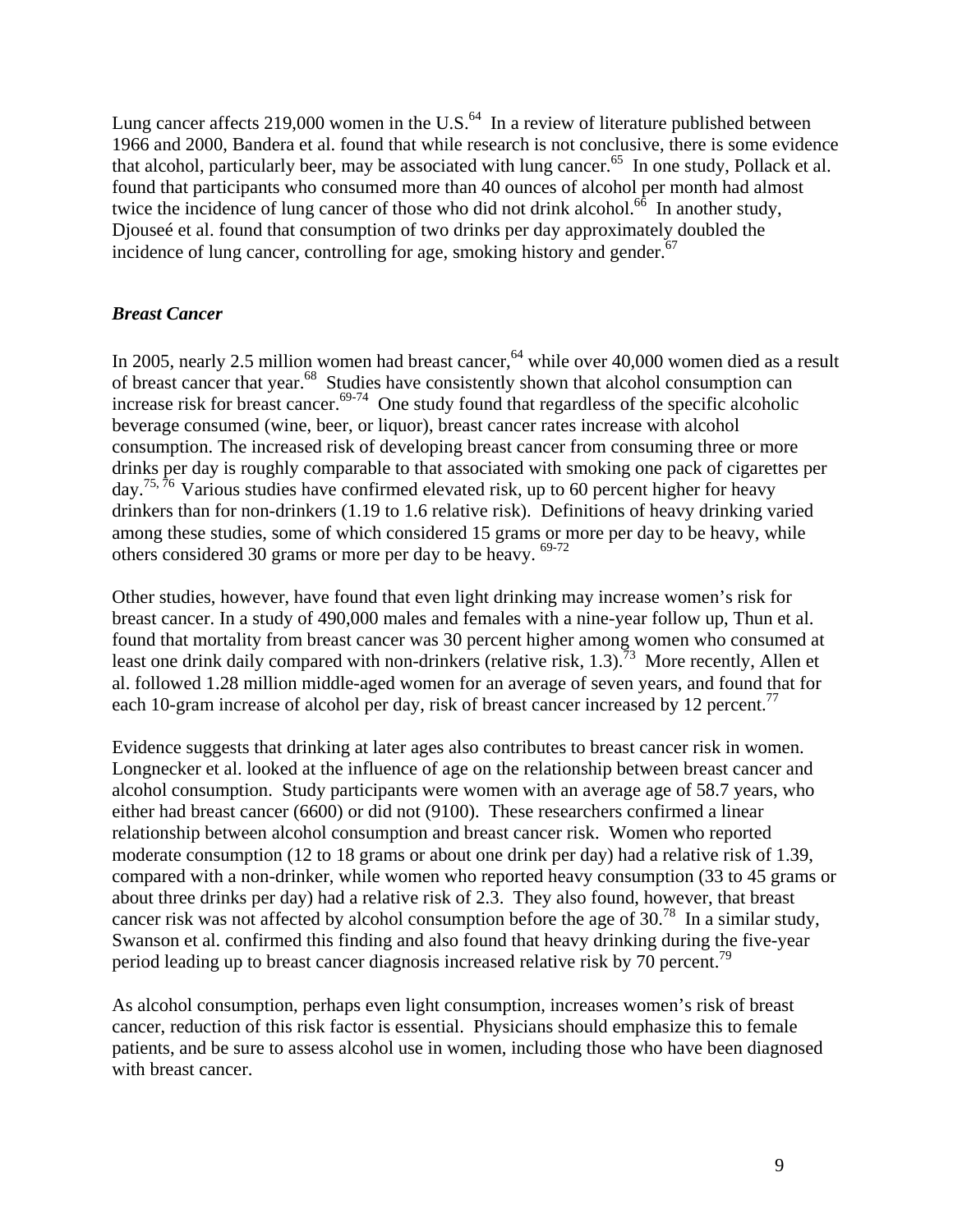Lung cancer affects 219,000 women in the U.S.[64] In a review of literature published between 1966 and 2000, Bandera et al. found that while research is not conclusive, there is some evidence that alcohol, particularly beer, may be associated with lung cancer.[65] In one study, Pollack et al. found that participants who consumed more than 40 ounces of alcohol per month had almost twice the incidence of lung cancer of those who did not drink alcohol.[66] In another study, Djouseé et al. found that consumption of two drinks per day approximately doubled the incidence of lung cancer, controlling for age, smoking history and gender.[67]

### *Breast Cancer*

In 2005, nearly 2.5 million women had breast cancer,[64] while over 40,000 women died as a result of breast cancer that year.[68] Studies have consistently shown that alcohol consumption can increase risk for breast cancer.[69-74] One study found that regardless of the specific alcoholic beverage consumed (wine, beer, or liquor), breast cancer rates increase with alcohol consumption. The increased risk of developing breast cancer from consuming three or more drinks per day is roughly comparable to that associated with smoking one pack of cigarettes per day.[75, 76] Various studies have confirmed elevated risk, up to 60 percent higher for heavy drinkers than for non-drinkers (1.19 to 1.6 relative risk). Definitions of heavy drinking varied among these studies, some of which considered 15 grams or more per day to be heavy, while others considered 30 grams or more per day to be heavy. [69-72]

Other studies, however, have found that even light drinking may increase women's risk for breast cancer. In a study of 490,000 males and females with a nine-year follow up, Thun et al. found that mortality from breast cancer was 30 percent higher among women who consumed at least one drink daily compared with non-drinkers (relative risk, 1.3).[73] More recently, Allen et al. followed 1.28 million middle-aged women for an average of seven years, and found that for each 10-gram increase of alcohol per day, risk of breast cancer increased by 12 percent.[77]

Evidence suggests that drinking at later ages also contributes to breast cancer risk in women. Longnecker et al. looked at the influence of age on the relationship between breast cancer and alcohol consumption. Study participants were women with an average age of 58.7 years, who either had breast cancer (6600) or did not (9100). These researchers confirmed a linear relationship between alcohol consumption and breast cancer risk. Women who reported moderate consumption (12 to 18 grams or about one drink per day) had a relative risk of 1.39, compared with a non-drinker, while women who reported heavy consumption (33 to 45 grams or about three drinks per day) had a relative risk of 2.3. They also found, however, that breast cancer risk was not affected by alcohol consumption before the age of 30.[78] In a similar study, Swanson et al. confirmed this finding and also found that heavy drinking during the five-year period leading up to breast cancer diagnosis increased relative risk by 70 percent.[79]

As alcohol consumption, perhaps even light consumption, increases women's risk of breast cancer, reduction of this risk factor is essential. Physicians should emphasize this to female patients, and be sure to assess alcohol use in women, including those who have been diagnosed with breast cancer.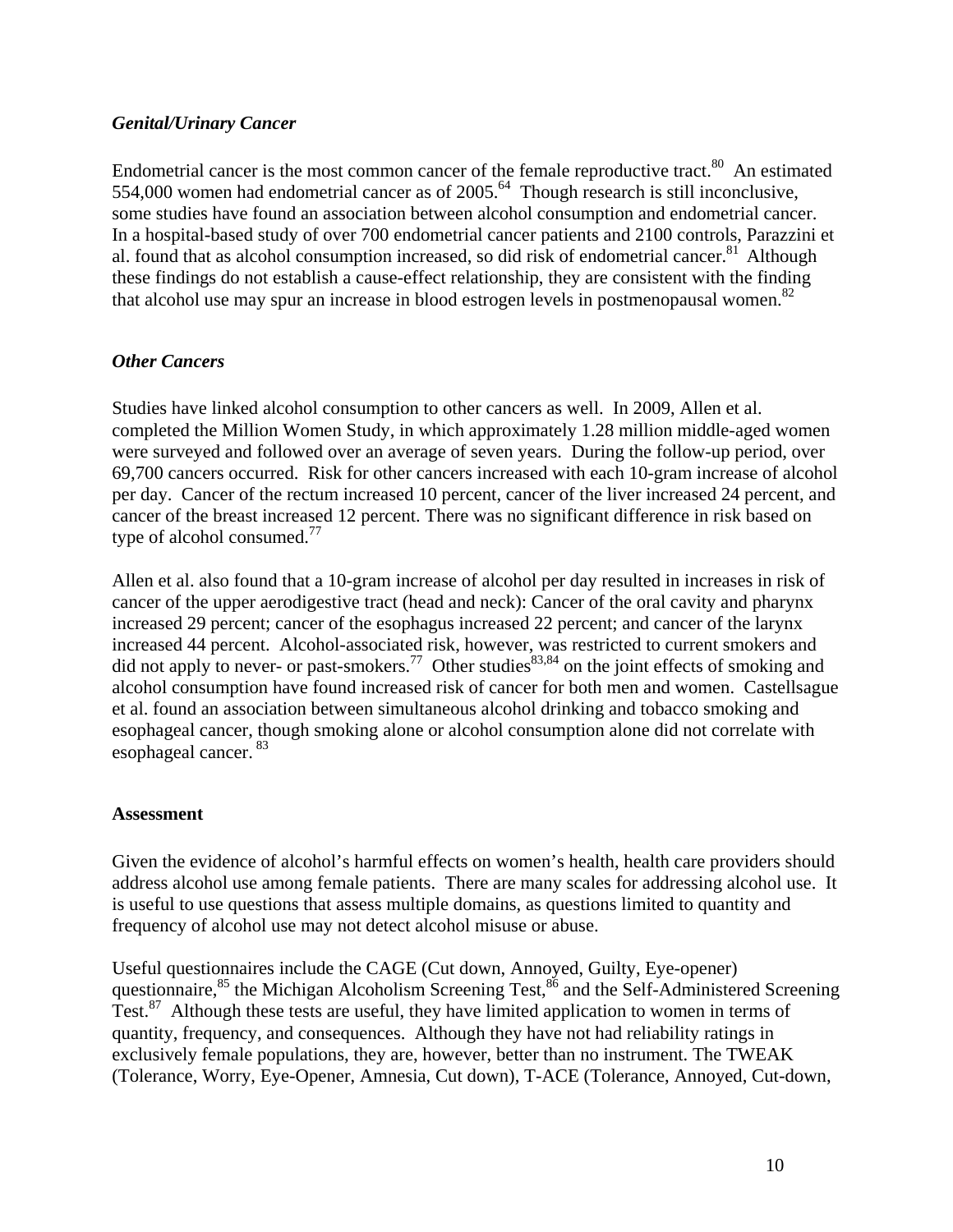### *Genital/Urinary Cancer*

Endometrial cancer is the most common cancer of the female reproductive tract.[80] An estimated 554,000 women had endometrial cancer as of 2005.[64] Though research is still inconclusive, some studies have found an association between alcohol consumption and endometrial cancer. In a hospital-based study of over 700 endometrial cancer patients and 2100 controls, Parazzini et al. found that as alcohol consumption increased, so did risk of endometrial cancer.[81] Although these findings do not establish a cause-effect relationship, they are consistent with the finding that alcohol use may spur an increase in blood estrogen levels in postmenopausal women.[82]

### *Other Cancers*

Studies have linked alcohol consumption to other cancers as well. In 2009, Allen et al. completed the Million Women Study, in which approximately 1.28 million middle-aged women were surveyed and followed over an average of seven years. During the follow-up period, over 69,700 cancers occurred. Risk for other cancers increased with each 10-gram increase of alcohol per day. Cancer of the rectum increased 10 percent, cancer of the liver increased 24 percent, and cancer of the breast increased 12 percent. There was no significant difference in risk based on type of alcohol consumed.[77]

Allen et al. also found that a 10-gram increase of alcohol per day resulted in increases in risk of cancer of the upper aerodigestive tract (head and neck): Cancer of the oral cavity and pharynx increased 29 percent; cancer of the esophagus increased 22 percent; and cancer of the larynx increased 44 percent. Alcohol-associated risk, however, was restricted to current smokers and did not apply to never- or past-smokers.[77] Other studies[83,84] on the joint effects of smoking and alcohol consumption have found increased risk of cancer for both men and women. Castellsague et al. found an association between simultaneous alcohol drinking and tobacco smoking and esophageal cancer, though smoking alone or alcohol consumption alone did not correlate with esophageal cancer.[83]

## **Assessment**

Given the evidence of alcohol's harmful effects on women's health, health care providers should address alcohol use among female patients. There are many scales for addressing alcohol use. It is useful to use questions that assess multiple domains, as questions limited to quantity and frequency of alcohol use may not detect alcohol misuse or abuse.

Useful questionnaires include the CAGE (Cut down, Annoyed, Guilty, Eye-opener) questionnaire,[85] the Michigan Alcoholism Screening Test,[86] and the Self-Administered Screening Test.[87] Although these tests are useful, they have limited application to women in terms of quantity, frequency, and consequences. Although they have not had reliability ratings in exclusively female populations, they are, however, better than no instrument. The TWEAK (Tolerance, Worry, Eye-Opener, Amnesia, Cut down), T-ACE (Tolerance, Annoyed, Cut-down,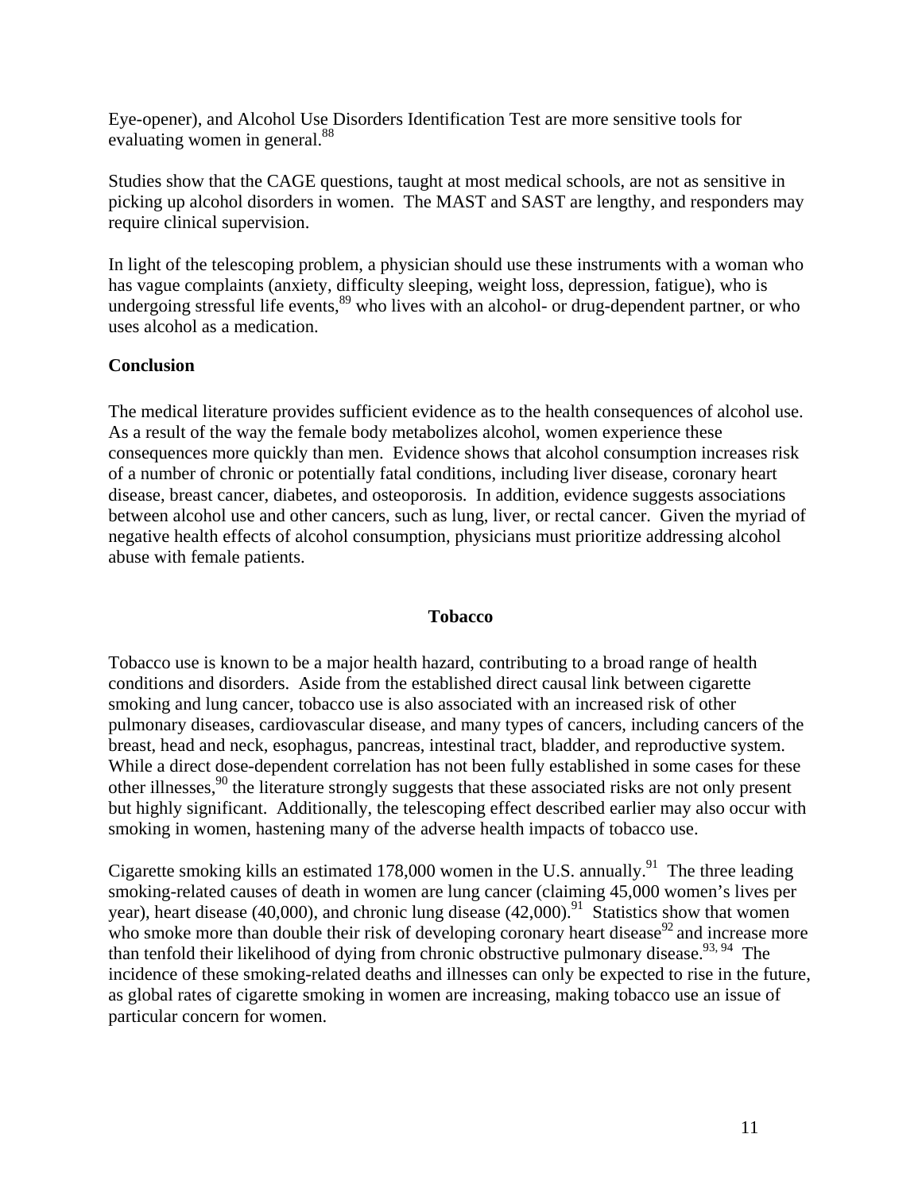Eye-opener), and Alcohol Use Disorders Identification Test are more sensitive tools for evaluating women in general.[88]

Studies show that the CAGE questions, taught at most medical schools, are not as sensitive in picking up alcohol disorders in women. The MAST and SAST are lengthy, and responders may require clinical supervision.

In light of the telescoping problem, a physician should use these instruments with a woman who has vague complaints (anxiety, difficulty sleeping, weight loss, depression, fatigue), who is undergoing stressful life events,[89] who lives with an alcohol- or drug-dependent partner, or who uses alcohol as a medication.

**Conclusion**

The medical literature provides sufficient evidence as to the health consequences of alcohol use. As a result of the way the female body metabolizes alcohol, women experience these consequences more quickly than men. Evidence shows that alcohol consumption increases risk of a number of chronic or potentially fatal conditions, including liver disease, coronary heart disease, breast cancer, diabetes, and osteoporosis. In addition, evidence suggests associations between alcohol use and other cancers, such as lung, liver, or rectal cancer. Given the myriad of negative health effects of alcohol consumption, physicians must prioritize addressing alcohol abuse with female patients.

## Tobacco

Tobacco use is known to be a major health hazard, contributing to a broad range of health conditions and disorders. Aside from the established direct causal link between cigarette smoking and lung cancer, tobacco use is also associated with an increased risk of other pulmonary diseases, cardiovascular disease, and many types of cancers, including cancers of the breast, head and neck, esophagus, pancreas, intestinal tract, bladder, and reproductive system. While a direct dose-dependent correlation has not been fully established in some cases for these other illnesses,[90] the literature strongly suggests that these associated risks are not only present but highly significant. Additionally, the telescoping effect described earlier may also occur with smoking in women, hastening many of the adverse health impacts of tobacco use.

Cigarette smoking kills an estimated 178,000 women in the U.S. annually.[91] The three leading smoking-related causes of death in women are lung cancer (claiming 45,000 women's lives per year), heart disease (40,000), and chronic lung disease (42,000).[91] Statistics show that women who smoke more than double their risk of developing coronary heart disease[92] and increase more than tenfold their likelihood of dying from chronic obstructive pulmonary disease.[93, 94] The incidence of these smoking-related deaths and illnesses can only be expected to rise in the future, as global rates of cigarette smoking in women are increasing, making tobacco use an issue of particular concern for women.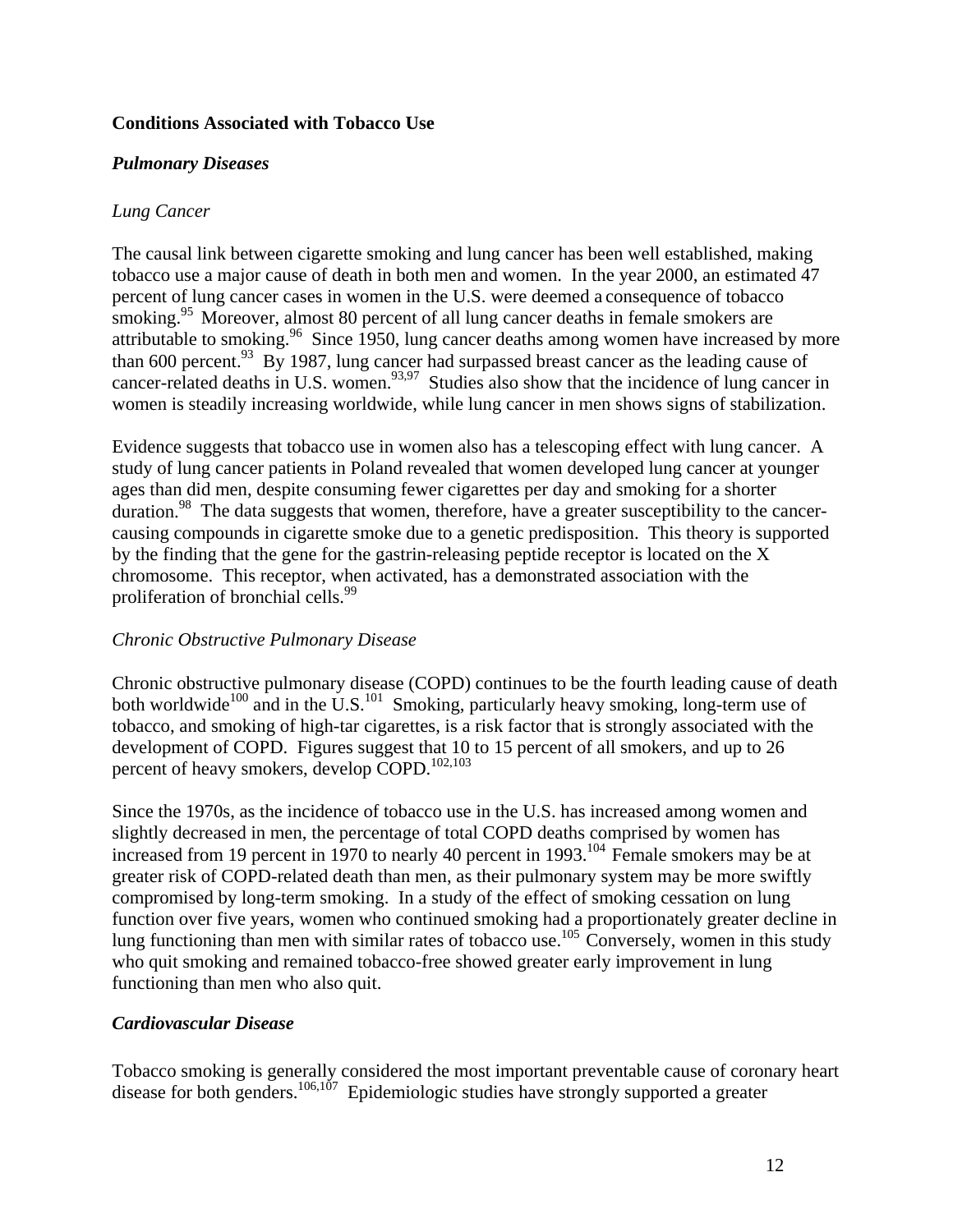## Conditions Associated with Tobacco Use

### *Pulmonary Diseases*

*Lung Cancer*

The causal link between cigarette smoking and lung cancer has been well established, making tobacco use a major cause of death in both men and women. In the year 2000, an estimated 47 percent of lung cancer cases in women in the U.S. were deemed a consequence of tobacco smoking.[95] Moreover, almost 80 percent of all lung cancer deaths in female smokers are attributable to smoking.[96] Since 1950, lung cancer deaths among women have increased by more than 600 percent.[93] By 1987, lung cancer had surpassed breast cancer as the leading cause of cancer-related deaths in U.S. women.[93,97] Studies also show that the incidence of lung cancer in women is steadily increasing worldwide, while lung cancer in men shows signs of stabilization.

Evidence suggests that tobacco use in women also has a telescoping effect with lung cancer. A study of lung cancer patients in Poland revealed that women developed lung cancer at younger ages than did men, despite consuming fewer cigarettes per day and smoking for a shorter duration.[98] The data suggests that women, therefore, have a greater susceptibility to the cancer-causing compounds in cigarette smoke due to a genetic predisposition. This theory is supported by the finding that the gene for the gastrin-releasing peptide receptor is located on the X chromosome. This receptor, when activated, has a demonstrated association with the proliferation of bronchial cells.[99]

*Chronic Obstructive Pulmonary Disease*

Chronic obstructive pulmonary disease (COPD) continues to be the fourth leading cause of death both worldwide[100] and in the U.S.[101] Smoking, particularly heavy smoking, long-term use of tobacco, and smoking of high-tar cigarettes, is a risk factor that is strongly associated with the development of COPD. Figures suggest that 10 to 15 percent of all smokers, and up to 26 percent of heavy smokers, develop COPD.[102,103]

Since the 1970s, as the incidence of tobacco use in the U.S. has increased among women and slightly decreased in men, the percentage of total COPD deaths comprised by women has increased from 19 percent in 1970 to nearly 40 percent in 1993.[104] Female smokers may be at greater risk of COPD-related death than men, as their pulmonary system may be more swiftly compromised by long-term smoking. In a study of the effect of smoking cessation on lung function over five years, women who continued smoking had a proportionately greater decline in lung functioning than men with similar rates of tobacco use.[105] Conversely, women in this study who quit smoking and remained tobacco-free showed greater early improvement in lung functioning than men who also quit.

### *Cardiovascular Disease*

Tobacco smoking is generally considered the most important preventable cause of coronary heart disease for both genders.[106,107] Epidemiologic studies have strongly supported a greater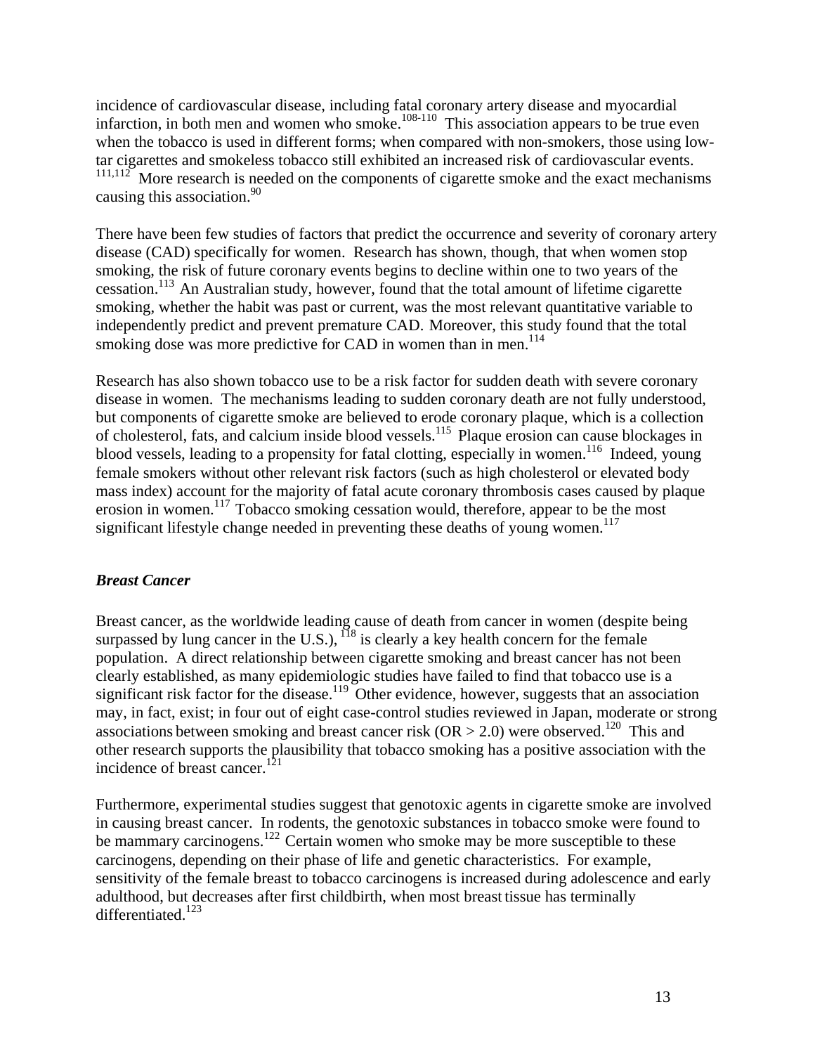incidence of cardiovascular disease, including fatal coronary artery disease and myocardial infarction, in both men and women who smoke.[108-110] This association appears to be true even when the tobacco is used in different forms; when compared with non-smokers, those using low-tar cigarettes and smokeless tobacco still exhibited an increased risk of cardiovascular events.[111,112] More research is needed on the components of cigarette smoke and the exact mechanisms causing this association.[90]

There have been few studies of factors that predict the occurrence and severity of coronary artery disease (CAD) specifically for women. Research has shown, though, that when women stop smoking, the risk of future coronary events begins to decline within one to two years of the cessation.[113] An Australian study, however, found that the total amount of lifetime cigarette smoking, whether the habit was past or current, was the most relevant quantitative variable to independently predict and prevent premature CAD. Moreover, this study found that the total smoking dose was more predictive for CAD in women than in men.[114]

Research has also shown tobacco use to be a risk factor for sudden death with severe coronary disease in women. The mechanisms leading to sudden coronary death are not fully understood, but components of cigarette smoke are believed to erode coronary plaque, which is a collection of cholesterol, fats, and calcium inside blood vessels.[115] Plaque erosion can cause blockages in blood vessels, leading to a propensity for fatal clotting, especially in women.[116] Indeed, young female smokers without other relevant risk factors (such as high cholesterol or elevated body mass index) account for the majority of fatal acute coronary thrombosis cases caused by plaque erosion in women.[117] Tobacco smoking cessation would, therefore, appear to be the most significant lifestyle change needed in preventing these deaths of young women.[117]

### *Breast Cancer*

Breast cancer, as the worldwide leading cause of death from cancer in women (despite being surpassed by lung cancer in the U.S.),[118] is clearly a key health concern for the female population. A direct relationship between cigarette smoking and breast cancer has not been clearly established, as many epidemiologic studies have failed to find that tobacco use is a significant risk factor for the disease.[119] Other evidence, however, suggests that an association may, in fact, exist; in four out of eight case-control studies reviewed in Japan, moderate or strong associations between smoking and breast cancer risk ($OR > 2.0$) were observed.[120] This and other research supports the plausibility that tobacco smoking has a positive association with the incidence of breast cancer.[121]

Furthermore, experimental studies suggest that genotoxic agents in cigarette smoke are involved in causing breast cancer. In rodents, the genotoxic substances in tobacco smoke were found to be mammary carcinogens.[122] Certain women who smoke may be more susceptible to these carcinogens, depending on their phase of life and genetic characteristics. For example, sensitivity of the female breast to tobacco carcinogens is increased during adolescence and early adulthood, but decreases after first childbirth, when most breast tissue has terminally differentiated.[123]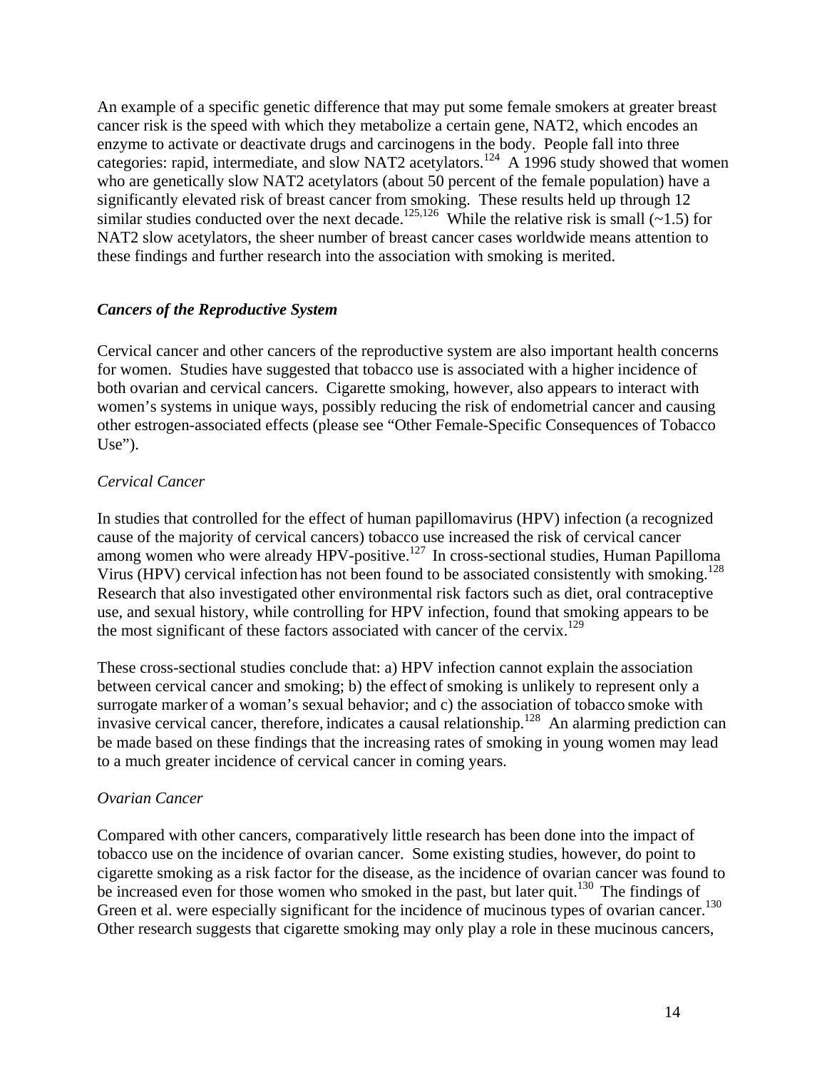An example of a specific genetic difference that may put some female smokers at greater breast cancer risk is the speed with which they metabolize a certain gene, NAT2, which encodes an enzyme to activate or deactivate drugs and carcinogens in the body. People fall into three categories: rapid, intermediate, and slow NAT2 acetylators.[124] A 1996 study showed that women who are genetically slow NAT2 acetylators (about 50 percent of the female population) have a significantly elevated risk of breast cancer from smoking. These results held up through 12 similar studies conducted over the next decade.[125,126] While the relative risk is small (~1.5) for NAT2 slow acetylators, the sheer number of breast cancer cases worldwide means attention to these findings and further research into the association with smoking is merited.

### *Cancers of the Reproductive System*

Cervical cancer and other cancers of the reproductive system are also important health concerns for women. Studies have suggested that tobacco use is associated with a higher incidence of both ovarian and cervical cancers. Cigarette smoking, however, also appears to interact with women's systems in unique ways, possibly reducing the risk of endometrial cancer and causing other estrogen-associated effects (please see "Other Female-Specific Consequences of Tobacco Use").

#### *Cervical Cancer*

In studies that controlled for the effect of human papillomavirus (HPV) infection (a recognized cause of the majority of cervical cancers) tobacco use increased the risk of cervical cancer among women who were already HPV-positive.[127] In cross-sectional studies, Human Papilloma Virus (HPV) cervical infection has not been found to be associated consistently with smoking.[128] Research that also investigated other environmental risk factors such as diet, oral contraceptive use, and sexual history, while controlling for HPV infection, found that smoking appears to be the most significant of these factors associated with cancer of the cervix.[129]

These cross-sectional studies conclude that: a) HPV infection cannot explain the association between cervical cancer and smoking; b) the effect of smoking is unlikely to represent only a surrogate marker of a woman's sexual behavior; and c) the association of tobacco smoke with invasive cervical cancer, therefore, indicates a causal relationship.[128] An alarming prediction can be made based on these findings that the increasing rates of smoking in young women may lead to a much greater incidence of cervical cancer in coming years.

#### *Ovarian Cancer*

Compared with other cancers, comparatively little research has been done into the impact of tobacco use on the incidence of ovarian cancer. Some existing studies, however, do point to cigarette smoking as a risk factor for the disease, as the incidence of ovarian cancer was found to be increased even for those women who smoked in the past, but later quit.[130] The findings of Green et al. were especially significant for the incidence of mucinous types of ovarian cancer.[130] Other research suggests that cigarette smoking may only play a role in these mucinous cancers,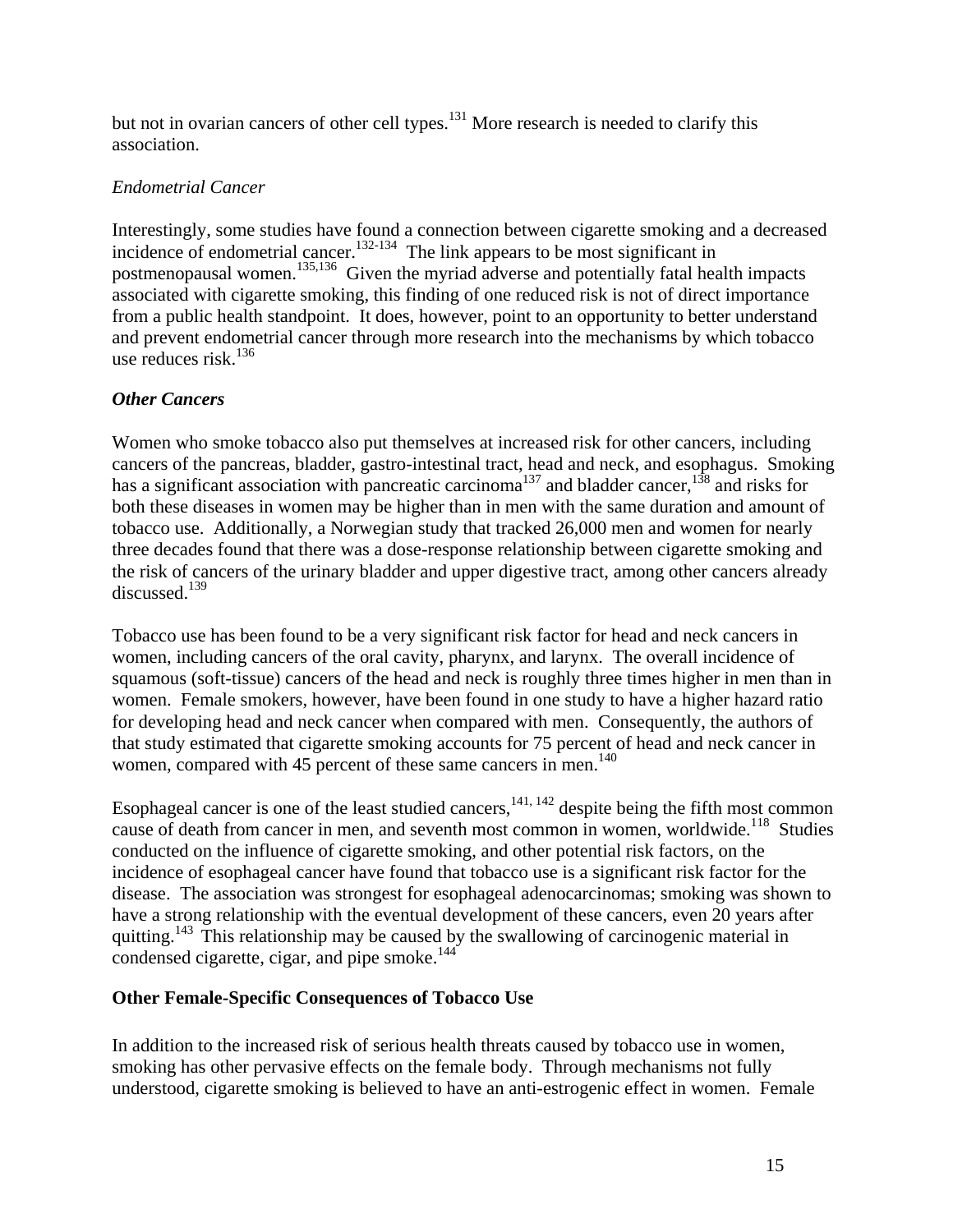but not in ovarian cancers of other cell types.[131] More research is needed to clarify this association.

*Endometrial Cancer*

Interestingly, some studies have found a connection between cigarette smoking and a decreased incidence of endometrial cancer.[132-134] The link appears to be most significant in postmenopausal women.[135,136] Given the myriad adverse and potentially fatal health impacts associated with cigarette smoking, this finding of one reduced risk is not of direct importance from a public health standpoint. It does, however, point to an opportunity to better understand and prevent endometrial cancer through more research into the mechanisms by which tobacco use reduces risk.[136]

***Other Cancers***

Women who smoke tobacco also put themselves at increased risk for other cancers, including cancers of the pancreas, bladder, gastro-intestinal tract, head and neck, and esophagus. Smoking has a significant association with pancreatic carcinoma[137] and bladder cancer,[138] and risks for both these diseases in women may be higher than in men with the same duration and amount of tobacco use. Additionally, a Norwegian study that tracked 26,000 men and women for nearly three decades found that there was a dose-response relationship between cigarette smoking and the risk of cancers of the urinary bladder and upper digestive tract, among other cancers already discussed.[139]

Tobacco use has been found to be a very significant risk factor for head and neck cancers in women, including cancers of the oral cavity, pharynx, and larynx. The overall incidence of squamous (soft-tissue) cancers of the head and neck is roughly three times higher in men than in women. Female smokers, however, have been found in one study to have a higher hazard ratio for developing head and neck cancer when compared with men. Consequently, the authors of that study estimated that cigarette smoking accounts for 75 percent of head and neck cancer in women, compared with 45 percent of these same cancers in men.[140]

Esophageal cancer is one of the least studied cancers,[141, 142] despite being the fifth most common cause of death from cancer in men, and seventh most common in women, worldwide.[118] Studies conducted on the influence of cigarette smoking, and other potential risk factors, on the incidence of esophageal cancer have found that tobacco use is a significant risk factor for the disease. The association was strongest for esophageal adenocarcinomas; smoking was shown to have a strong relationship with the eventual development of these cancers, even 20 years after quitting.[143] This relationship may be caused by the swallowing of carcinogenic material in condensed cigarette, cigar, and pipe smoke.[144]

**Other Female-Specific Consequences of Tobacco Use**

In addition to the increased risk of serious health threats caused by tobacco use in women, smoking has other pervasive effects on the female body. Through mechanisms not fully understood, cigarette smoking is believed to have an anti-estrogenic effect in women. Female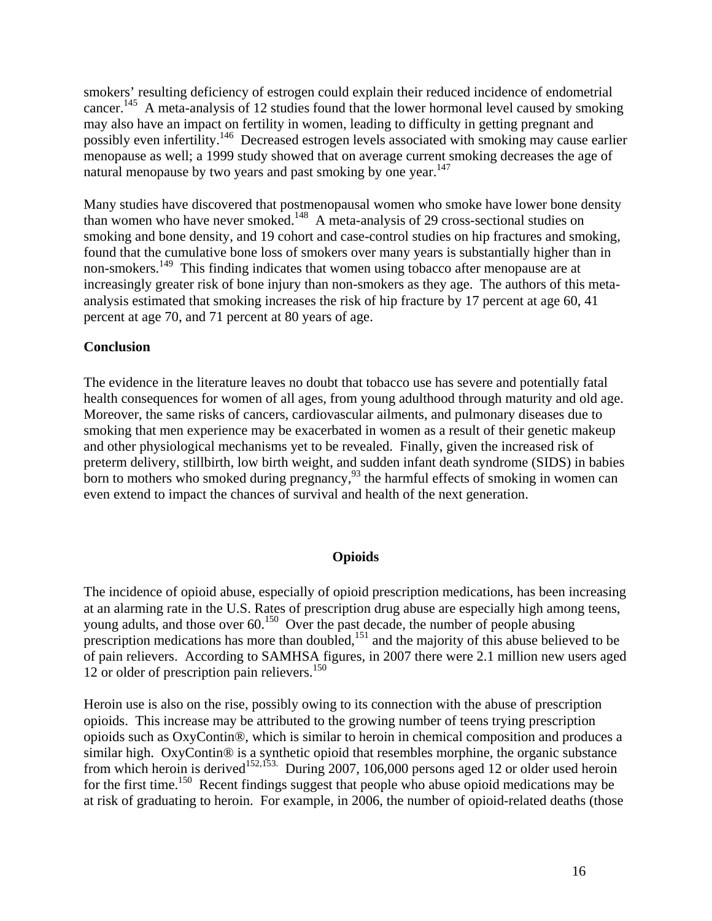smokers' resulting deficiency of estrogen could explain their reduced incidence of endometrial cancer.[145] A meta-analysis of 12 studies found that the lower hormonal level caused by smoking may also have an impact on fertility in women, leading to difficulty in getting pregnant and possibly even infertility.[146] Decreased estrogen levels associated with smoking may cause earlier menopause as well; a 1999 study showed that on average current smoking decreases the age of natural menopause by two years and past smoking by one year.[147]

Many studies have discovered that postmenopausal women who smoke have lower bone density than women who have never smoked.[148] A meta-analysis of 29 cross-sectional studies on smoking and bone density, and 19 cohort and case-control studies on hip fractures and smoking, found that the cumulative bone loss of smokers over many years is substantially higher than in non-smokers.[149] This finding indicates that women using tobacco after menopause are at increasingly greater risk of bone injury than non-smokers as they age. The authors of this meta-analysis estimated that smoking increases the risk of hip fracture by 17 percent at age 60, 41 percent at age 70, and 71 percent at 80 years of age.

**Conclusion**

The evidence in the literature leaves no doubt that tobacco use has severe and potentially fatal health consequences for women of all ages, from young adulthood through maturity and old age. Moreover, the same risks of cancers, cardiovascular ailments, and pulmonary diseases due to smoking that men experience may be exacerbated in women as a result of their genetic makeup and other physiological mechanisms yet to be revealed. Finally, given the increased risk of preterm delivery, stillbirth, low birth weight, and sudden infant death syndrome (SIDS) in babies born to mothers who smoked during pregnancy,[93] the harmful effects of smoking in women can even extend to impact the chances of survival and health of the next generation.

## Opioids

The incidence of opioid abuse, especially of opioid prescription medications, has been increasing at an alarming rate in the U.S. Rates of prescription drug abuse are especially high among teens, young adults, and those over 60.[150] Over the past decade, the number of people abusing prescription medications has more than doubled,[151] and the majority of this abuse believed to be of pain relievers. According to SAMHSA figures, in 2007 there were 2.1 million new users aged 12 or older of prescription pain relievers.[150]

Heroin use is also on the rise, possibly owing to its connection with the abuse of prescription opioids. This increase may be attributed to the growing number of teens trying prescription opioids such as OxyContin®, which is similar to heroin in chemical composition and produces a similar high. OxyContin® is a synthetic opioid that resembles morphine, the organic substance from which heroin is derived[152,153]. During 2007, 106,000 persons aged 12 or older used heroin for the first time.[150] Recent findings suggest that people who abuse opioid medications may be at risk of graduating to heroin. For example, in 2006, the number of opioid-related deaths (those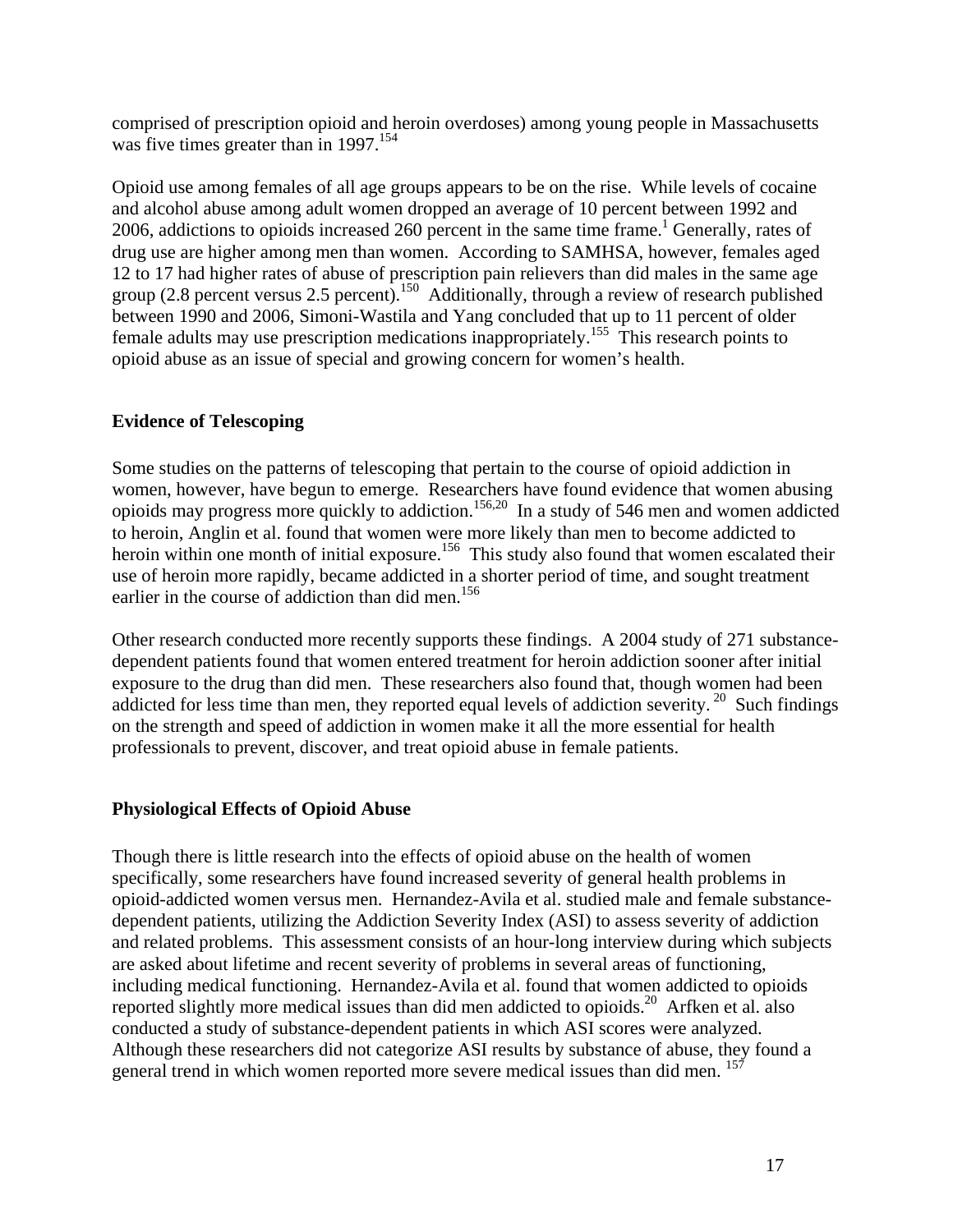comprised of prescription opioid and heroin overdoses) among young people in Massachusetts was five times greater than in 1997.[154]

Opioid use among females of all age groups appears to be on the rise. While levels of cocaine and alcohol abuse among adult women dropped an average of 10 percent between 1992 and 2006, addictions to opioids increased 260 percent in the same time frame.[1] Generally, rates of drug use are higher among men than women. According to SAMHSA, however, females aged 12 to 17 had higher rates of abuse of prescription pain relievers than did males in the same age group (2.8 percent versus 2.5 percent).[150] Additionally, through a review of research published between 1990 and 2006, Simoni-Wastila and Yang concluded that up to 11 percent of older female adults may use prescription medications inappropriately.[155] This research points to opioid abuse as an issue of special and growing concern for women's health.

**Evidence of Telescoping**

Some studies on the patterns of telescoping that pertain to the course of opioid addiction in women, however, have begun to emerge. Researchers have found evidence that women abusing opioids may progress more quickly to addiction.[156,20] In a study of 546 men and women addicted to heroin, Anglin et al. found that women were more likely than men to become addicted to heroin within one month of initial exposure.[156] This study also found that women escalated their use of heroin more rapidly, became addicted in a shorter period of time, and sought treatment earlier in the course of addiction than did men.[156]

Other research conducted more recently supports these findings. A 2004 study of 271 substance-dependent patients found that women entered treatment for heroin addiction sooner after initial exposure to the drug than did men. These researchers also found that, though women had been addicted for less time than men, they reported equal levels of addiction severity.[20] Such findings on the strength and speed of addiction in women make it all the more essential for health professionals to prevent, discover, and treat opioid abuse in female patients.

**Physiological Effects of Opioid Abuse**

Though there is little research into the effects of opioid abuse on the health of women specifically, some researchers have found increased severity of general health problems in opioid-addicted women versus men. Hernandez-Avila et al. studied male and female substance-dependent patients, utilizing the Addiction Severity Index (ASI) to assess severity of addiction and related problems. This assessment consists of an hour-long interview during which subjects are asked about lifetime and recent severity of problems in several areas of functioning, including medical functioning. Hernandez-Avila et al. found that women addicted to opioids reported slightly more medical issues than did men addicted to opioids.[20] Arfken et al. also conducted a study of substance-dependent patients in which ASI scores were analyzed. Although these researchers did not categorize ASI results by substance of abuse, they found a general trend in which women reported more severe medical issues than did men.[157]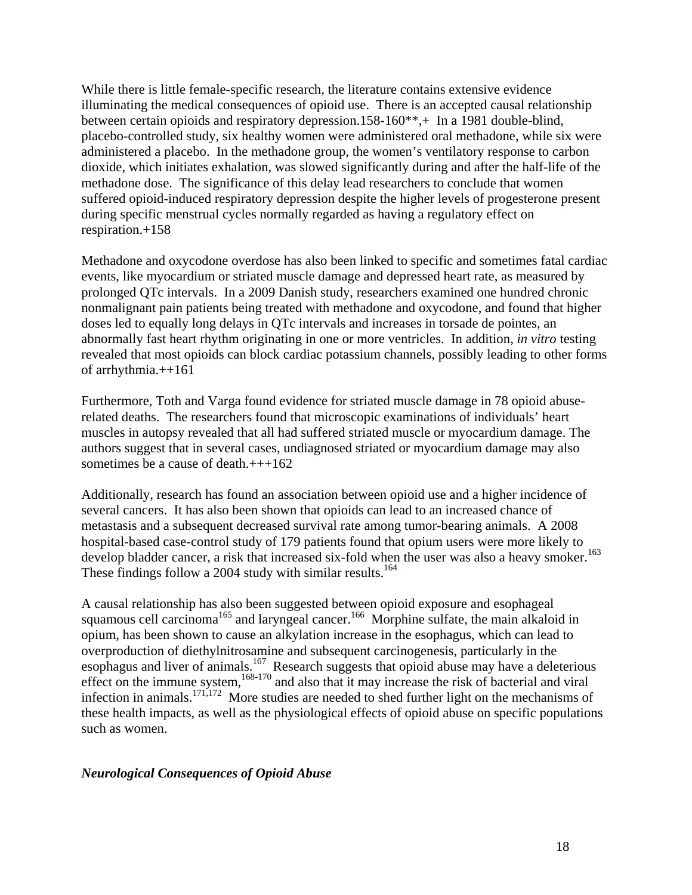While there is little female-specific research, the literature contains extensive evidence illuminating the medical consequences of opioid use. There is an accepted causal relationship between certain opioids and respiratory depression.158-160**,+ In a 1981 double-blind, placebo-controlled study, six healthy women were administered oral methadone, while six were administered a placebo. In the methadone group, the women's ventilatory response to carbon dioxide, which initiates exhalation, was slowed significantly during and after the half-life of the methadone dose. The significance of this delay lead researchers to conclude that women suffered opioid-induced respiratory depression despite the higher levels of progesterone present during specific menstrual cycles normally regarded as having a regulatory effect on respiration.+158

Methadone and oxycodone overdose has also been linked to specific and sometimes fatal cardiac events, like myocardium or striated muscle damage and depressed heart rate, as measured by prolonged QTc intervals. In a 2009 Danish study, researchers examined one hundred chronic nonmalignant pain patients being treated with methadone and oxycodone, and found that higher doses led to equally long delays in QTc intervals and increases in torsade de pointes, an abnormally fast heart rhythm originating in one or more ventricles. In addition, *in vitro* testing revealed that most opioids can block cardiac potassium channels, possibly leading to other forms of arrhythmia.++161

Furthermore, Toth and Varga found evidence for striated muscle damage in 78 opioid abuse-related deaths. The researchers found that microscopic examinations of individuals' heart muscles in autopsy revealed that all had suffered striated muscle or myocardium damage. The authors suggest that in several cases, undiagnosed striated or myocardium damage may also sometimes be a cause of death.+++162

Additionally, research has found an association between opioid use and a higher incidence of several cancers. It has also been shown that opioids can lead to an increased chance of metastasis and a subsequent decreased survival rate among tumor-bearing animals. A 2008 hospital-based case-control study of 179 patients found that opium users were more likely to develop bladder cancer, a risk that increased six-fold when the user was also a heavy smoker.[163] These findings follow a 2004 study with similar results.[164]

A causal relationship has also been suggested between opioid exposure and esophageal squamous cell carcinoma[165] and laryngeal cancer.[166] Morphine sulfate, the main alkaloid in opium, has been shown to cause an alkylation increase in the esophagus, which can lead to overproduction of diethylnitrosamine and subsequent carcinogenesis, particularly in the esophagus and liver of animals.[167] Research suggests that opioid abuse may have a deleterious effect on the immune system,[168-170] and also that it may increase the risk of bacterial and viral infection in animals.[171,172] More studies are needed to shed further light on the mechanisms of these health impacts, as well as the physiological effects of opioid abuse on specific populations such as women.

### *Neurological Consequences of Opioid Abuse*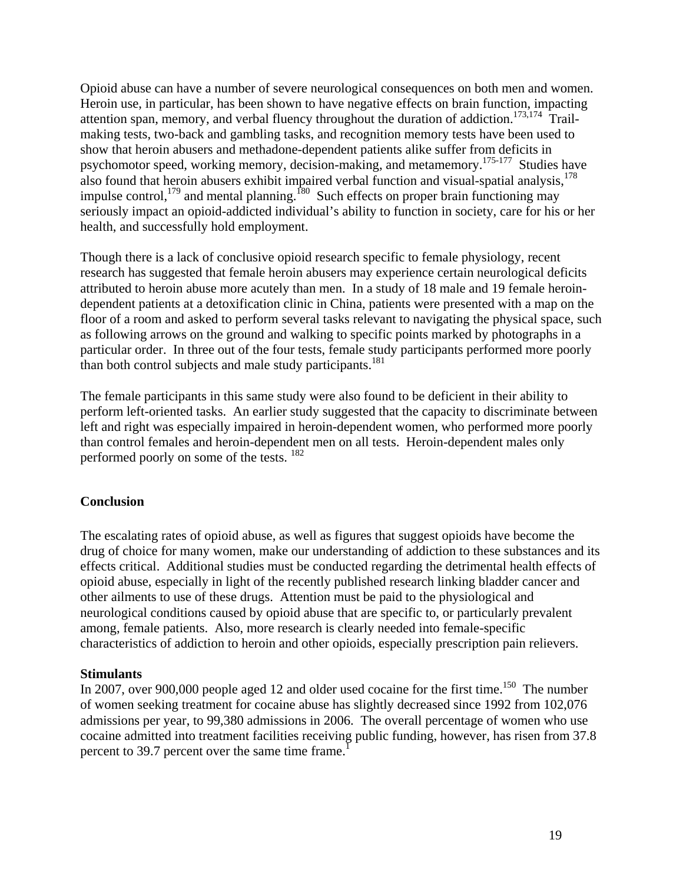Opioid abuse can have a number of severe neurological consequences on both men and women. Heroin use, in particular, has been shown to have negative effects on brain function, impacting attention span, memory, and verbal fluency throughout the duration of addiction.[173,174] Trail-making tests, two-back and gambling tasks, and recognition memory tests have been used to show that heroin abusers and methadone-dependent patients alike suffer from deficits in psychomotor speed, working memory, decision-making, and metamemory.[175-177] Studies have also found that heroin abusers exhibit impaired verbal function and visual-spatial analysis,[178] impulse control,[179] and mental planning.[180] Such effects on proper brain functioning may seriously impact an opioid-addicted individual's ability to function in society, care for his or her health, and successfully hold employment.

Though there is a lack of conclusive opioid research specific to female physiology, recent research has suggested that female heroin abusers may experience certain neurological deficits attributed to heroin abuse more acutely than men. In a study of 18 male and 19 female heroin-dependent patients at a detoxification clinic in China, patients were presented with a map on the floor of a room and asked to perform several tasks relevant to navigating the physical space, such as following arrows on the ground and walking to specific points marked by photographs in a particular order. In three out of the four tests, female study participants performed more poorly than both control subjects and male study participants.[181]

The female participants in this same study were also found to be deficient in their ability to perform left-oriented tasks. An earlier study suggested that the capacity to discriminate between left and right was especially impaired in heroin-dependent women, who performed more poorly than control females and heroin-dependent men on all tests. Heroin-dependent males only performed poorly on some of the tests.[182]

## Conclusion

The escalating rates of opioid abuse, as well as figures that suggest opioids have become the drug of choice for many women, make our understanding of addiction to these substances and its effects critical. Additional studies must be conducted regarding the detrimental health effects of opioid abuse, especially in light of the recently published research linking bladder cancer and other ailments to use of these drugs. Attention must be paid to the physiological and neurological conditions caused by opioid abuse that are specific to, or particularly prevalent among, female patients. Also, more research is clearly needed into female-specific characteristics of addiction to heroin and other opioids, especially prescription pain relievers.

## Stimulants

In 2007, over 900,000 people aged 12 and older used cocaine for the first time.[150] The number of women seeking treatment for cocaine abuse has slightly decreased since 1992 from 102,076 admissions per year, to 99,380 admissions in 2006. The overall percentage of women who use cocaine admitted into treatment facilities receiving public funding, however, has risen from 37.8 percent to 39.7 percent over the same time frame.[1]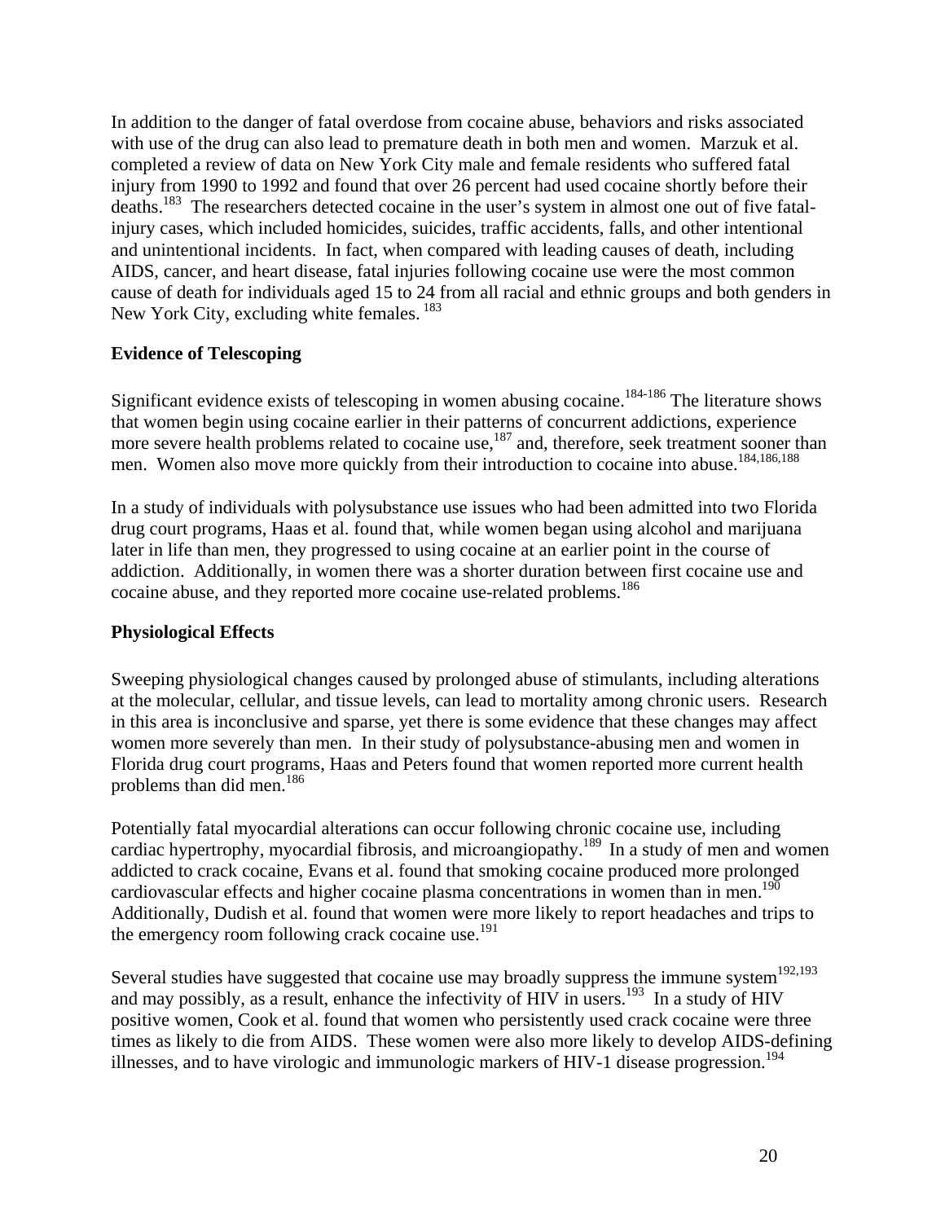In addition to the danger of fatal overdose from cocaine abuse, behaviors and risks associated with use of the drug can also lead to premature death in both men and women. Marzuk et al. completed a review of data on New York City male and female residents who suffered fatal injury from 1990 to 1992 and found that over 26 percent had used cocaine shortly before their deaths.[183] The researchers detected cocaine in the user's system in almost one out of five fatal-injury cases, which included homicides, suicides, traffic accidents, falls, and other intentional and unintentional incidents. In fact, when compared with leading causes of death, including AIDS, cancer, and heart disease, fatal injuries following cocaine use were the most common cause of death for individuals aged 15 to 24 from all racial and ethnic groups and both genders in New York City, excluding white females.[183]

### Evidence of Telescoping

Significant evidence exists of telescoping in women abusing cocaine.[184-186] The literature shows that women begin using cocaine earlier in their patterns of concurrent addictions, experience more severe health problems related to cocaine use,[187] and, therefore, seek treatment sooner than men. Women also move more quickly from their introduction to cocaine into abuse.[184,186,188]

In a study of individuals with polysubstance use issues who had been admitted into two Florida drug court programs, Haas et al. found that, while women began using alcohol and marijuana later in life than men, they progressed to using cocaine at an earlier point in the course of addiction. Additionally, in women there was a shorter duration between first cocaine use and cocaine abuse, and they reported more cocaine use-related problems.[186]

### Physiological Effects

Sweeping physiological changes caused by prolonged abuse of stimulants, including alterations at the molecular, cellular, and tissue levels, can lead to mortality among chronic users. Research in this area is inconclusive and sparse, yet there is some evidence that these changes may affect women more severely than men. In their study of polysubstance-abusing men and women in Florida drug court programs, Haas and Peters found that women reported more current health problems than did men.[186]

Potentially fatal myocardial alterations can occur following chronic cocaine use, including cardiac hypertrophy, myocardial fibrosis, and microangiopathy.[189] In a study of men and women addicted to crack cocaine, Evans et al. found that smoking cocaine produced more prolonged cardiovascular effects and higher cocaine plasma concentrations in women than in men.[190] Additionally, Dudish et al. found that women were more likely to report headaches and trips to the emergency room following crack cocaine use.[191]

Several studies have suggested that cocaine use may broadly suppress the immune system[192,193] and may possibly, as a result, enhance the infectivity of HIV in users.[193] In a study of HIV positive women, Cook et al. found that women who persistently used crack cocaine were three times as likely to die from AIDS. These women were also more likely to develop AIDS-defining illnesses, and to have virologic and immunologic markers of HIV-1 disease progression.[194]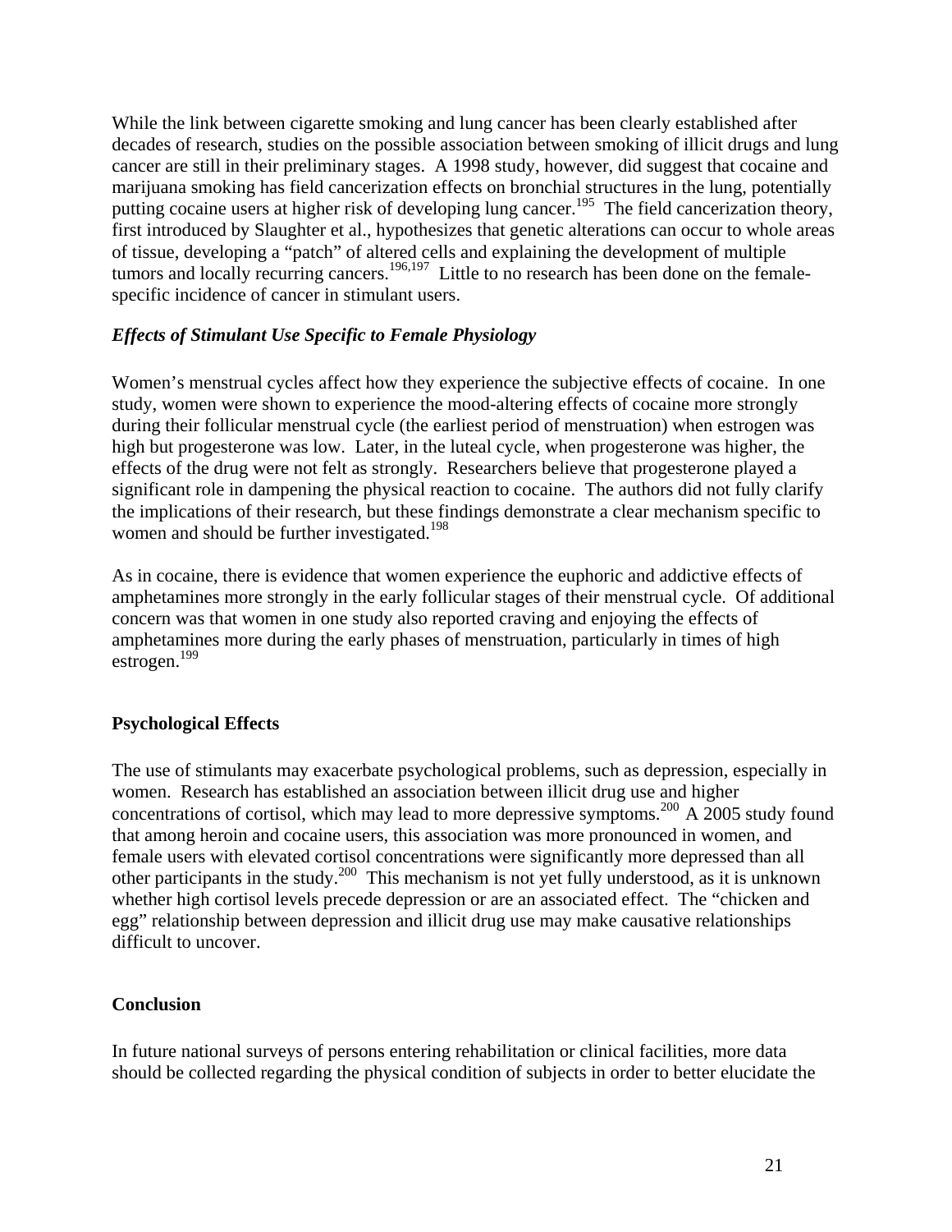While the link between cigarette smoking and lung cancer has been clearly established after decades of research, studies on the possible association between smoking of illicit drugs and lung cancer are still in their preliminary stages. A 1998 study, however, did suggest that cocaine and marijuana smoking has field cancerization effects on bronchial structures in the lung, potentially putting cocaine users at higher risk of developing lung cancer.[195] The field cancerization theory, first introduced by Slaughter et al., hypothesizes that genetic alterations can occur to whole areas of tissue, developing a "patch" of altered cells and explaining the development of multiple tumors and locally recurring cancers.[196,197] Little to no research has been done on the female-specific incidence of cancer in stimulant users.

### *Effects of Stimulant Use Specific to Female Physiology*

Women's menstrual cycles affect how they experience the subjective effects of cocaine. In one study, women were shown to experience the mood-altering effects of cocaine more strongly during their follicular menstrual cycle (the earliest period of menstruation) when estrogen was high but progesterone was low. Later, in the luteal cycle, when progesterone was higher, the effects of the drug were not felt as strongly. Researchers believe that progesterone played a significant role in dampening the physical reaction to cocaine. The authors did not fully clarify the implications of their research, but these findings demonstrate a clear mechanism specific to women and should be further investigated.[198]

As in cocaine, there is evidence that women experience the euphoric and addictive effects of amphetamines more strongly in the early follicular stages of their menstrual cycle. Of additional concern was that women in one study also reported craving and enjoying the effects of amphetamines more during the early phases of menstruation, particularly in times of high estrogen.[199]

## **Psychological Effects**

The use of stimulants may exacerbate psychological problems, such as depression, especially in women. Research has established an association between illicit drug use and higher concentrations of cortisol, which may lead to more depressive symptoms.[200] A 2005 study found that among heroin and cocaine users, this association was more pronounced in women, and female users with elevated cortisol concentrations were significantly more depressed than all other participants in the study.[200] This mechanism is not yet fully understood, as it is unknown whether high cortisol levels precede depression or are an associated effect. The "chicken and egg" relationship between depression and illicit drug use may make causative relationships difficult to uncover.

## **Conclusion**

In future national surveys of persons entering rehabilitation or clinical facilities, more data should be collected regarding the physical condition of subjects in order to better elucidate the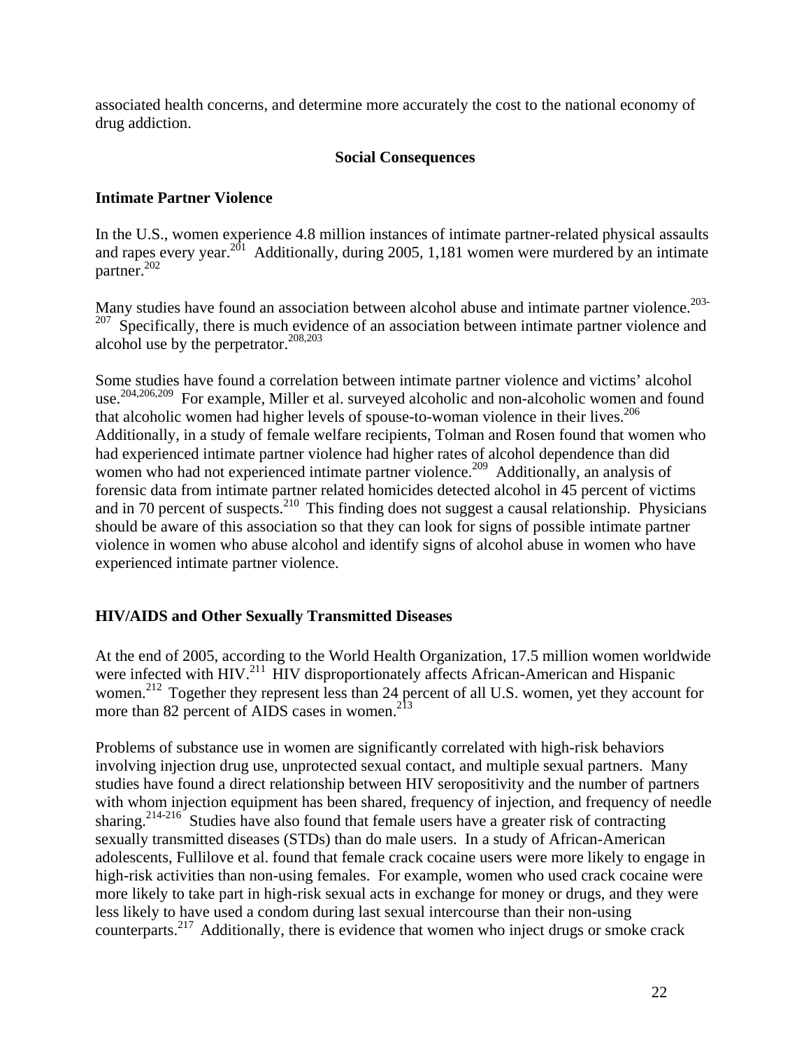associated health concerns, and determine more accurately the cost to the national economy of drug addiction.

## Social Consequences

### Intimate Partner Violence

In the U.S., women experience 4.8 million instances of intimate partner-related physical assaults and rapes every year.[201] Additionally, during 2005, 1,181 women were murdered by an intimate partner.[202]

Many studies have found an association between alcohol abuse and intimate partner violence.[203-207] Specifically, there is much evidence of an association between intimate partner violence and alcohol use by the perpetrator.[208,203]

Some studies have found a correlation between intimate partner violence and victims' alcohol use.[204,206,209] For example, Miller et al. surveyed alcoholic and non-alcoholic women and found that alcoholic women had higher levels of spouse-to-woman violence in their lives.[206] Additionally, in a study of female welfare recipients, Tolman and Rosen found that women who had experienced intimate partner violence had higher rates of alcohol dependence than did women who had not experienced intimate partner violence.[209] Additionally, an analysis of forensic data from intimate partner related homicides detected alcohol in 45 percent of victims and in 70 percent of suspects.[210] This finding does not suggest a causal relationship. Physicians should be aware of this association so that they can look for signs of possible intimate partner violence in women who abuse alcohol and identify signs of alcohol abuse in women who have experienced intimate partner violence.

### HIV/AIDS and Other Sexually Transmitted Diseases

At the end of 2005, according to the World Health Organization, 17.5 million women worldwide were infected with HIV.[211] HIV disproportionately affects African-American and Hispanic women.[212] Together they represent less than 24 percent of all U.S. women, yet they account for more than 82 percent of AIDS cases in women.[213]

Problems of substance use in women are significantly correlated with high-risk behaviors involving injection drug use, unprotected sexual contact, and multiple sexual partners. Many studies have found a direct relationship between HIV seropositivity and the number of partners with whom injection equipment has been shared, frequency of injection, and frequency of needle sharing.[214-216] Studies have also found that female users have a greater risk of contracting sexually transmitted diseases (STDs) than do male users. In a study of African-American adolescents, Fullilove et al. found that female crack cocaine users were more likely to engage in high-risk activities than non-using females. For example, women who used crack cocaine were more likely to take part in high-risk sexual acts in exchange for money or drugs, and they were less likely to have used a condom during last sexual intercourse than their non-using counterparts.[217] Additionally, there is evidence that women who inject drugs or smoke crack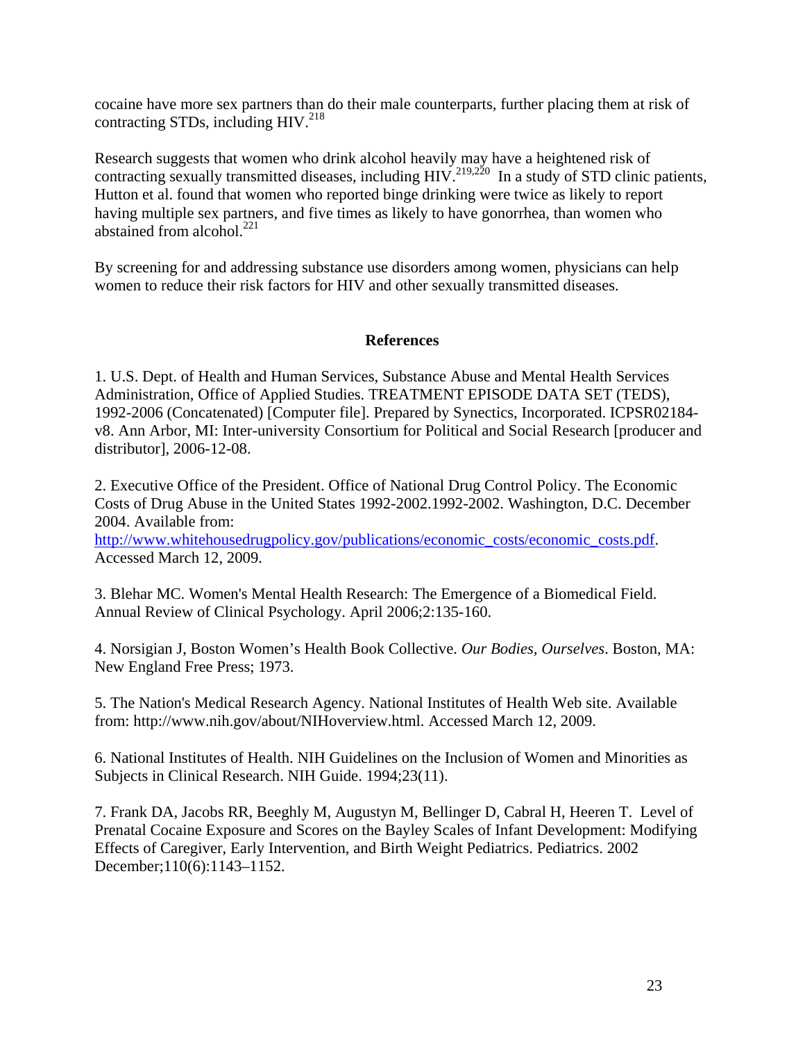cocaine have more sex partners than do their male counterparts, further placing them at risk of contracting STDs, including HIV.[218]

Research suggests that women who drink alcohol heavily may have a heightened risk of contracting sexually transmitted diseases, including HIV.[219,220] In a study of STD clinic patients, Hutton et al. found that women who reported binge drinking were twice as likely to report having multiple sex partners, and five times as likely to have gonorrhea, than women who abstained from alcohol.[221]

By screening for and addressing substance use disorders among women, physicians can help women to reduce their risk factors for HIV and other sexually transmitted diseases.

## References

1. U.S. Dept. of Health and Human Services, Substance Abuse and Mental Health Services Administration, Office of Applied Studies. TREATMENT EPISODE DATA SET (TEDS), 1992-2006 (Concatenated) [Computer file]. Prepared by Synectics, Incorporated. ICPSR02184-v8. Ann Arbor, MI: Inter-university Consortium for Political and Social Research [producer and distributor], 2006-12-08.

2. Executive Office of the President. Office of National Drug Control Policy. The Economic Costs of Drug Abuse in the United States 1992-2002.1992-2002. Washington, D.C. December 2004. Available from: http://www.whitehousedrugpolicy.gov/publications/economic_costs/economic_costs.pdf. Accessed March 12, 2009.

3. Blehar MC. Women's Mental Health Research: The Emergence of a Biomedical Field. Annual Review of Clinical Psychology. April 2006;2:135-160.

4. Norsigian J, Boston Women's Health Book Collective. *Our Bodies, Ourselves*. Boston, MA: New England Free Press; 1973.

5. The Nation's Medical Research Agency. National Institutes of Health Web site. Available from: http://www.nih.gov/about/NIHoverview.html. Accessed March 12, 2009.

6. National Institutes of Health. NIH Guidelines on the Inclusion of Women and Minorities as Subjects in Clinical Research. NIH Guide. 1994;23(11).

7. Frank DA, Jacobs RR, Beeghly M, Augustyn M, Bellinger D, Cabral H, Heeren T. Level of Prenatal Cocaine Exposure and Scores on the Bayley Scales of Infant Development: Modifying Effects of Caregiver, Early Intervention, and Birth Weight Pediatrics. Pediatrics. 2002 December;110(6):1143–1152.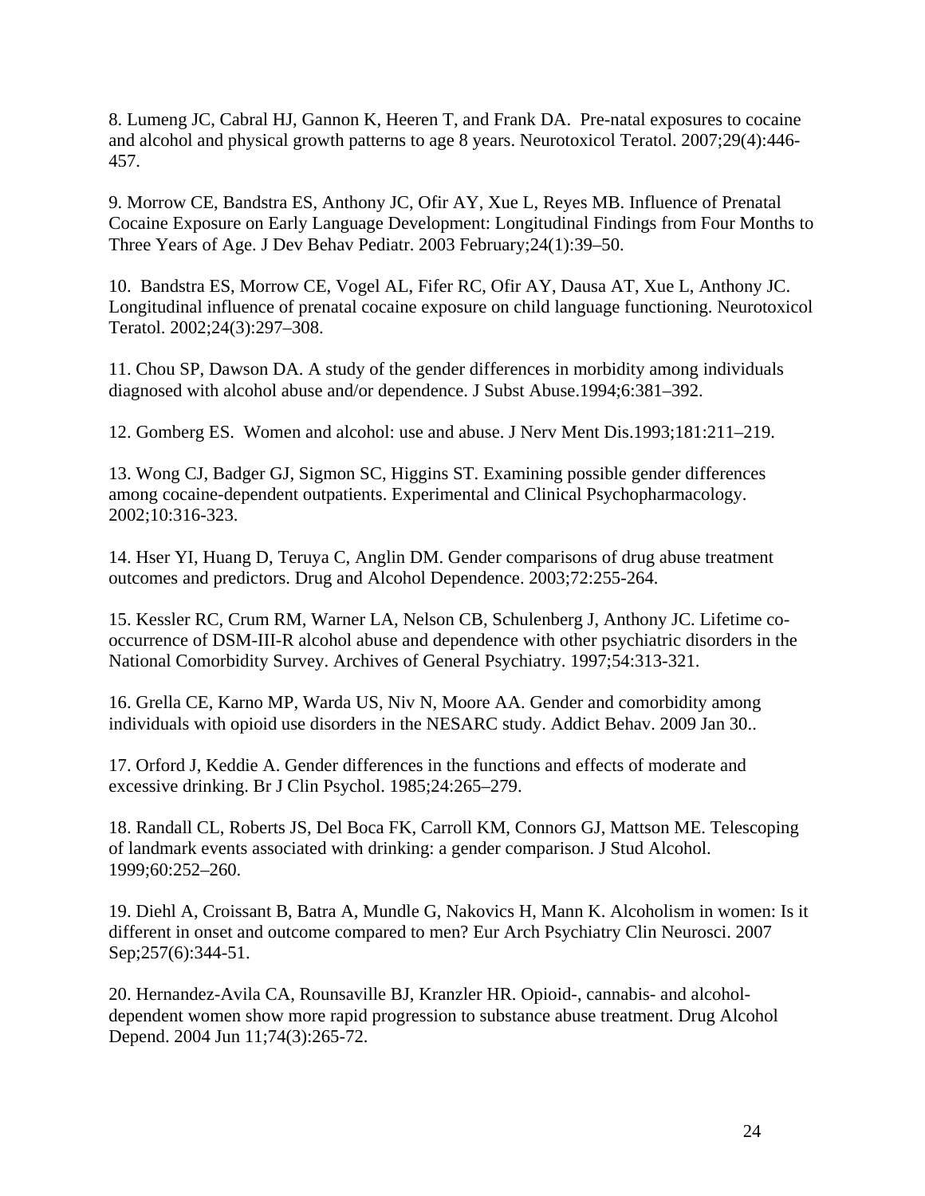8. Lumeng JC, Cabral HJ, Gannon K, Heeren T, and Frank DA. Pre-natal exposures to cocaine and alcohol and physical growth patterns to age 8 years. Neurotoxicol Teratol. 2007;29(4):446-457.

9. Morrow CE, Bandstra ES, Anthony JC, Ofir AY, Xue L, Reyes MB. Influence of Prenatal Cocaine Exposure on Early Language Development: Longitudinal Findings from Four Months to Three Years of Age. J Dev Behav Pediatr. 2003 February;24(1):39–50.

10. Bandstra ES, Morrow CE, Vogel AL, Fifer RC, Ofir AY, Dausa AT, Xue L, Anthony JC. Longitudinal influence of prenatal cocaine exposure on child language functioning. Neurotoxicol Teratol. 2002;24(3):297–308.

11. Chou SP, Dawson DA. A study of the gender differences in morbidity among individuals diagnosed with alcohol abuse and/or dependence. J Subst Abuse.1994;6:381–392.

12. Gomberg ES. Women and alcohol: use and abuse. J Nerv Ment Dis.1993;181:211–219.

13. Wong CJ, Badger GJ, Sigmon SC, Higgins ST. Examining possible gender differences among cocaine-dependent outpatients. Experimental and Clinical Psychopharmacology. 2002;10:316-323.

14. Hser YI, Huang D, Teruya C, Anglin DM. Gender comparisons of drug abuse treatment outcomes and predictors. Drug and Alcohol Dependence. 2003;72:255-264.

15. Kessler RC, Crum RM, Warner LA, Nelson CB, Schulenberg J, Anthony JC. Lifetime co-occurrence of DSM-III-R alcohol abuse and dependence with other psychiatric disorders in the National Comorbidity Survey. Archives of General Psychiatry. 1997;54:313-321.

16. Grella CE, Karno MP, Warda US, Niv N, Moore AA. Gender and comorbidity among individuals with opioid use disorders in the NESARC study. Addict Behav. 2009 Jan 30..

17. Orford J, Keddie A. Gender differences in the functions and effects of moderate and excessive drinking. Br J Clin Psychol. 1985;24:265–279.

18. Randall CL, Roberts JS, Del Boca FK, Carroll KM, Connors GJ, Mattson ME. Telescoping of landmark events associated with drinking: a gender comparison. J Stud Alcohol. 1999;60:252–260.

19. Diehl A, Croissant B, Batra A, Mundle G, Nakovics H, Mann K. Alcoholism in women: Is it different in onset and outcome compared to men? Eur Arch Psychiatry Clin Neurosci. 2007 Sep;257(6):344-51.

20. Hernandez-Avila CA, Rounsaville BJ, Kranzler HR. Opioid-, cannabis- and alcohol-dependent women show more rapid progression to substance abuse treatment. Drug Alcohol Depend. 2004 Jun 11;74(3):265-72.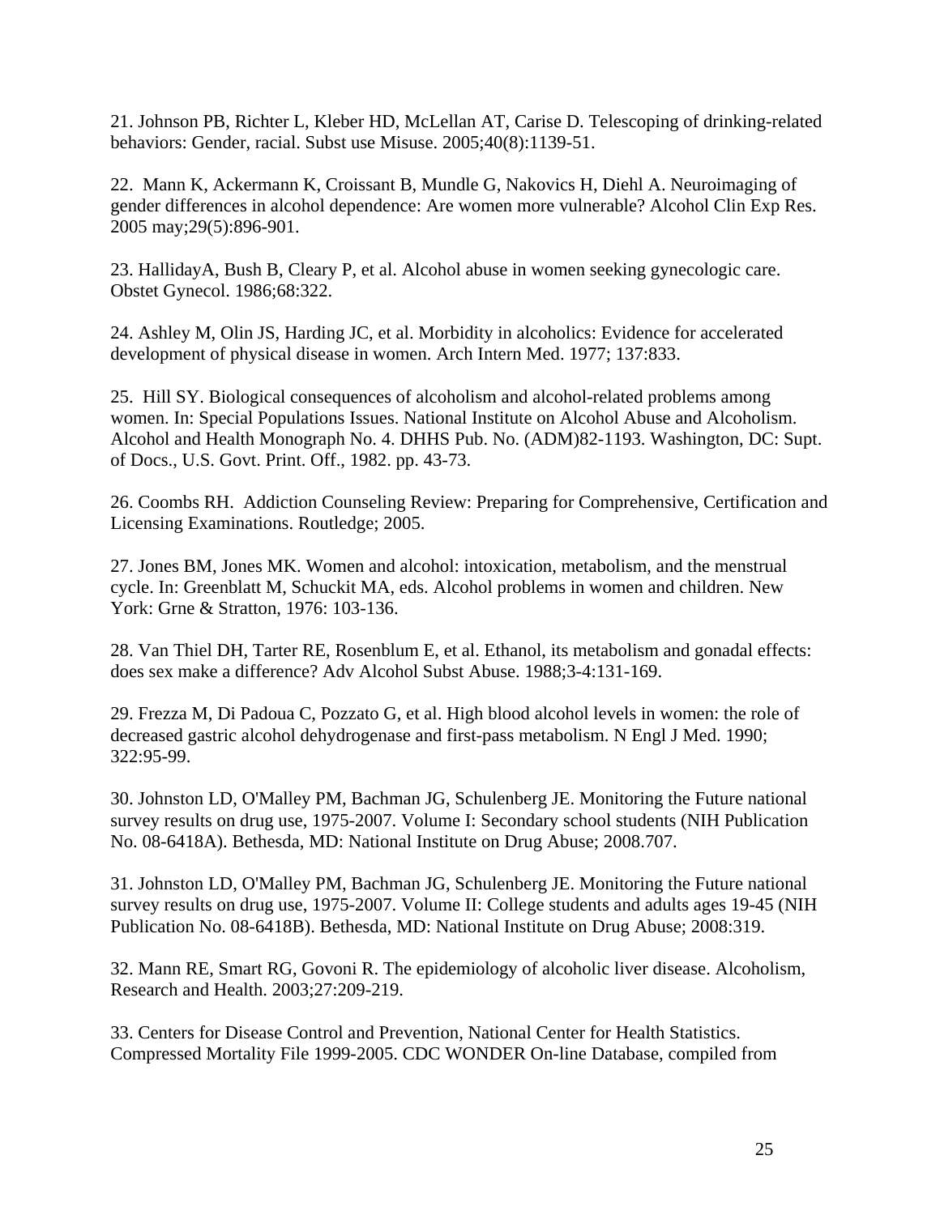21. Johnson PB, Richter L, Kleber HD, McLellan AT, Carise D. Telescoping of drinking-related behaviors: Gender, racial. Subst use Misuse. 2005;40(8):1139-51.

22. Mann K, Ackermann K, Croissant B, Mundle G, Nakovics H, Diehl A. Neuroimaging of gender differences in alcohol dependence: Are women more vulnerable? Alcohol Clin Exp Res. 2005 may;29(5):896-901.

23. HallidayA, Bush B, Cleary P, et al. Alcohol abuse in women seeking gynecologic care. Obstet Gynecol. 1986;68:322.

24. Ashley M, Olin JS, Harding JC, et al. Morbidity in alcoholics: Evidence for accelerated development of physical disease in women. Arch Intern Med. 1977; 137:833.

25. Hill SY. Biological consequences of alcoholism and alcohol-related problems among women. In: Special Populations Issues. National Institute on Alcohol Abuse and Alcoholism. Alcohol and Health Monograph No. 4. DHHS Pub. No. (ADM)82-1193. Washington, DC: Supt. of Docs., U.S. Govt. Print. Off., 1982. pp. 43-73.

26. Coombs RH. Addiction Counseling Review: Preparing for Comprehensive, Certification and Licensing Examinations. Routledge; 2005.

27. Jones BM, Jones MK. Women and alcohol: intoxication, metabolism, and the menstrual cycle. In: Greenblatt M, Schuckit MA, eds. Alcohol problems in women and children. New York: Grne & Stratton, 1976: 103-136.

28. Van Thiel DH, Tarter RE, Rosenblum E, et al. Ethanol, its metabolism and gonadal effects: does sex make a difference? Adv Alcohol Subst Abuse. 1988;3-4:131-169.

29. Frezza M, Di Padoua C, Pozzato G, et al. High blood alcohol levels in women: the role of decreased gastric alcohol dehydrogenase and first-pass metabolism. N Engl J Med. 1990; 322:95-99.

30. Johnston LD, O'Malley PM, Bachman JG, Schulenberg JE. Monitoring the Future national survey results on drug use, 1975-2007. Volume I: Secondary school students (NIH Publication No. 08-6418A). Bethesda, MD: National Institute on Drug Abuse; 2008.707.

31. Johnston LD, O'Malley PM, Bachman JG, Schulenberg JE. Monitoring the Future national survey results on drug use, 1975-2007. Volume II: College students and adults ages 19-45 (NIH Publication No. 08-6418B). Bethesda, MD: National Institute on Drug Abuse; 2008:319.

32. Mann RE, Smart RG, Govoni R. The epidemiology of alcoholic liver disease. Alcoholism, Research and Health. 2003;27:209-219.

33. Centers for Disease Control and Prevention, National Center for Health Statistics. Compressed Mortality File 1999-2005. CDC WONDER On-line Database, compiled from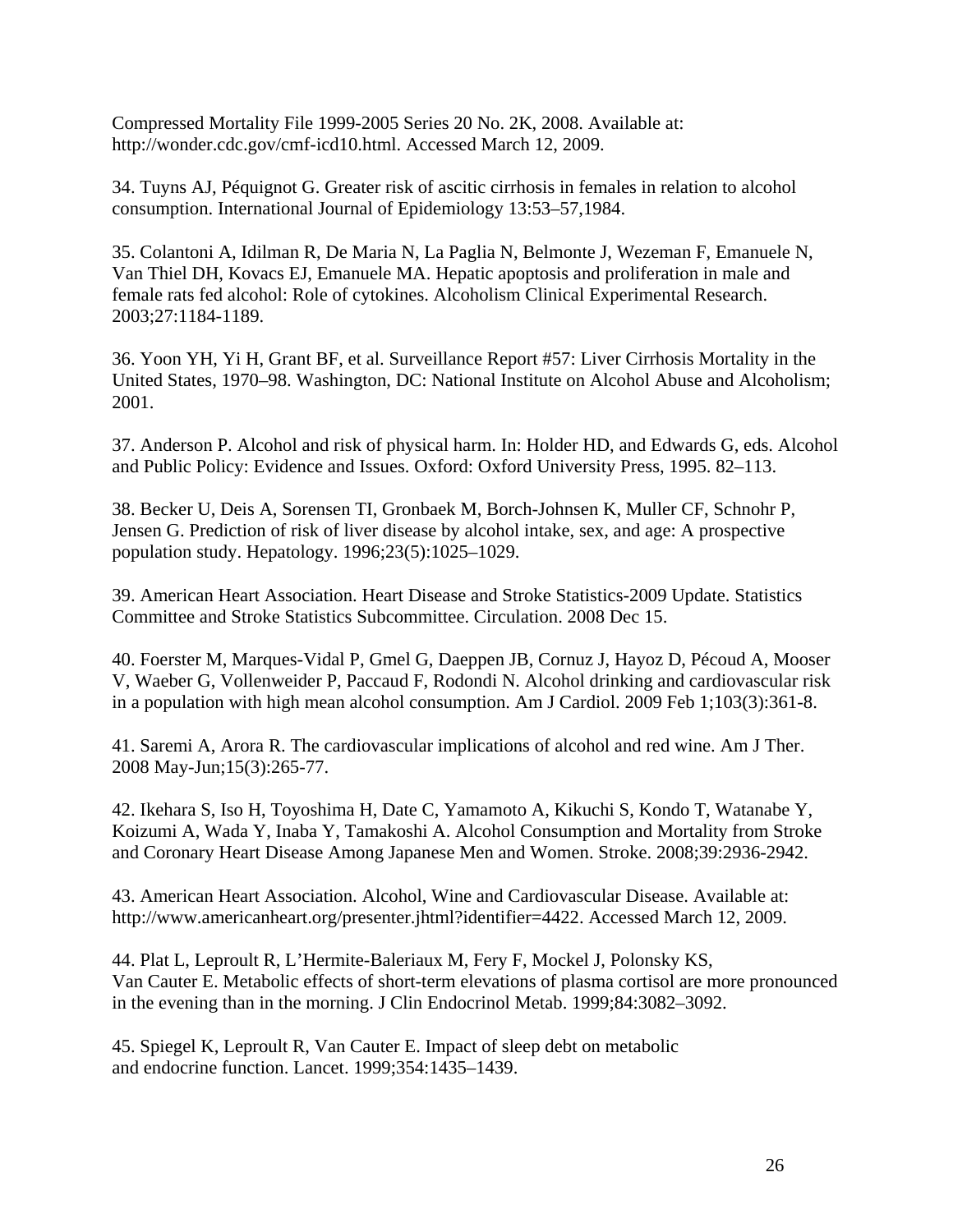Compressed Mortality File 1999-2005 Series 20 No. 2K, 2008. Available at: http://wonder.cdc.gov/cmf-icd10.html. Accessed March 12, 2009.

34. Tuyns AJ, Péquignot G. Greater risk of ascitic cirrhosis in females in relation to alcohol consumption. International Journal of Epidemiology 13:53–57,1984.

35. Colantoni A, Idilman R, De Maria N, La Paglia N, Belmonte J, Wezeman F, Emanuele N, Van Thiel DH, Kovacs EJ, Emanuele MA. Hepatic apoptosis and proliferation in male and female rats fed alcohol: Role of cytokines. Alcoholism Clinical Experimental Research. 2003;27:1184-1189.

36. Yoon YH, Yi H, Grant BF, et al. Surveillance Report #57: Liver Cirrhosis Mortality in the United States, 1970–98. Washington, DC: National Institute on Alcohol Abuse and Alcoholism; 2001.

37. Anderson P. Alcohol and risk of physical harm. In: Holder HD, and Edwards G, eds. Alcohol and Public Policy: Evidence and Issues. Oxford: Oxford University Press, 1995. 82–113.

38. Becker U, Deis A, Sorensen TI, Gronbaek M, Borch-Johnsen K, Muller CF, Schnohr P, Jensen G. Prediction of risk of liver disease by alcohol intake, sex, and age: A prospective population study. Hepatology. 1996;23(5):1025–1029.

39. American Heart Association. Heart Disease and Stroke Statistics-2009 Update. Statistics Committee and Stroke Statistics Subcommittee. Circulation. 2008 Dec 15.

40. Foerster M, Marques-Vidal P, Gmel G, Daeppen JB, Cornuz J, Hayoz D, Pécoud A, Mooser V, Waeber G, Vollenweider P, Paccaud F, Rodondi N. Alcohol drinking and cardiovascular risk in a population with high mean alcohol consumption. Am J Cardiol. 2009 Feb 1;103(3):361-8.

41. Saremi A, Arora R. The cardiovascular implications of alcohol and red wine. Am J Ther. 2008 May-Jun;15(3):265-77.

42. Ikehara S, Iso H, Toyoshima H, Date C, Yamamoto A, Kikuchi S, Kondo T, Watanabe Y, Koizumi A, Wada Y, Inaba Y, Tamakoshi A. Alcohol Consumption and Mortality from Stroke and Coronary Heart Disease Among Japanese Men and Women. Stroke. 2008;39:2936-2942.

43. American Heart Association. Alcohol, Wine and Cardiovascular Disease. Available at: http://www.americanheart.org/presenter.jhtml?identifier=4422. Accessed March 12, 2009.

44. Plat L, Leproult R, L'Hermite-Baleriaux M, Fery F, Mockel J, Polonsky KS, Van Cauter E. Metabolic effects of short-term elevations of plasma cortisol are more pronounced in the evening than in the morning. J Clin Endocrinol Metab. 1999;84:3082–3092.

45. Spiegel K, Leproult R, Van Cauter E. Impact of sleep debt on metabolic and endocrine function. Lancet. 1999;354:1435–1439.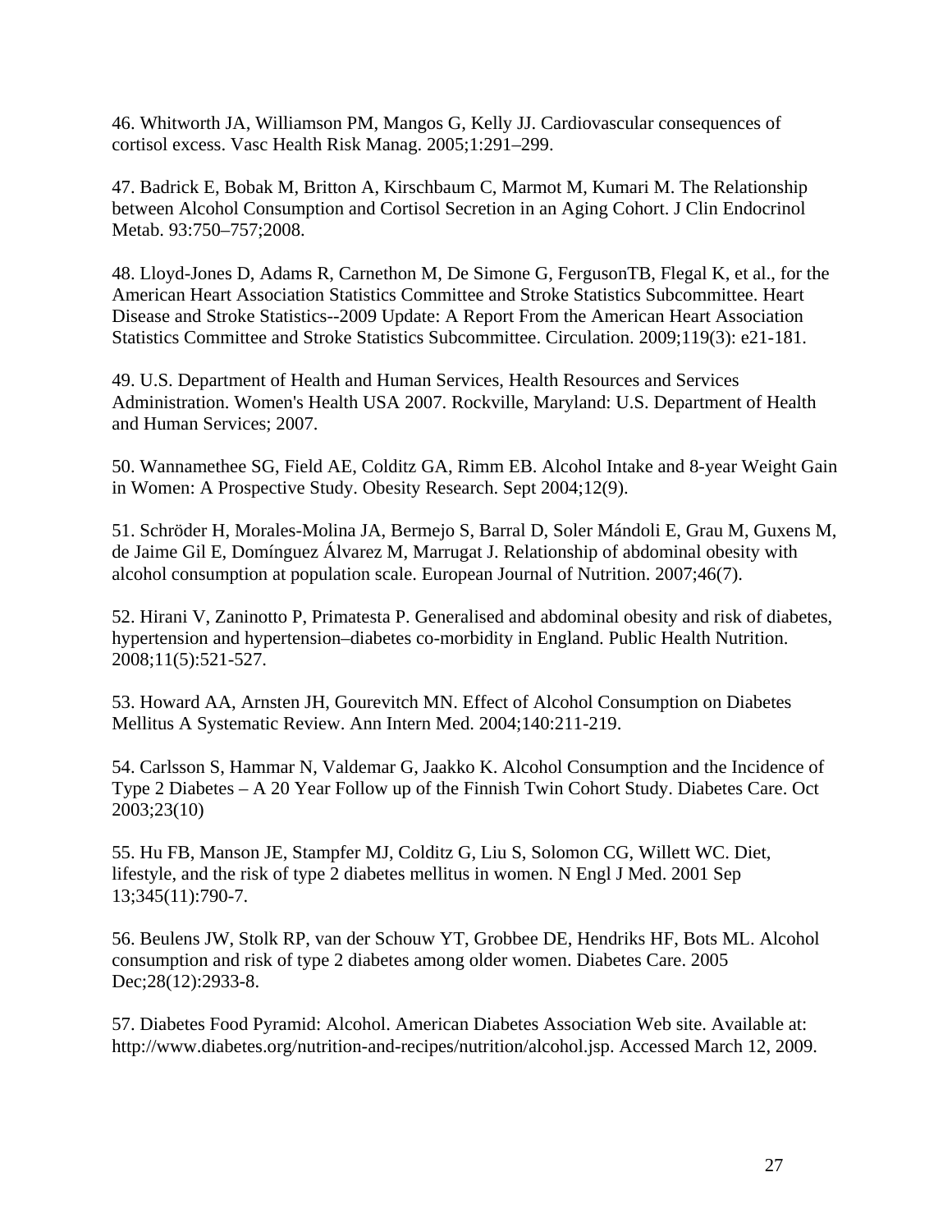46. Whitworth JA, Williamson PM, Mangos G, Kelly JJ. Cardiovascular consequences of cortisol excess. Vasc Health Risk Manag. 2005;1:291–299.

47. Badrick E, Bobak M, Britton A, Kirschbaum C, Marmot M, Kumari M. The Relationship between Alcohol Consumption and Cortisol Secretion in an Aging Cohort. J Clin Endocrinol Metab. 93:750–757;2008.

48. Lloyd-Jones D, Adams R, Carnethon M, De Simone G, FergusonTB, Flegal K, et al., for the American Heart Association Statistics Committee and Stroke Statistics Subcommittee. Heart Disease and Stroke Statistics--2009 Update: A Report From the American Heart Association Statistics Committee and Stroke Statistics Subcommittee. Circulation. 2009;119(3): e21-181.

49. U.S. Department of Health and Human Services, Health Resources and Services Administration. Women's Health USA 2007. Rockville, Maryland: U.S. Department of Health and Human Services; 2007.

50. Wannamethee SG, Field AE, Colditz GA, Rimm EB. Alcohol Intake and 8-year Weight Gain in Women: A Prospective Study. Obesity Research. Sept 2004;12(9).

51. Schröder H, Morales-Molina JA, Bermejo S, Barral D, Soler Mándoli E, Grau M, Guxens M, de Jaime Gil E, Domínguez Álvarez M, Marrugat J. Relationship of abdominal obesity with alcohol consumption at population scale. European Journal of Nutrition. 2007;46(7).

52. Hirani V, Zaninotto P, Primatesta P. Generalised and abdominal obesity and risk of diabetes, hypertension and hypertension–diabetes co-morbidity in England. Public Health Nutrition. 2008;11(5):521-527.

53. Howard AA, Arnsten JH, Gourevitch MN. Effect of Alcohol Consumption on Diabetes Mellitus A Systematic Review. Ann Intern Med. 2004;140:211-219.

54. Carlsson S, Hammar N, Valdemar G, Jaakko K. Alcohol Consumption and the Incidence of Type 2 Diabetes – A 20 Year Follow up of the Finnish Twin Cohort Study. Diabetes Care. Oct 2003;23(10)

55. Hu FB, Manson JE, Stampfer MJ, Colditz G, Liu S, Solomon CG, Willett WC. Diet, lifestyle, and the risk of type 2 diabetes mellitus in women. N Engl J Med. 2001 Sep 13;345(11):790-7.

56. Beulens JW, Stolk RP, van der Schouw YT, Grobbee DE, Hendriks HF, Bots ML. Alcohol consumption and risk of type 2 diabetes among older women. Diabetes Care. 2005 Dec;28(12):2933-8.

57. Diabetes Food Pyramid: Alcohol. American Diabetes Association Web site. Available at: http://www.diabetes.org/nutrition-and-recipes/nutrition/alcohol.jsp. Accessed March 12, 2009.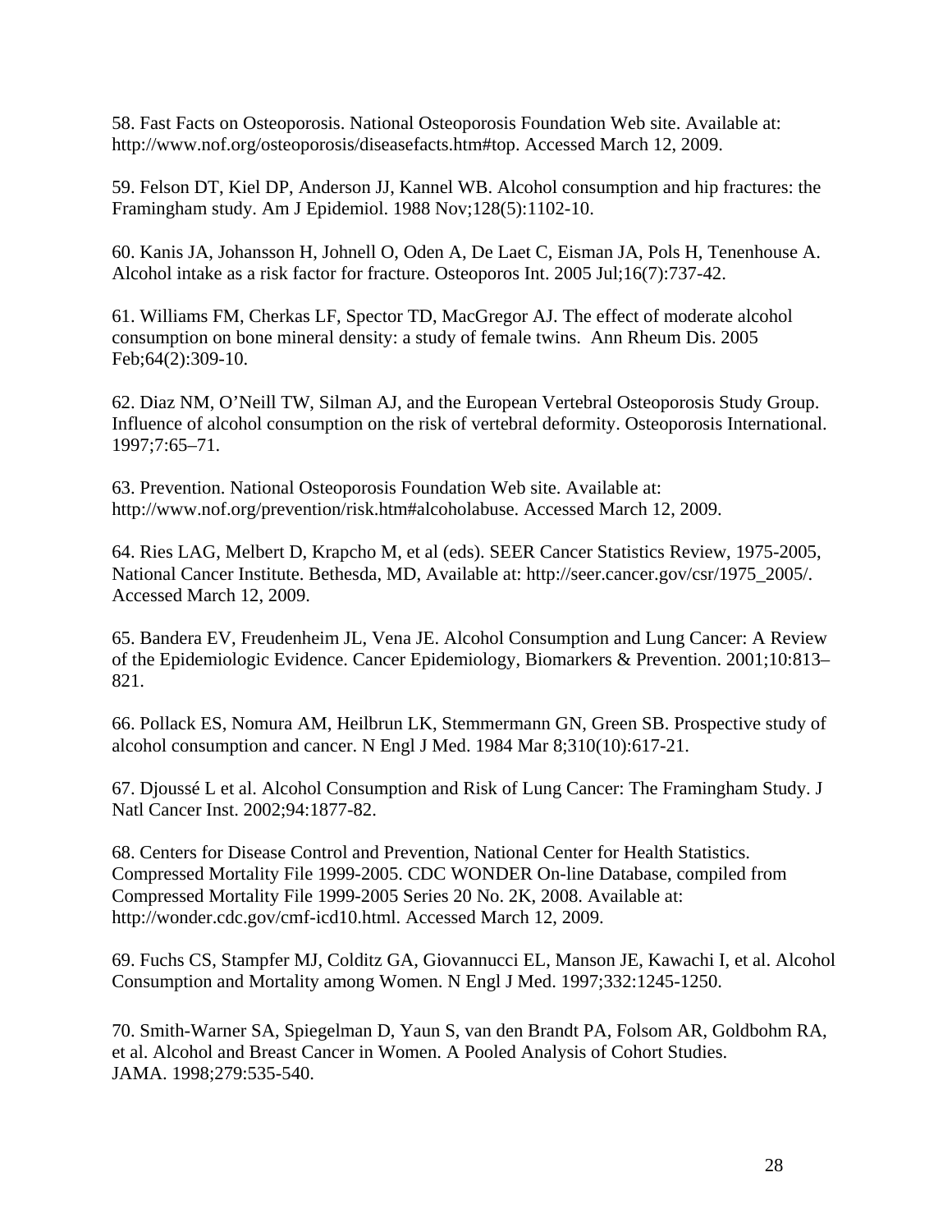58. Fast Facts on Osteoporosis. National Osteoporosis Foundation Web site. Available at: http://www.nof.org/osteoporosis/diseasefacts.htm#top. Accessed March 12, 2009.

59. Felson DT, Kiel DP, Anderson JJ, Kannel WB. Alcohol consumption and hip fractures: the Framingham study. Am J Epidemiol. 1988 Nov;128(5):1102-10.

60. Kanis JA, Johansson H, Johnell O, Oden A, De Laet C, Eisman JA, Pols H, Tenenhouse A. Alcohol intake as a risk factor for fracture. Osteoporos Int. 2005 Jul;16(7):737-42.

61. Williams FM, Cherkas LF, Spector TD, MacGregor AJ. The effect of moderate alcohol consumption on bone mineral density: a study of female twins. Ann Rheum Dis. 2005 Feb;64(2):309-10.

62. Diaz NM, O'Neill TW, Silman AJ, and the European Vertebral Osteoporosis Study Group. Influence of alcohol consumption on the risk of vertebral deformity. Osteoporosis International. 1997;7:65–71.

63. Prevention. National Osteoporosis Foundation Web site. Available at: http://www.nof.org/prevention/risk.htm#alcoholabuse. Accessed March 12, 2009.

64. Ries LAG, Melbert D, Krapcho M, et al (eds). SEER Cancer Statistics Review, 1975-2005, National Cancer Institute. Bethesda, MD, Available at: http://seer.cancer.gov/csr/1975_2005/. Accessed March 12, 2009.

65. Bandera EV, Freudenheim JL, Vena JE. Alcohol Consumption and Lung Cancer: A Review of the Epidemiologic Evidence. Cancer Epidemiology, Biomarkers & Prevention. 2001;10:813–821.

66. Pollack ES, Nomura AM, Heilbrun LK, Stemmermann GN, Green SB. Prospective study of alcohol consumption and cancer. N Engl J Med. 1984 Mar 8;310(10):617-21.

67. Djoussé L et al. Alcohol Consumption and Risk of Lung Cancer: The Framingham Study. J Natl Cancer Inst. 2002;94:1877-82.

68. Centers for Disease Control and Prevention, National Center for Health Statistics. Compressed Mortality File 1999-2005. CDC WONDER On-line Database, compiled from Compressed Mortality File 1999-2005 Series 20 No. 2K, 2008. Available at: http://wonder.cdc.gov/cmf-icd10.html. Accessed March 12, 2009.

69. Fuchs CS, Stampfer MJ, Colditz GA, Giovannucci EL, Manson JE, Kawachi I, et al. Alcohol Consumption and Mortality among Women. N Engl J Med. 1997;332:1245-1250.

70. Smith-Warner SA, Spiegelman D, Yaun S, van den Brandt PA, Folsom AR, Goldbohm RA, et al. Alcohol and Breast Cancer in Women. A Pooled Analysis of Cohort Studies. JAMA. 1998;279:535-540.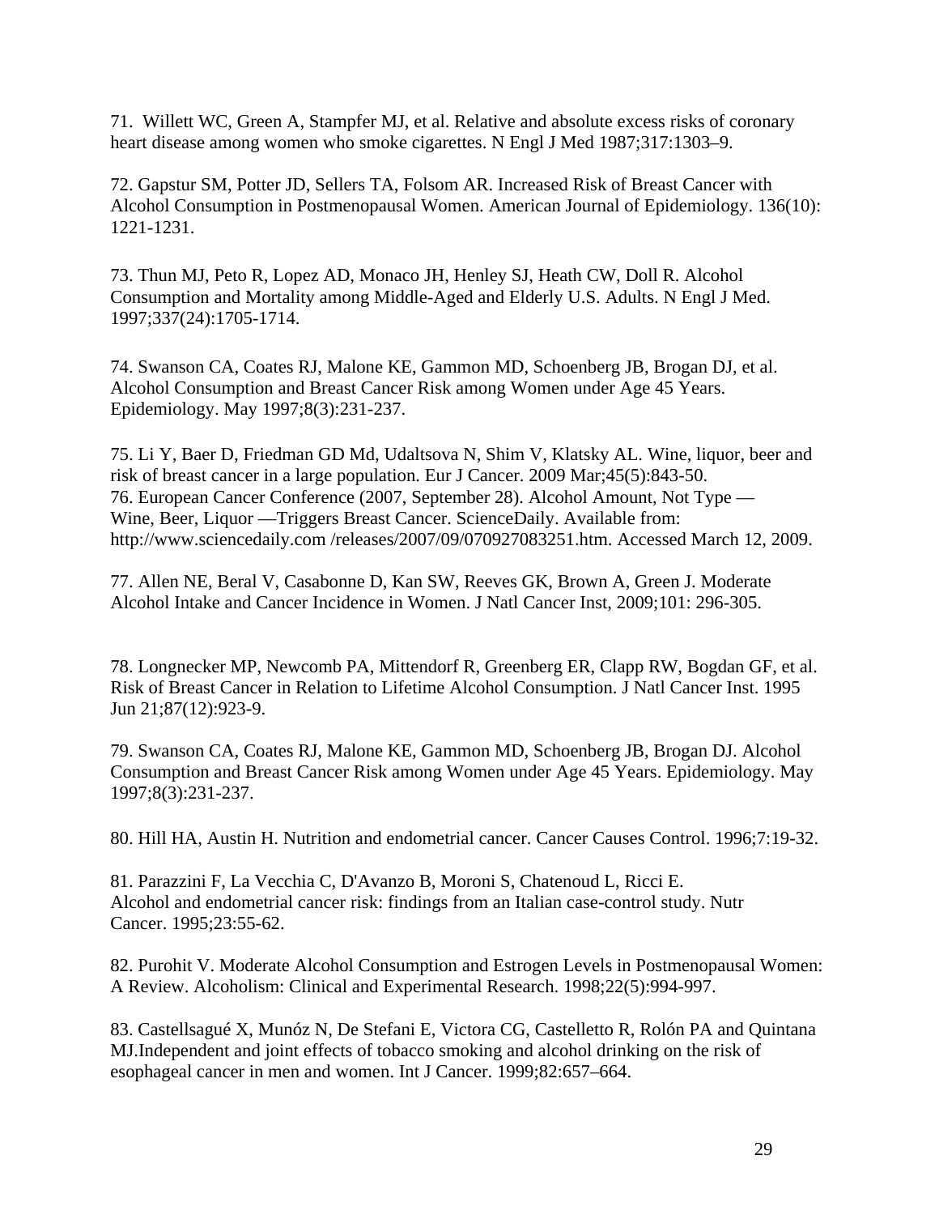71. Willett WC, Green A, Stampfer MJ, et al. Relative and absolute excess risks of coronary heart disease among women who smoke cigarettes. N Engl J Med 1987;317:1303–9.

72. Gapstur SM, Potter JD, Sellers TA, Folsom AR. Increased Risk of Breast Cancer with Alcohol Consumption in Postmenopausal Women. American Journal of Epidemiology. 136(10): 1221-1231.

73. Thun MJ, Peto R, Lopez AD, Monaco JH, Henley SJ, Heath CW, Doll R. Alcohol Consumption and Mortality among Middle-Aged and Elderly U.S. Adults. N Engl J Med. 1997;337(24):1705-1714.

74. Swanson CA, Coates RJ, Malone KE, Gammon MD, Schoenberg JB, Brogan DJ, et al. Alcohol Consumption and Breast Cancer Risk among Women under Age 45 Years. Epidemiology. May 1997;8(3):231-237.

75. Li Y, Baer D, Friedman GD Md, Udaltsova N, Shim V, Klatsky AL. Wine, liquor, beer and risk of breast cancer in a large population. Eur J Cancer. 2009 Mar;45(5):843-50.

76. European Cancer Conference (2007, September 28). Alcohol Amount, Not Type — Wine, Beer, Liquor —Triggers Breast Cancer. ScienceDaily. Available from: http://www.sciencedaily.com /releases/2007/09/070927083251.htm. Accessed March 12, 2009.

77. Allen NE, Beral V, Casabonne D, Kan SW, Reeves GK, Brown A, Green J. Moderate Alcohol Intake and Cancer Incidence in Women. J Natl Cancer Inst, 2009;101: 296-305.

78. Longnecker MP, Newcomb PA, Mittendorf R, Greenberg ER, Clapp RW, Bogdan GF, et al. Risk of Breast Cancer in Relation to Lifetime Alcohol Consumption. J Natl Cancer Inst. 1995 Jun 21;87(12):923-9.

79. Swanson CA, Coates RJ, Malone KE, Gammon MD, Schoenberg JB, Brogan DJ. Alcohol Consumption and Breast Cancer Risk among Women under Age 45 Years. Epidemiology. May 1997;8(3):231-237.

80. Hill HA, Austin H. Nutrition and endometrial cancer. Cancer Causes Control. 1996;7:19-32.

81. Parazzini F, La Vecchia C, D'Avanzo B, Moroni S, Chatenoud L, Ricci E. Alcohol and endometrial cancer risk: findings from an Italian case-control study. Nutr Cancer. 1995;23:55-62.

82. Purohit V. Moderate Alcohol Consumption and Estrogen Levels in Postmenopausal Women: A Review. Alcoholism: Clinical and Experimental Research. 1998;22(5):994-997.

83. Castellsagué X, Munóz N, De Stefani E, Victora CG, Castelletto R, Rolón PA and Quintana MJ.Independent and joint effects of tobacco smoking and alcohol drinking on the risk of esophageal cancer in men and women. Int J Cancer. 1999;82:657–664.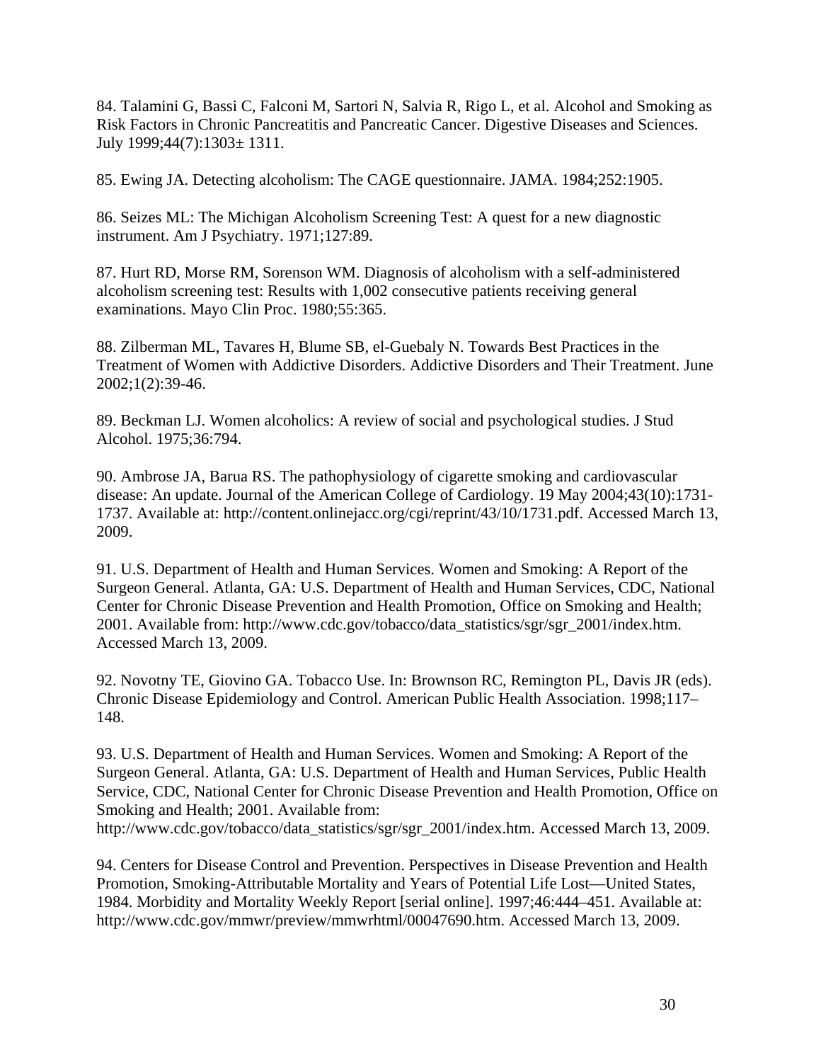84. Talamini G, Bassi C, Falconi M, Sartori N, Salvia R, Rigo L, et al. Alcohol and Smoking as Risk Factors in Chronic Pancreatitis and Pancreatic Cancer. Digestive Diseases and Sciences. July 1999;44(7):1303± 1311.

85. Ewing JA. Detecting alcoholism: The CAGE questionnaire. JAMA. 1984;252:1905.

86. Seizes ML: The Michigan Alcoholism Screening Test: A quest for a new diagnostic instrument. Am J Psychiatry. 1971;127:89.

87. Hurt RD, Morse RM, Sorenson WM. Diagnosis of alcoholism with a self-administered alcoholism screening test: Results with 1,002 consecutive patients receiving general examinations. Mayo Clin Proc. 1980;55:365.

88. Zilberman ML, Tavares H, Blume SB, el-Guebaly N. Towards Best Practices in the Treatment of Women with Addictive Disorders. Addictive Disorders and Their Treatment. June 2002;1(2):39-46.

89. Beckman LJ. Women alcoholics: A review of social and psychological studies. J Stud Alcohol. 1975;36:794.

90. Ambrose JA, Barua RS. The pathophysiology of cigarette smoking and cardiovascular disease: An update. Journal of the American College of Cardiology. 19 May 2004;43(10):1731-1737. Available at: http://content.onlinejacc.org/cgi/reprint/43/10/1731.pdf. Accessed March 13, 2009.

91. U.S. Department of Health and Human Services. Women and Smoking: A Report of the Surgeon General. Atlanta, GA: U.S. Department of Health and Human Services, CDC, National Center for Chronic Disease Prevention and Health Promotion, Office on Smoking and Health; 2001. Available from: http://www.cdc.gov/tobacco/data_statistics/sgr/sgr_2001/index.htm. Accessed March 13, 2009.

92. Novotny TE, Giovino GA. Tobacco Use. In: Brownson RC, Remington PL, Davis JR (eds). Chronic Disease Epidemiology and Control. American Public Health Association. 1998;117–148.

93. U.S. Department of Health and Human Services. Women and Smoking: A Report of the Surgeon General. Atlanta, GA: U.S. Department of Health and Human Services, Public Health Service, CDC, National Center for Chronic Disease Prevention and Health Promotion, Office on Smoking and Health; 2001. Available from: http://www.cdc.gov/tobacco/data_statistics/sgr/sgr_2001/index.htm. Accessed March 13, 2009.

94. Centers for Disease Control and Prevention. Perspectives in Disease Prevention and Health Promotion, Smoking-Attributable Mortality and Years of Potential Life Lost—United States, 1984. Morbidity and Mortality Weekly Report [serial online]. 1997;46:444–451. Available at: http://www.cdc.gov/mmwr/preview/mmwrhtml/00047690.htm. Accessed March 13, 2009.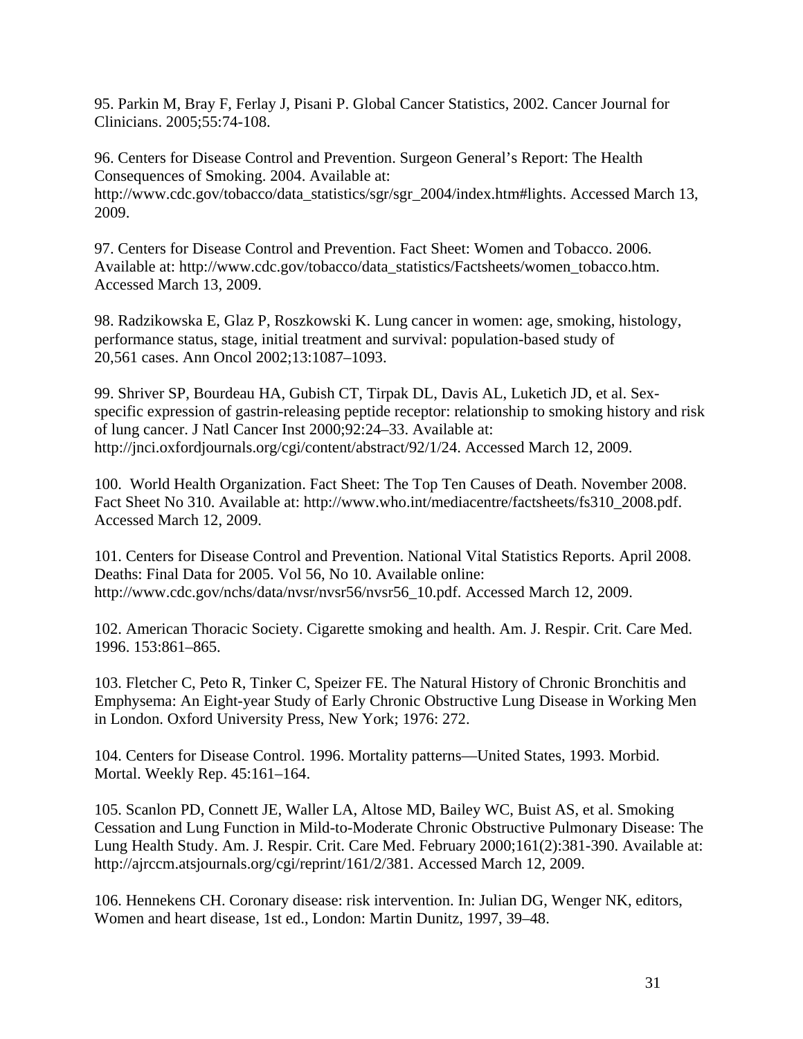95. Parkin M, Bray F, Ferlay J, Pisani P. Global Cancer Statistics, 2002. Cancer Journal for Clinicians. 2005;55:74-108.

96. Centers for Disease Control and Prevention. Surgeon General's Report: The Health Consequences of Smoking. 2004. Available at: http://www.cdc.gov/tobacco/data_statistics/sgr/sgr_2004/index.htm#lights. Accessed March 13, 2009.

97. Centers for Disease Control and Prevention. Fact Sheet: Women and Tobacco. 2006. Available at: http://www.cdc.gov/tobacco/data_statistics/Factsheets/women_tobacco.htm. Accessed March 13, 2009.

98. Radzikowska E, Glaz P, Roszkowski K. Lung cancer in women: age, smoking, histology, performance status, stage, initial treatment and survival: population-based study of 20,561 cases. Ann Oncol 2002;13:1087–1093.

99. Shriver SP, Bourdeau HA, Gubish CT, Tirpak DL, Davis AL, Luketich JD, et al. Sex-specific expression of gastrin-releasing peptide receptor: relationship to smoking history and risk of lung cancer. J Natl Cancer Inst 2000;92:24–33. Available at: http://jnci.oxfordjournals.org/cgi/content/abstract/92/1/24. Accessed March 12, 2009.

100. World Health Organization. Fact Sheet: The Top Ten Causes of Death. November 2008. Fact Sheet No 310. Available at: http://www.who.int/mediacentre/factsheets/fs310_2008.pdf. Accessed March 12, 2009.

101. Centers for Disease Control and Prevention. National Vital Statistics Reports. April 2008. Deaths: Final Data for 2005. Vol 56, No 10. Available online: http://www.cdc.gov/nchs/data/nvsr/nvsr56/nvsr56_10.pdf. Accessed March 12, 2009.

102. American Thoracic Society. Cigarette smoking and health. Am. J. Respir. Crit. Care Med. 1996. 153:861–865.

103. Fletcher C, Peto R, Tinker C, Speizer FE. The Natural History of Chronic Bronchitis and Emphysema: An Eight-year Study of Early Chronic Obstructive Lung Disease in Working Men in London. Oxford University Press, New York; 1976: 272.

104. Centers for Disease Control. 1996. Mortality patterns—United States, 1993. Morbid. Mortal. Weekly Rep. 45:161–164.

105. Scanlon PD, Connett JE, Waller LA, Altose MD, Bailey WC, Buist AS, et al. Smoking Cessation and Lung Function in Mild-to-Moderate Chronic Obstructive Pulmonary Disease: The Lung Health Study. Am. J. Respir. Crit. Care Med. February 2000;161(2):381-390. Available at: http://ajrccm.atsjournals.org/cgi/reprint/161/2/381. Accessed March 12, 2009.

106. Hennekens CH. Coronary disease: risk intervention. In: Julian DG, Wenger NK, editors, Women and heart disease, 1st ed., London: Martin Dunitz, 1997, 39–48.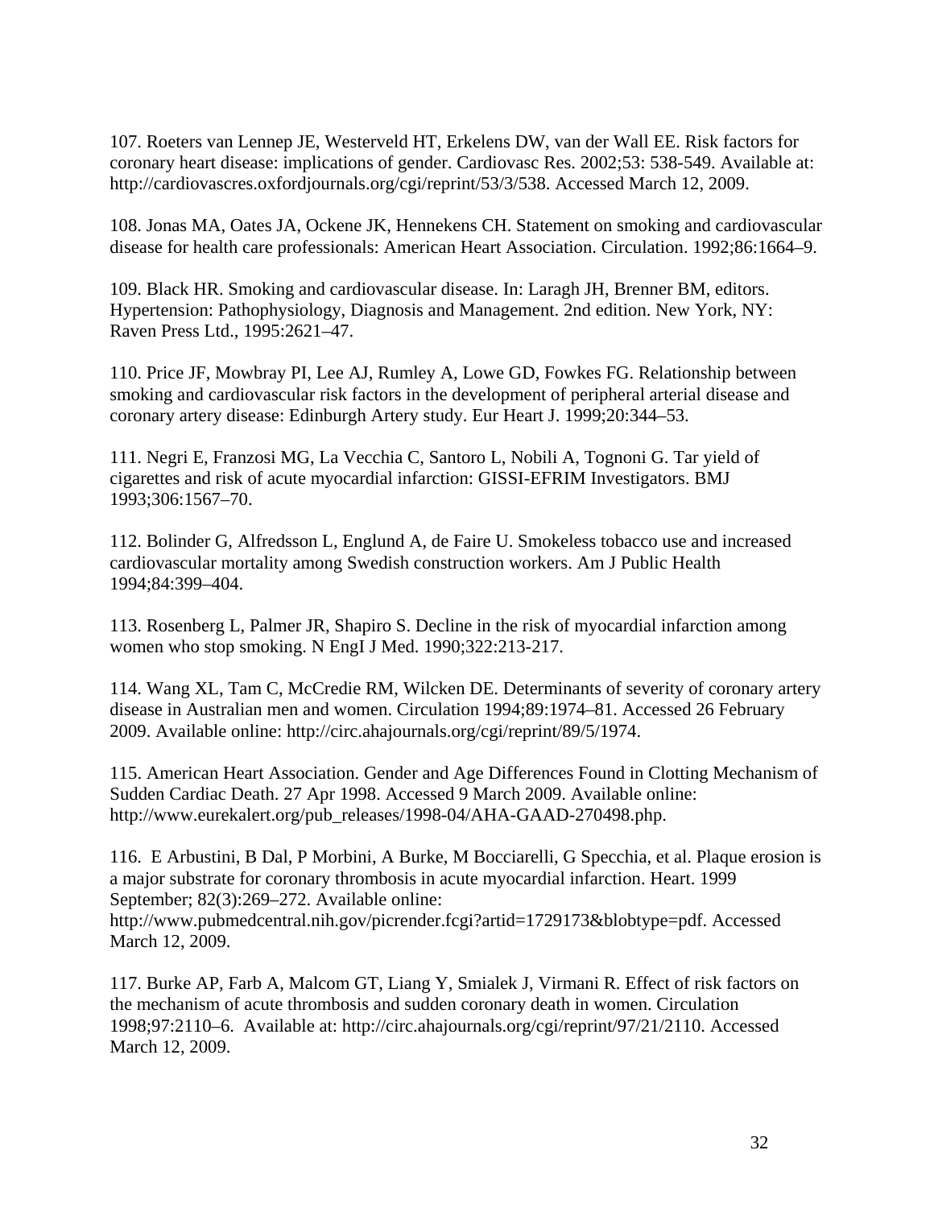107. Roeters van Lennep JE, Westerveld HT, Erkelens DW, van der Wall EE. Risk factors for coronary heart disease: implications of gender. Cardiovasc Res. 2002;53: 538-549. Available at: http://cardiovascres.oxfordjournals.org/cgi/reprint/53/3/538. Accessed March 12, 2009.

108. Jonas MA, Oates JA, Ockene JK, Hennekens CH. Statement on smoking and cardiovascular disease for health care professionals: American Heart Association. Circulation. 1992;86:1664–9.

109. Black HR. Smoking and cardiovascular disease. In: Laragh JH, Brenner BM, editors. Hypertension: Pathophysiology, Diagnosis and Management. 2nd edition. New York, NY: Raven Press Ltd., 1995:2621–47.

110. Price JF, Mowbray PI, Lee AJ, Rumley A, Lowe GD, Fowkes FG. Relationship between smoking and cardiovascular risk factors in the development of peripheral arterial disease and coronary artery disease: Edinburgh Artery study. Eur Heart J. 1999;20:344–53.

111. Negri E, Franzosi MG, La Vecchia C, Santoro L, Nobili A, Tognoni G. Tar yield of cigarettes and risk of acute myocardial infarction: GISSI-EFRIM Investigators. BMJ 1993;306:1567–70.

112. Bolinder G, Alfredsson L, Englund A, de Faire U. Smokeless tobacco use and increased cardiovascular mortality among Swedish construction workers. Am J Public Health 1994;84:399–404.

113. Rosenberg L, Palmer JR, Shapiro S. Decline in the risk of myocardial infarction among women who stop smoking. N EngI J Med. 1990;322:213-217.

114. Wang XL, Tam C, McCredie RM, Wilcken DE. Determinants of severity of coronary artery disease in Australian men and women. Circulation 1994;89:1974–81. Accessed 26 February 2009. Available online: http://circ.ahajournals.org/cgi/reprint/89/5/1974.

115. American Heart Association. Gender and Age Differences Found in Clotting Mechanism of Sudden Cardiac Death. 27 Apr 1998. Accessed 9 March 2009. Available online: http://www.eurekalert.org/pub_releases/1998-04/AHA-GAAD-270498.php.

116. E Arbustini, B Dal, P Morbini, A Burke, M Bocciarelli, G Specchia, et al. Plaque erosion is a major substrate for coronary thrombosis in acute myocardial infarction. Heart. 1999 September; 82(3):269–272. Available online: http://www.pubmedcentral.nih.gov/picrender.fcgi?artid=1729173&blobtype=pdf. Accessed March 12, 2009.

117. Burke AP, Farb A, Malcom GT, Liang Y, Smialek J, Virmani R. Effect of risk factors on the mechanism of acute thrombosis and sudden coronary death in women. Circulation 1998;97:2110–6. Available at: http://circ.ahajournals.org/cgi/reprint/97/21/2110. Accessed March 12, 2009.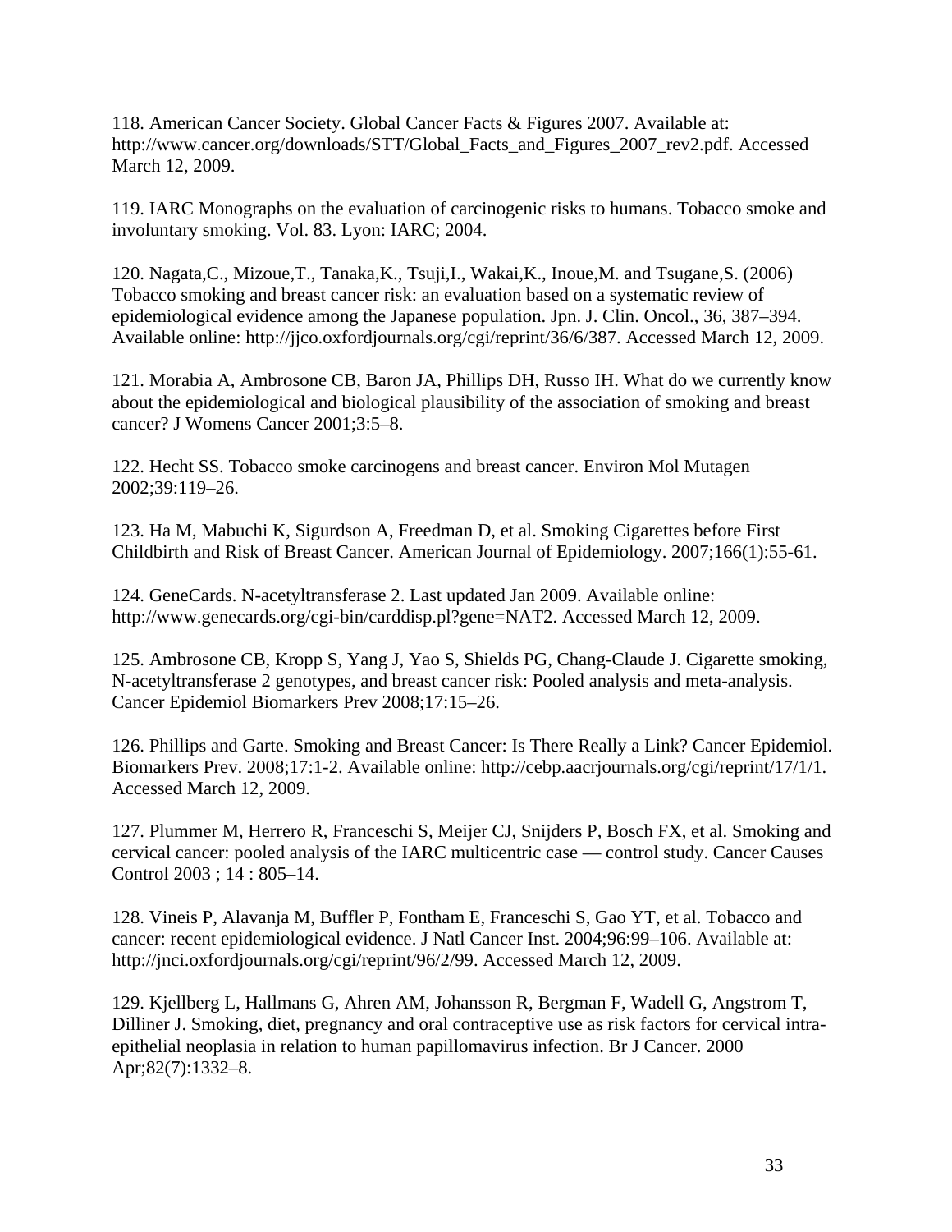118. American Cancer Society. Global Cancer Facts & Figures 2007. Available at: http://www.cancer.org/downloads/STT/Global_Facts_and_Figures_2007_rev2.pdf. Accessed March 12, 2009.

119. IARC Monographs on the evaluation of carcinogenic risks to humans. Tobacco smoke and involuntary smoking. Vol. 83. Lyon: IARC; 2004.

120. Nagata,C., Mizoue,T., Tanaka,K., Tsuji,I., Wakai,K., Inoue,M. and Tsugane,S. (2006) Tobacco smoking and breast cancer risk: an evaluation based on a systematic review of epidemiological evidence among the Japanese population. Jpn. J. Clin. Oncol., 36, 387–394. Available online: http://jjco.oxfordjournals.org/cgi/reprint/36/6/387. Accessed March 12, 2009.

121. Morabia A, Ambrosone CB, Baron JA, Phillips DH, Russo IH. What do we currently know about the epidemiological and biological plausibility of the association of smoking and breast cancer? J Womens Cancer 2001;3:5–8.

122. Hecht SS. Tobacco smoke carcinogens and breast cancer. Environ Mol Mutagen 2002;39:119–26.

123. Ha M, Mabuchi K, Sigurdson A, Freedman D, et al. Smoking Cigarettes before First Childbirth and Risk of Breast Cancer. American Journal of Epidemiology. 2007;166(1):55-61.

124. GeneCards. N-acetyltransferase 2. Last updated Jan 2009. Available online: http://www.genecards.org/cgi-bin/carddisp.pl?gene=NAT2. Accessed March 12, 2009.

125. Ambrosone CB, Kropp S, Yang J, Yao S, Shields PG, Chang-Claude J. Cigarette smoking, N-acetyltransferase 2 genotypes, and breast cancer risk: Pooled analysis and meta-analysis. Cancer Epidemiol Biomarkers Prev 2008;17:15–26.

126. Phillips and Garte. Smoking and Breast Cancer: Is There Really a Link? Cancer Epidemiol. Biomarkers Prev. 2008;17:1-2. Available online: http://cebp.aacrjournals.org/cgi/reprint/17/1/1. Accessed March 12, 2009.

127. Plummer M, Herrero R, Franceschi S, Meijer CJ, Snijders P, Bosch FX, et al. Smoking and cervical cancer: pooled analysis of the IARC multicentric case — control study. Cancer Causes Control 2003 ; 14 : 805–14.

128. Vineis P, Alavanja M, Buffler P, Fontham E, Franceschi S, Gao YT, et al. Tobacco and cancer: recent epidemiological evidence. J Natl Cancer Inst. 2004;96:99–106. Available at: http://jnci.oxfordjournals.org/cgi/reprint/96/2/99. Accessed March 12, 2009.

129. Kjellberg L, Hallmans G, Ahren AM, Johansson R, Bergman F, Wadell G, Angstrom T, Dilliner J. Smoking, diet, pregnancy and oral contraceptive use as risk factors for cervical intra-epithelial neoplasia in relation to human papillomavirus infection. Br J Cancer. 2000 Apr;82(7):1332–8.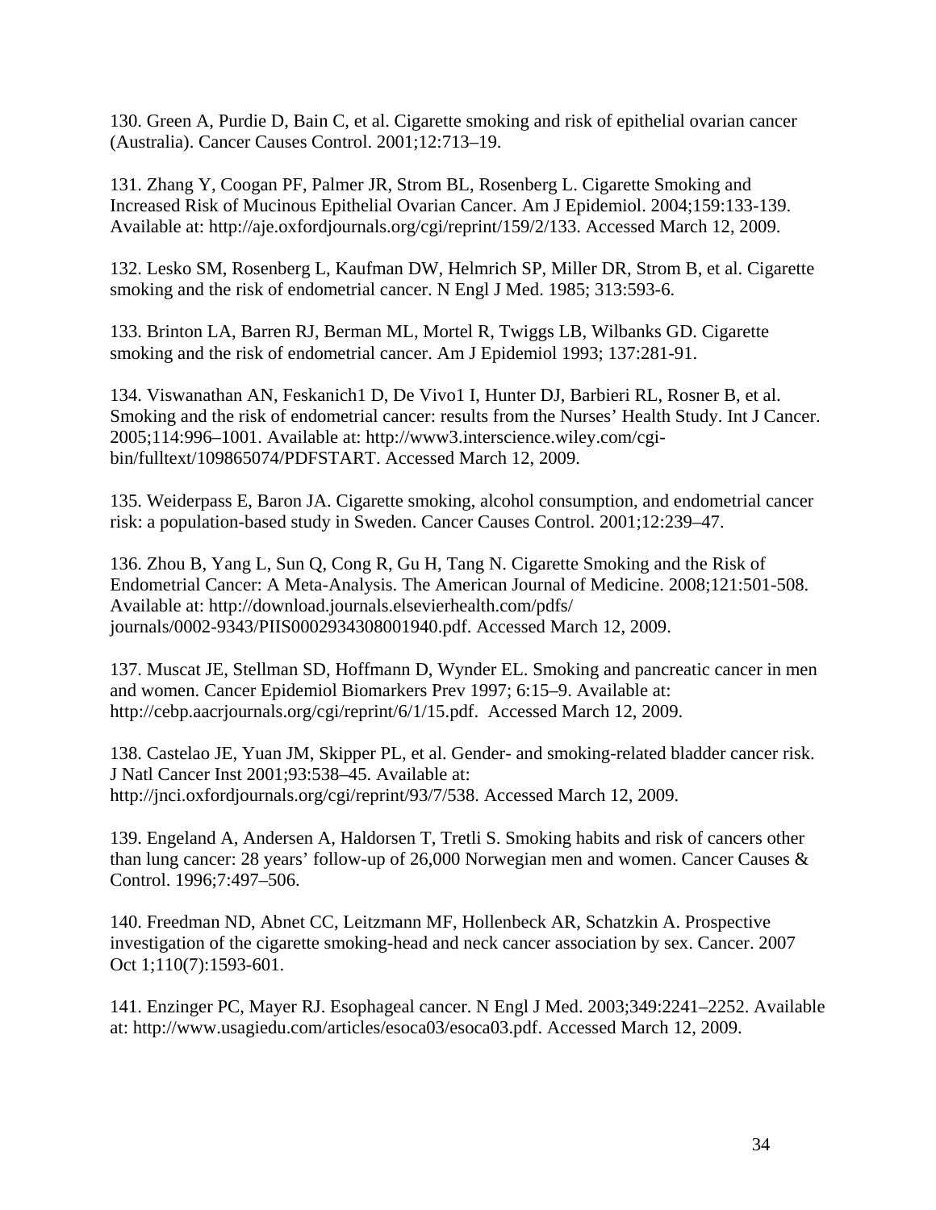130. Green A, Purdie D, Bain C, et al. Cigarette smoking and risk of epithelial ovarian cancer (Australia). Cancer Causes Control. 2001;12:713–19.

131. Zhang Y, Coogan PF, Palmer JR, Strom BL, Rosenberg L. Cigarette Smoking and Increased Risk of Mucinous Epithelial Ovarian Cancer. Am J Epidemiol. 2004;159:133-139. Available at: http://aje.oxfordjournals.org/cgi/reprint/159/2/133. Accessed March 12, 2009.

132. Lesko SM, Rosenberg L, Kaufman DW, Helmrich SP, Miller DR, Strom B, et al. Cigarette smoking and the risk of endometrial cancer. N Engl J Med. 1985; 313:593-6.

133. Brinton LA, Barren RJ, Berman ML, Mortel R, Twiggs LB, Wilbanks GD. Cigarette smoking and the risk of endometrial cancer. Am J Epidemiol 1993; 137:281-91.

134. Viswanathan AN, Feskanich1 D, De Vivo1 I, Hunter DJ, Barbieri RL, Rosner B, et al. Smoking and the risk of endometrial cancer: results from the Nurses' Health Study. Int J Cancer. 2005;114:996–1001. Available at: http://www3.interscience.wiley.com/cgi-bin/fulltext/109865074/PDFSTART. Accessed March 12, 2009.

135. Weiderpass E, Baron JA. Cigarette smoking, alcohol consumption, and endometrial cancer risk: a population-based study in Sweden. Cancer Causes Control. 2001;12:239–47.

136. Zhou B, Yang L, Sun Q, Cong R, Gu H, Tang N. Cigarette Smoking and the Risk of Endometrial Cancer: A Meta-Analysis. The American Journal of Medicine. 2008;121:501-508. Available at: http://download.journals.elsevierhealth.com/pdfs/journals/0002-9343/PIIS0002934308001940.pdf. Accessed March 12, 2009.

137. Muscat JE, Stellman SD, Hoffmann D, Wynder EL. Smoking and pancreatic cancer in men and women. Cancer Epidemiol Biomarkers Prev 1997; 6:15–9. Available at: http://cebp.aacrjournals.org/cgi/reprint/6/1/15.pdf. Accessed March 12, 2009.

138. Castelao JE, Yuan JM, Skipper PL, et al. Gender- and smoking-related bladder cancer risk. J Natl Cancer Inst 2001;93:538–45. Available at: http://jnci.oxfordjournals.org/cgi/reprint/93/7/538. Accessed March 12, 2009.

139. Engeland A, Andersen A, Haldorsen T, Tretli S. Smoking habits and risk of cancers other than lung cancer: 28 years' follow-up of 26,000 Norwegian men and women. Cancer Causes & Control. 1996;7:497–506.

140. Freedman ND, Abnet CC, Leitzmann MF, Hollenbeck AR, Schatzkin A. Prospective investigation of the cigarette smoking-head and neck cancer association by sex. Cancer. 2007 Oct 1;110(7):1593-601.

141. Enzinger PC, Mayer RJ. Esophageal cancer. N Engl J Med. 2003;349:2241–2252. Available at: http://www.usagiedu.com/articles/esoca03/esoca03.pdf. Accessed March 12, 2009.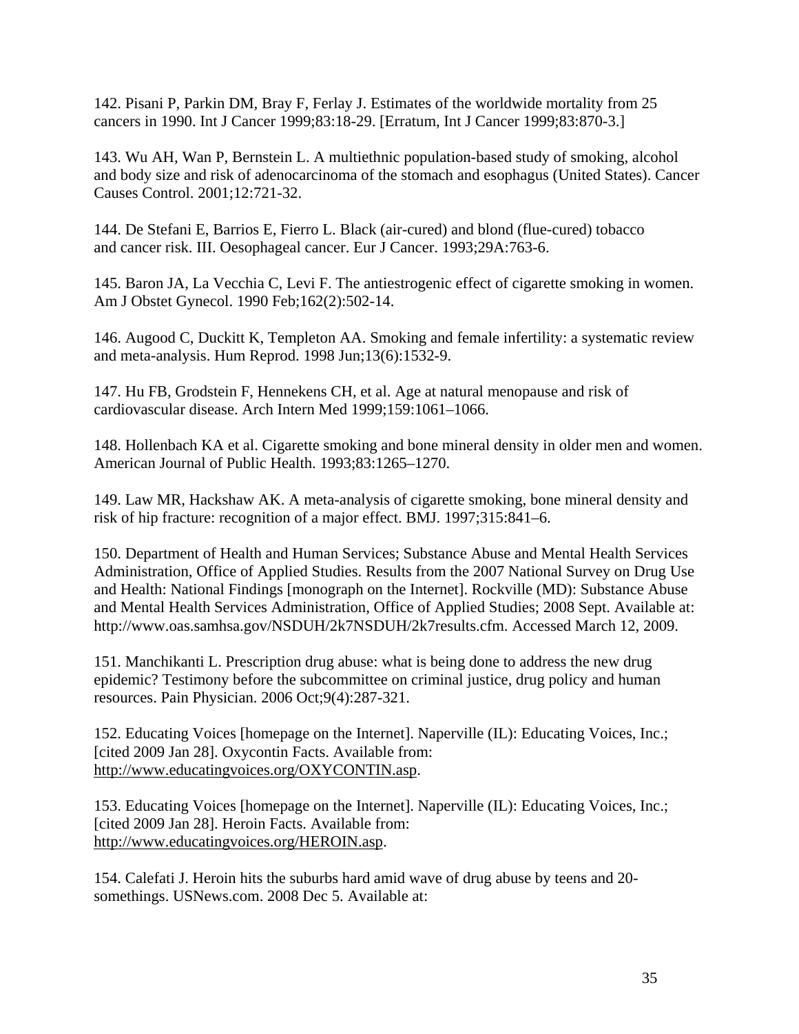142. Pisani P, Parkin DM, Bray F, Ferlay J. Estimates of the worldwide mortality from 25 cancers in 1990. Int J Cancer 1999;83:18-29. [Erratum, Int J Cancer 1999;83:870-3.]

143. Wu AH, Wan P, Bernstein L. A multiethnic population-based study of smoking, alcohol and body size and risk of adenocarcinoma of the stomach and esophagus (United States). Cancer Causes Control. 2001;12:721-32.

144. De Stefani E, Barrios E, Fierro L. Black (air-cured) and blond (flue-cured) tobacco and cancer risk. III. Oesophageal cancer. Eur J Cancer. 1993;29A:763-6.

145. Baron JA, La Vecchia C, Levi F. The antiestrogenic effect of cigarette smoking in women. Am J Obstet Gynecol. 1990 Feb;162(2):502-14.

146. Augood C, Duckitt K, Templeton AA. Smoking and female infertility: a systematic review and meta-analysis. Hum Reprod. 1998 Jun;13(6):1532-9.

147. Hu FB, Grodstein F, Hennekens CH, et al. Age at natural menopause and risk of cardiovascular disease. Arch Intern Med 1999;159:1061–1066.

148. Hollenbach KA et al. Cigarette smoking and bone mineral density in older men and women. American Journal of Public Health. 1993;83:1265–1270.

149. Law MR, Hackshaw AK. A meta-analysis of cigarette smoking, bone mineral density and risk of hip fracture: recognition of a major effect. BMJ. 1997;315:841–6.

150. Department of Health and Human Services; Substance Abuse and Mental Health Services Administration, Office of Applied Studies. Results from the 2007 National Survey on Drug Use and Health: National Findings [monograph on the Internet]. Rockville (MD): Substance Abuse and Mental Health Services Administration, Office of Applied Studies; 2008 Sept. Available at: http://www.oas.samhsa.gov/NSDUH/2k7NSDUH/2k7results.cfm. Accessed March 12, 2009.

151. Manchikanti L. Prescription drug abuse: what is being done to address the new drug epidemic? Testimony before the subcommittee on criminal justice, drug policy and human resources. Pain Physician. 2006 Oct;9(4):287-321.

152. Educating Voices [homepage on the Internet]. Naperville (IL): Educating Voices, Inc.; [cited 2009 Jan 28]. Oxycontin Facts. Available from: http://www.educatingvoices.org/OXYCONTIN.asp.

153. Educating Voices [homepage on the Internet]. Naperville (IL): Educating Voices, Inc.; [cited 2009 Jan 28]. Heroin Facts. Available from: http://www.educatingvoices.org/HEROIN.asp.

154. Calefati J. Heroin hits the suburbs hard amid wave of drug abuse by teens and 20-somethings. USNews.com. 2008 Dec 5. Available at: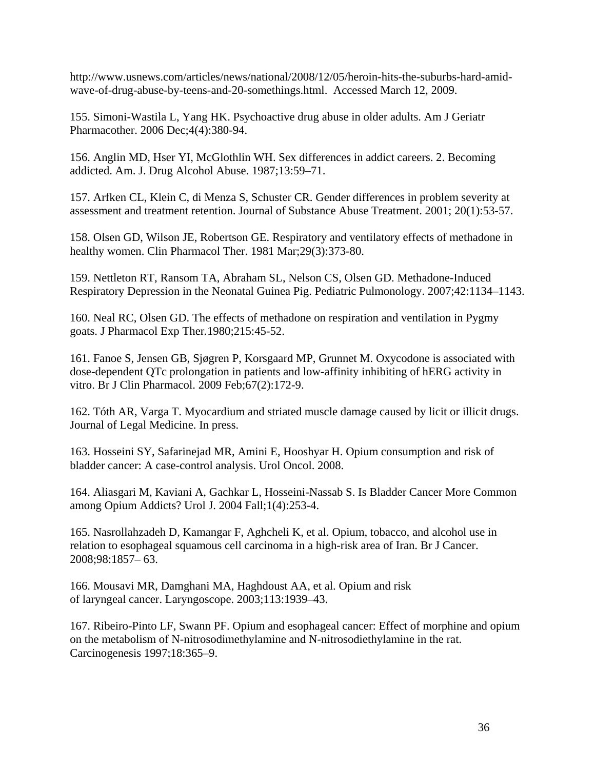http://www.usnews.com/articles/news/national/2008/12/05/heroin-hits-the-suburbs-hard-amid-wave-of-drug-abuse-by-teens-and-20-somethings.html. Accessed March 12, 2009.

155. Simoni-Wastila L, Yang HK. Psychoactive drug abuse in older adults. Am J Geriatr Pharmacother. 2006 Dec;4(4):380-94.

156. Anglin MD, Hser YI, McGlothlin WH. Sex differences in addict careers. 2. Becoming addicted. Am. J. Drug Alcohol Abuse. 1987;13:59–71.

157. Arfken CL, Klein C, di Menza S, Schuster CR. Gender differences in problem severity at assessment and treatment retention. Journal of Substance Abuse Treatment. 2001; 20(1):53-57.

158. Olsen GD, Wilson JE, Robertson GE. Respiratory and ventilatory effects of methadone in healthy women. Clin Pharmacol Ther. 1981 Mar;29(3):373-80.

159. Nettleton RT, Ransom TA, Abraham SL, Nelson CS, Olsen GD. Methadone-Induced Respiratory Depression in the Neonatal Guinea Pig. Pediatric Pulmonology. 2007;42:1134–1143.

160. Neal RC, Olsen GD. The effects of methadone on respiration and ventilation in Pygmy goats. J Pharmacol Exp Ther.1980;215:45-52.

161. Fanoe S, Jensen GB, Sjøgren P, Korsgaard MP, Grunnet M. Oxycodone is associated with dose-dependent QTc prolongation in patients and low-affinity inhibiting of hERG activity in vitro. Br J Clin Pharmacol. 2009 Feb;67(2):172-9.

162. Tóth AR, Varga T. Myocardium and striated muscle damage caused by licit or illicit drugs. Journal of Legal Medicine. In press.

163. Hosseini SY, Safarinejad MR, Amini E, Hooshyar H. Opium consumption and risk of bladder cancer: A case-control analysis. Urol Oncol. 2008.

164. Aliasgari M, Kaviani A, Gachkar L, Hosseini-Nassab S. Is Bladder Cancer More Common among Opium Addicts? Urol J. 2004 Fall;1(4):253-4.

165. Nasrollahzadeh D, Kamangar F, Aghcheli K, et al. Opium, tobacco, and alcohol use in relation to esophageal squamous cell carcinoma in a high-risk area of Iran. Br J Cancer. 2008;98:1857– 63.

166. Mousavi MR, Damghani MA, Haghdoust AA, et al. Opium and risk of laryngeal cancer. Laryngoscope. 2003;113:1939–43.

167. Ribeiro-Pinto LF, Swann PF. Opium and esophageal cancer: Effect of morphine and opium on the metabolism of N-nitrosodimethylamine and N-nitrosodiethylamine in the rat. Carcinogenesis 1997;18:365–9.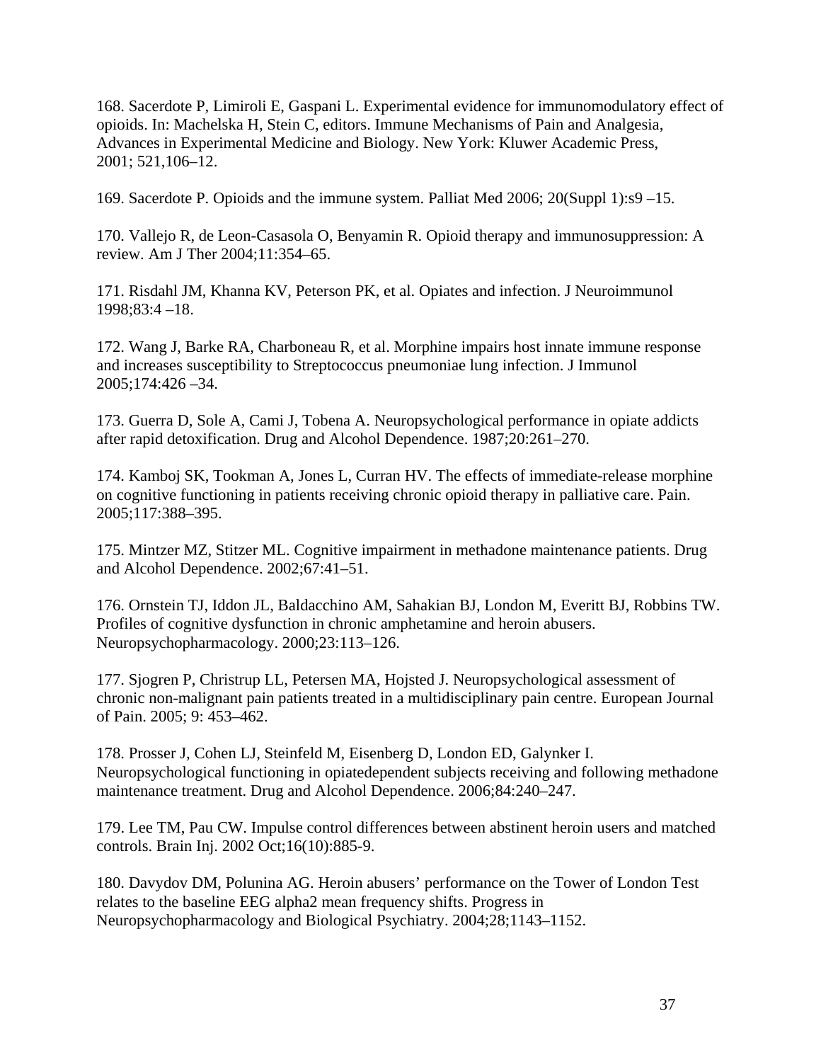168. Sacerdote P, Limiroli E, Gaspani L. Experimental evidence for immunomodulatory effect of opioids. In: Machelska H, Stein C, editors. Immune Mechanisms of Pain and Analgesia, Advances in Experimental Medicine and Biology. New York: Kluwer Academic Press, 2001; 521,106–12.

169. Sacerdote P. Opioids and the immune system. Palliat Med 2006; 20(Suppl 1):s9 –15.

170. Vallejo R, de Leon-Casasola O, Benyamin R. Opioid therapy and immunosuppression: A review. Am J Ther 2004;11:354–65.

171. Risdahl JM, Khanna KV, Peterson PK, et al. Opiates and infection. J Neuroimmunol 1998;83:4 –18.

172. Wang J, Barke RA, Charboneau R, et al. Morphine impairs host innate immune response and increases susceptibility to Streptococcus pneumoniae lung infection. J Immunol 2005;174:426 –34.

173. Guerra D, Sole A, Cami J, Tobena A. Neuropsychological performance in opiate addicts after rapid detoxification. Drug and Alcohol Dependence. 1987;20:261–270.

174. Kamboj SK, Tookman A, Jones L, Curran HV. The effects of immediate-release morphine on cognitive functioning in patients receiving chronic opioid therapy in palliative care. Pain. 2005;117:388–395.

175. Mintzer MZ, Stitzer ML. Cognitive impairment in methadone maintenance patients. Drug and Alcohol Dependence. 2002;67:41–51.

176. Ornstein TJ, Iddon JL, Baldacchino AM, Sahakian BJ, London M, Everitt BJ, Robbins TW. Profiles of cognitive dysfunction in chronic amphetamine and heroin abusers. Neuropsychopharmacology. 2000;23:113–126.

177. Sjogren P, Christrup LL, Petersen MA, Hojsted J. Neuropsychological assessment of chronic non-malignant pain patients treated in a multidisciplinary pain centre. European Journal of Pain. 2005; 9: 453–462.

178. Prosser J, Cohen LJ, Steinfeld M, Eisenberg D, London ED, Galynker I. Neuropsychological functioning in opiatedependent subjects receiving and following methadone maintenance treatment. Drug and Alcohol Dependence. 2006;84:240–247.

179. Lee TM, Pau CW. Impulse control differences between abstinent heroin users and matched controls. Brain Inj. 2002 Oct;16(10):885-9.

180. Davydov DM, Polunina AG. Heroin abusers' performance on the Tower of London Test relates to the baseline EEG alpha2 mean frequency shifts. Progress in Neuropsychopharmacology and Biological Psychiatry. 2004;28;1143–1152.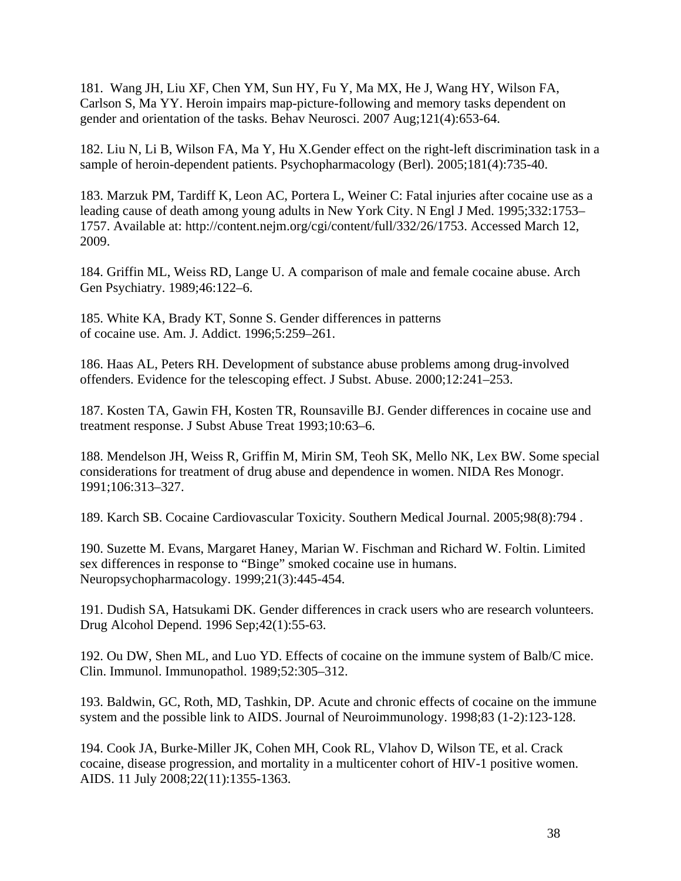181. Wang JH, Liu XF, Chen YM, Sun HY, Fu Y, Ma MX, He J, Wang HY, Wilson FA, Carlson S, Ma YY. Heroin impairs map-picture-following and memory tasks dependent on gender and orientation of the tasks. Behav Neurosci. 2007 Aug;121(4):653-64.

182. Liu N, Li B, Wilson FA, Ma Y, Hu X.Gender effect on the right-left discrimination task in a sample of heroin-dependent patients. Psychopharmacology (Berl). 2005;181(4):735-40.

183. Marzuk PM, Tardiff K, Leon AC, Portera L, Weiner C: Fatal injuries after cocaine use as a leading cause of death among young adults in New York City. N Engl J Med. 1995;332:1753–1757. Available at: http://content.nejm.org/cgi/content/full/332/26/1753. Accessed March 12, 2009.

184. Griffin ML, Weiss RD, Lange U. A comparison of male and female cocaine abuse. Arch Gen Psychiatry. 1989;46:122–6.

185. White KA, Brady KT, Sonne S. Gender differences in patterns of cocaine use. Am. J. Addict. 1996;5:259–261.

186. Haas AL, Peters RH. Development of substance abuse problems among drug-involved offenders. Evidence for the telescoping effect. J Subst. Abuse. 2000;12:241–253.

187. Kosten TA, Gawin FH, Kosten TR, Rounsaville BJ. Gender differences in cocaine use and treatment response. J Subst Abuse Treat 1993;10:63–6.

188. Mendelson JH, Weiss R, Griffin M, Mirin SM, Teoh SK, Mello NK, Lex BW. Some special considerations for treatment of drug abuse and dependence in women. NIDA Res Monogr. 1991;106:313–327.

189. Karch SB. Cocaine Cardiovascular Toxicity. Southern Medical Journal. 2005;98(8):794 .

190. Suzette M. Evans, Margaret Haney, Marian W. Fischman and Richard W. Foltin. Limited sex differences in response to "Binge" smoked cocaine use in humans. Neuropsychopharmacology. 1999;21(3):445-454.

191. Dudish SA, Hatsukami DK. Gender differences in crack users who are research volunteers. Drug Alcohol Depend. 1996 Sep;42(1):55-63.

192. Ou DW, Shen ML, and Luo YD. Effects of cocaine on the immune system of Balb/C mice. Clin. Immunol. Immunopathol. 1989;52:305–312.

193. Baldwin, GC, Roth, MD, Tashkin, DP. Acute and chronic effects of cocaine on the immune system and the possible link to AIDS. Journal of Neuroimmunology. 1998;83 (1-2):123-128.

194. Cook JA, Burke-Miller JK, Cohen MH, Cook RL, Vlahov D, Wilson TE, et al. Crack cocaine, disease progression, and mortality in a multicenter cohort of HIV-1 positive women. AIDS. 11 July 2008;22(11):1355-1363.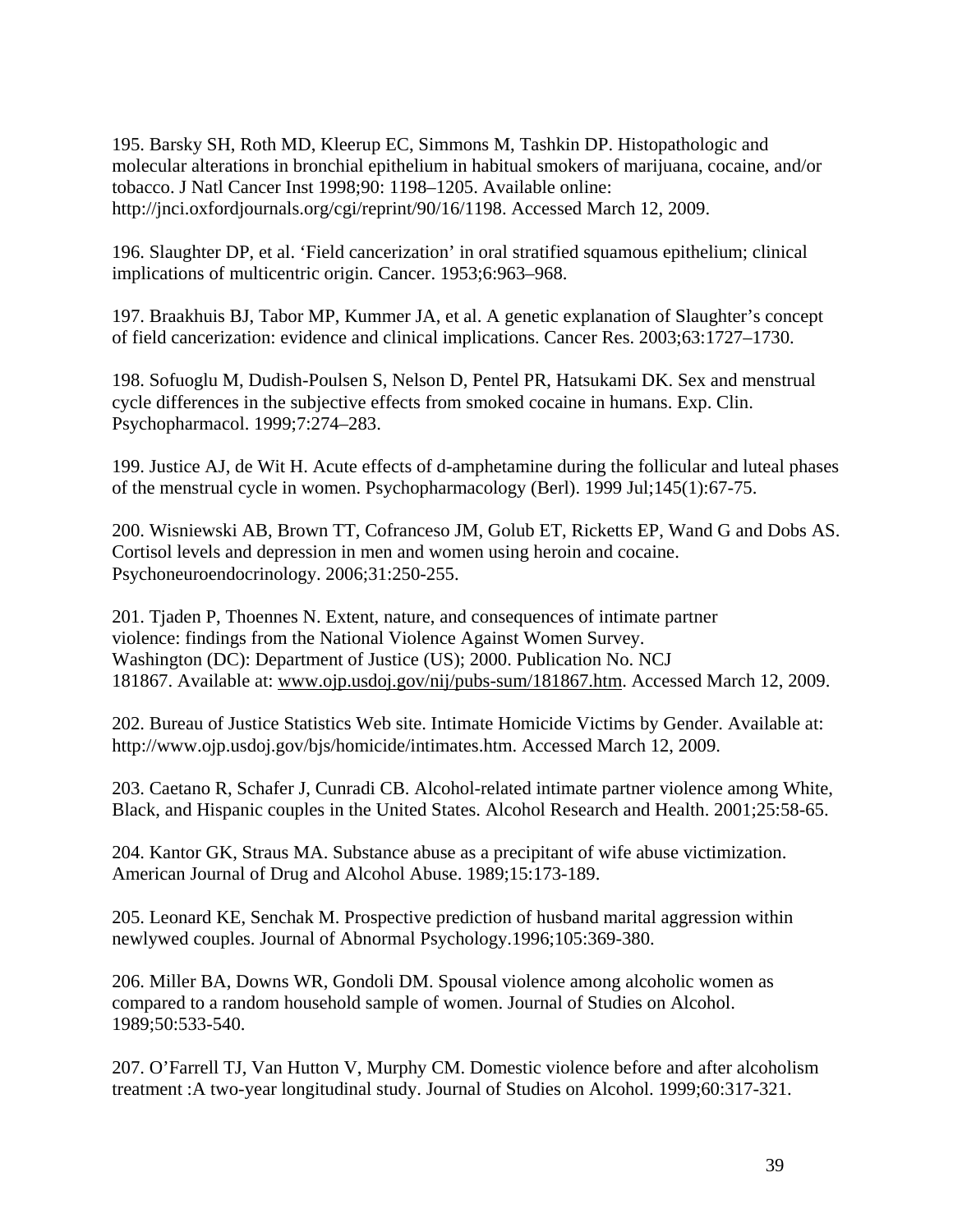195. Barsky SH, Roth MD, Kleerup EC, Simmons M, Tashkin DP. Histopathologic and molecular alterations in bronchial epithelium in habitual smokers of marijuana, cocaine, and/or tobacco. J Natl Cancer Inst 1998;90: 1198–1205. Available online: http://jnci.oxfordjournals.org/cgi/reprint/90/16/1198. Accessed March 12, 2009.

196. Slaughter DP, et al. 'Field cancerization' in oral stratified squamous epithelium; clinical implications of multicentric origin. Cancer. 1953;6:963–968.

197. Braakhuis BJ, Tabor MP, Kummer JA, et al. A genetic explanation of Slaughter's concept of field cancerization: evidence and clinical implications. Cancer Res. 2003;63:1727–1730.

198. Sofuoglu M, Dudish-Poulsen S, Nelson D, Pentel PR, Hatsukami DK. Sex and menstrual cycle differences in the subjective effects from smoked cocaine in humans. Exp. Clin. Psychopharmacol. 1999;7:274–283.

199. Justice AJ, de Wit H. Acute effects of d-amphetamine during the follicular and luteal phases of the menstrual cycle in women. Psychopharmacology (Berl). 1999 Jul;145(1):67-75.

200. Wisniewski AB, Brown TT, Cofranceso JM, Golub ET, Ricketts EP, Wand G and Dobs AS. Cortisol levels and depression in men and women using heroin and cocaine. Psychoneuroendocrinology. 2006;31:250-255.

201. Tjaden P, Thoennes N. Extent, nature, and consequences of intimate partner violence: findings from the National Violence Against Women Survey. Washington (DC): Department of Justice (US); 2000. Publication No. NCJ 181867. Available at: www.ojp.usdoj.gov/nij/pubs-sum/181867.htm. Accessed March 12, 2009.

202. Bureau of Justice Statistics Web site. Intimate Homicide Victims by Gender. Available at: http://www.ojp.usdoj.gov/bjs/homicide/intimates.htm. Accessed March 12, 2009.

203. Caetano R, Schafer J, Cunradi CB. Alcohol-related intimate partner violence among White, Black, and Hispanic couples in the United States. Alcohol Research and Health. 2001;25:58-65.

204. Kantor GK, Straus MA. Substance abuse as a precipitant of wife abuse victimization. American Journal of Drug and Alcohol Abuse. 1989;15:173-189.

205. Leonard KE, Senchak M. Prospective prediction of husband marital aggression within newlywed couples. Journal of Abnormal Psychology.1996;105:369-380.

206. Miller BA, Downs WR, Gondoli DM. Spousal violence among alcoholic women as compared to a random household sample of women. Journal of Studies on Alcohol. 1989;50:533-540.

207. O'Farrell TJ, Van Hutton V, Murphy CM. Domestic violence before and after alcoholism treatment :A two-year longitudinal study. Journal of Studies on Alcohol. 1999;60:317-321.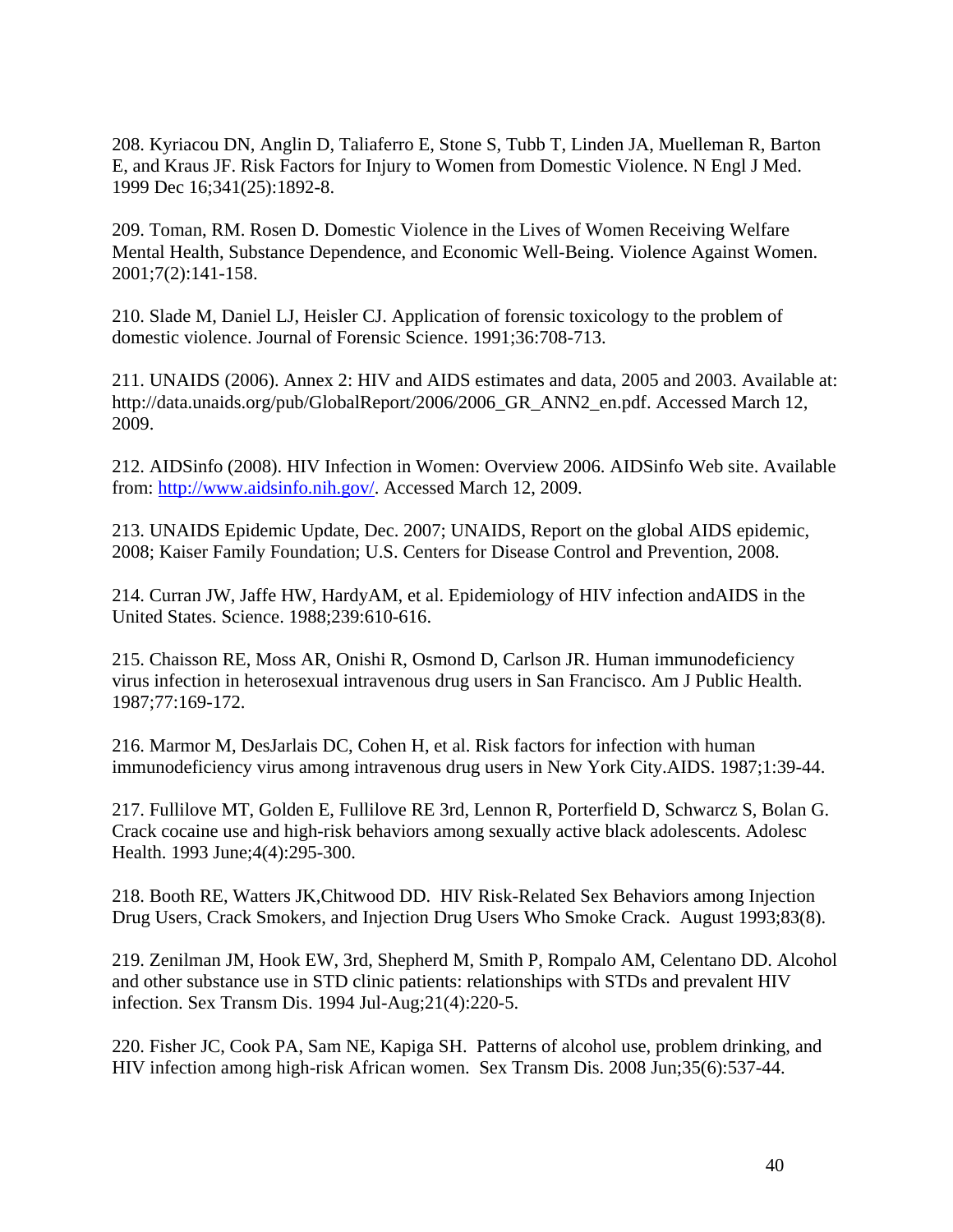208. Kyriacou DN, Anglin D, Taliaferro E, Stone S, Tubb T, Linden JA, Muelleman R, Barton E, and Kraus JF. Risk Factors for Injury to Women from Domestic Violence. N Engl J Med. 1999 Dec 16;341(25):1892-8.

209. Toman, RM. Rosen D. Domestic Violence in the Lives of Women Receiving Welfare Mental Health, Substance Dependence, and Economic Well-Being. Violence Against Women. 2001;7(2):141-158.

210. Slade M, Daniel LJ, Heisler CJ. Application of forensic toxicology to the problem of domestic violence. Journal of Forensic Science. 1991;36:708-713.

211. UNAIDS (2006). Annex 2: HIV and AIDS estimates and data, 2005 and 2003. Available at: http://data.unaids.org/pub/GlobalReport/2006/2006_GR_ANN2_en.pdf. Accessed March 12, 2009.

212. AIDSinfo (2008). HIV Infection in Women: Overview 2006. AIDSinfo Web site. Available from: http://www.aidsinfo.nih.gov/. Accessed March 12, 2009.

213. UNAIDS Epidemic Update, Dec. 2007; UNAIDS, Report on the global AIDS epidemic, 2008; Kaiser Family Foundation; U.S. Centers for Disease Control and Prevention, 2008.

214. Curran JW, Jaffe HW, HardyAM, et al. Epidemiology of HIV infection andAIDS in the United States. Science. 1988;239:610-616.

215. Chaisson RE, Moss AR, Onishi R, Osmond D, Carlson JR. Human immunodeficiency virus infection in heterosexual intravenous drug users in San Francisco. Am J Public Health. 1987;77:169-172.

216. Marmor M, DesJarlais DC, Cohen H, et al. Risk factors for infection with human immunodeficiency virus among intravenous drug users in New York City.AIDS. 1987;1:39-44.

217. Fullilove MT, Golden E, Fullilove RE 3rd, Lennon R, Porterfield D, Schwarcz S, Bolan G. Crack cocaine use and high-risk behaviors among sexually active black adolescents. Adolesc Health. 1993 June;4(4):295-300.

218. Booth RE, Watters JK,Chitwood DD. HIV Risk-Related Sex Behaviors among Injection Drug Users, Crack Smokers, and Injection Drug Users Who Smoke Crack. August 1993;83(8).

219. Zenilman JM, Hook EW, 3rd, Shepherd M, Smith P, Rompalo AM, Celentano DD. Alcohol and other substance use in STD clinic patients: relationships with STDs and prevalent HIV infection. Sex Transm Dis. 1994 Jul-Aug;21(4):220-5.

220. Fisher JC, Cook PA, Sam NE, Kapiga SH. Patterns of alcohol use, problem drinking, and HIV infection among high-risk African women. Sex Transm Dis. 2008 Jun;35(6):537-44.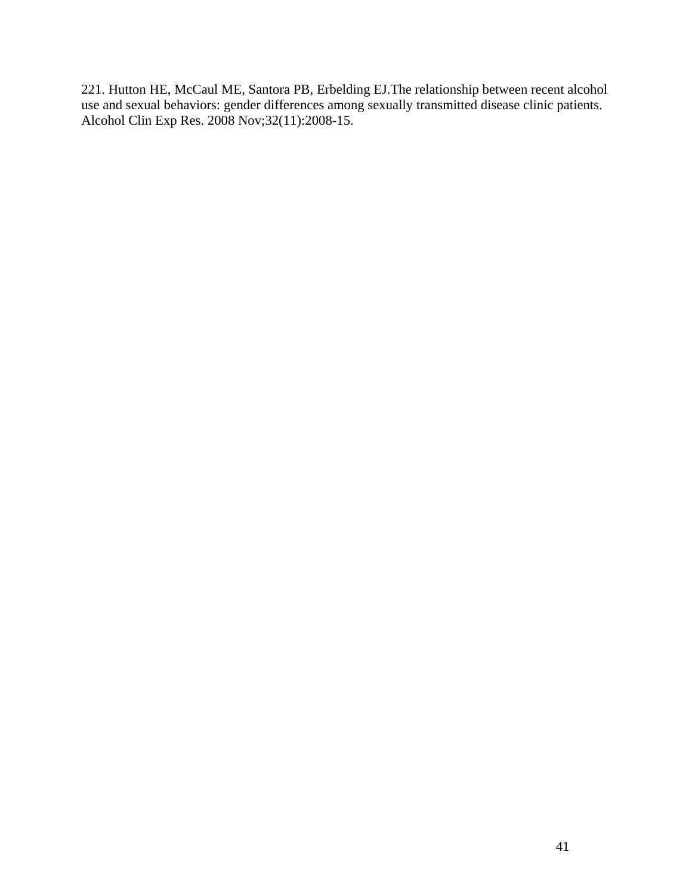221. Hutton HE, McCaul ME, Santora PB, Erbelding EJ.The relationship between recent alcohol use and sexual behaviors: gender differences among sexually transmitted disease clinic patients. Alcohol Clin Exp Res. 2008 Nov;32(11):2008-15.